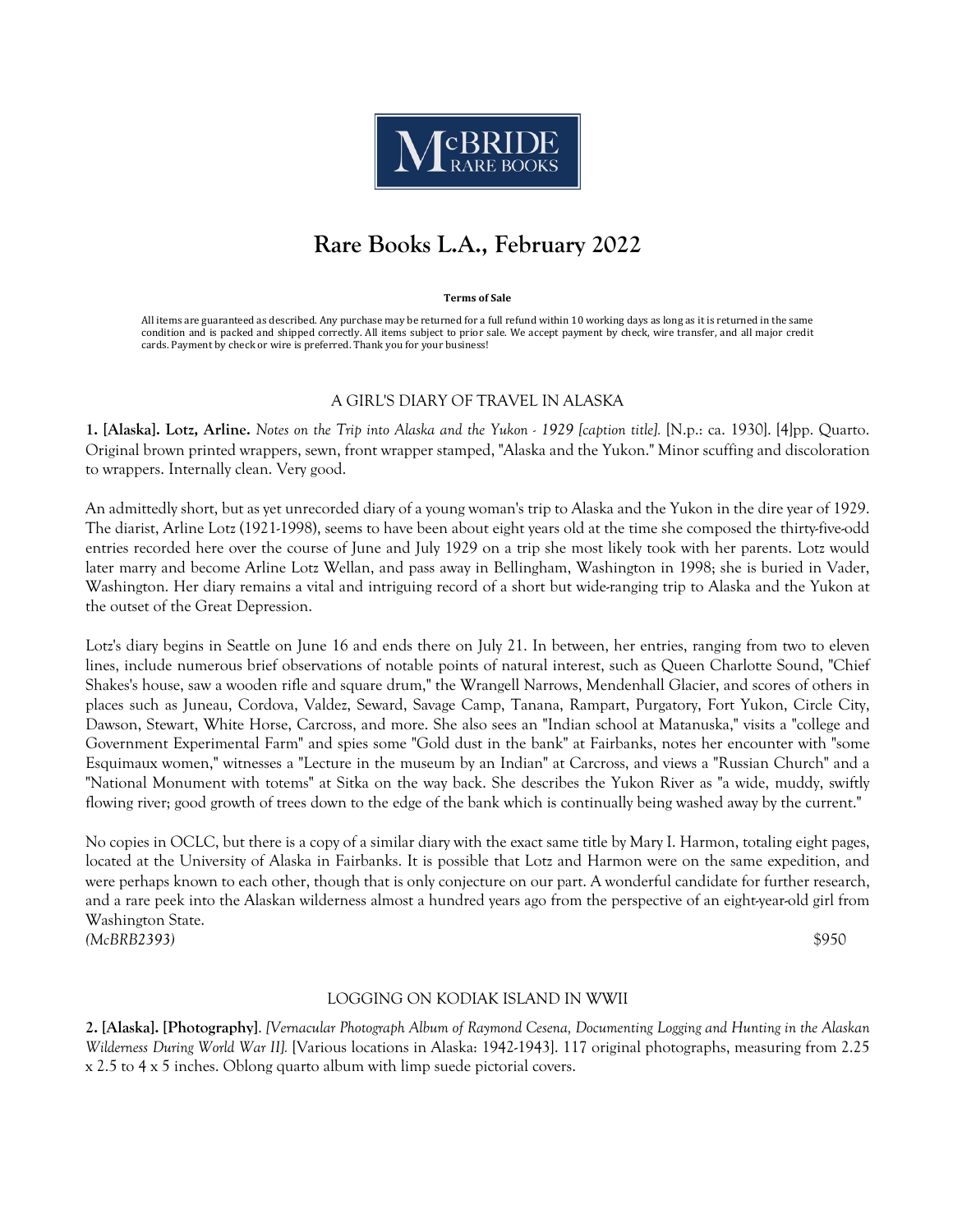McBRIDE RARE BOOKS

# Rare Books L.A., February 2022

**Terms of Sale**

All items are guaranteed as described. Any purchase may be returned for a full refund within 10 working days as long as it is returned in the same condition and is packed and shipped correctly. All items subject to prior sale. We accept payment by check, wire transfer, and all major credit cards. Payment by check or wire is preferred. Thank you for your business!

## A GIRL'S DIARY OF TRAVEL IN ALASKA

**1. [Alaska]. Lotz, Arline.** *Notes on the Trip into Alaska and the Yukon - 1929 [caption title].* [N.p.: ca. 1930]. [4]pp. Quarto. Original brown printed wrappers, sewn, front wrapper stamped, "Alaska and the Yukon." Minor scuffing and discoloration to wrappers. Internally clean. Very good.

An admittedly short, but as yet unrecorded diary of a young woman's trip to Alaska and the Yukon in the dire year of 1929. The diarist, Arline Lotz (1921-1998), seems to have been about eight years old at the time she composed the thirty-five-odd entries recorded here over the course of June and July 1929 on a trip she most likely took with her parents. Lotz would later marry and become Arline Lotz Wellan, and pass away in Bellingham, Washington in 1998; she is buried in Vader, Washington. Her diary remains a vital and intriguing record of a short but wide-ranging trip to Alaska and the Yukon at the outset of the Great Depression.

Lotz's diary begins in Seattle on June 16 and ends there on July 21. In between, her entries, ranging from two to eleven lines, include numerous brief observations of notable points of natural interest, such as Queen Charlotte Sound, "Chief Shakes's house, saw a wooden rifle and square drum," the Wrangell Narrows, Mendenhall Glacier, and scores of others in places such as Juneau, Cordova, Valdez, Seward, Savage Camp, Tanana, Rampart, Purgatory, Fort Yukon, Circle City, Dawson, Stewart, White Horse, Carcross, and more. She also sees an "Indian school at Matanuska," visits a "college and Government Experimental Farm" and spies some "Gold dust in the bank" at Fairbanks, notes her encounter with "some Esquimaux women," witnesses a "Lecture in the museum by an Indian" at Carcross, and views a "Russian Church" and a "National Monument with totems" at Sitka on the way back. She describes the Yukon River as "a wide, muddy, swiftly flowing river; good growth of trees down to the edge of the bank which is continually being washed away by the current."

No copies in OCLC, but there is a copy of a similar diary with the exact same title by Mary I. Harmon, totaling eight pages, located at the University of Alaska in Fairbanks. It is possible that Lotz and Harmon were on the same expedition, and were perhaps known to each other, though that is only conjecture on our part. A wonderful candidate for further research, and a rare peek into the Alaskan wilderness almost a hundred years ago from the perspective of an eight-year-old girl from Washington State.

*(McBRB2393)* $950

## LOGGING ON KODIAK ISLAND IN WWII

**2. [Alaska]. [Photography].** *[Vernacular Photograph Album of Raymond Cesena, Documenting Logging and Hunting in the Alaskan Wilderness During World War II].* [Various locations in Alaska: 1942-1943]. 117 original photographs, measuring from 2.25 x 2.5 to 4 x 5 inches. Oblong quarto album with limp suede pictorial covers.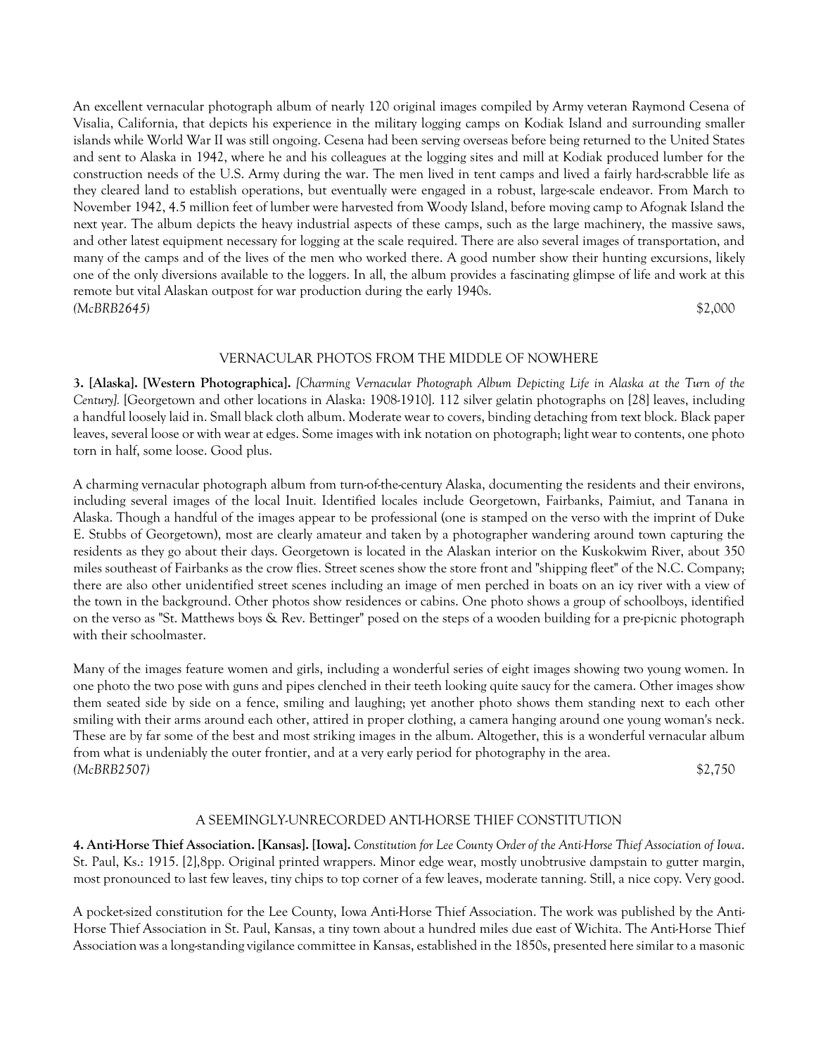An excellent vernacular photograph album of nearly 120 original images compiled by Army veteran Raymond Cesena of Visalia, California, that depicts his experience in the military logging camps on Kodiak Island and surrounding smaller islands while World War II was still ongoing. Cesena had been serving overseas before being returned to the United States and sent to Alaska in 1942, where he and his colleagues at the logging sites and mill at Kodiak produced lumber for the construction needs of the U.S. Army during the war. The men lived in tent camps and lived a fairly hard-scrabble life as they cleared land to establish operations, but eventually were engaged in a robust, large-scale endeavor. From March to November 1942, 4.5 million feet of lumber were harvested from Woody Island, before moving camp to Afognak Island the next year. The album depicts the heavy industrial aspects of these camps, such as the large machinery, the massive saws, and other latest equipment necessary for logging at the scale required. There are also several images of transportation, and many of the camps and of the lives of the men who worked there. A good number show their hunting excursions, likely one of the only diversions available to the loggers. In all, the album provides a fascinating glimpse of life and work at this remote but vital Alaskan outpost for war production during the early 1940s.

*(McBRB2645)* $2,000

VERNACULAR PHOTOS FROM THE MIDDLE OF NOWHERE

**3. [Alaska]. [Western Photographica].** *[Charming Vernacular Photograph Album Depicting Life in Alaska at the Turn of the Century].* [Georgetown and other locations in Alaska: 1908-1910]. 112 silver gelatin photographs on [28] leaves, including a handful loosely laid in. Small black cloth album. Moderate wear to covers, binding detaching from text block. Black paper leaves, several loose or with wear at edges. Some images with ink notation on photograph; light wear to contents, one photo torn in half, some loose. Good plus.

A charming vernacular photograph album from turn-of-the-century Alaska, documenting the residents and their environs, including several images of the local Inuit. Identified locales include Georgetown, Fairbanks, Paimiut, and Tanana in Alaska. Though a handful of the images appear to be professional (one is stamped on the verso with the imprint of Duke E. Stubbs of Georgetown), most are clearly amateur and taken by a photographer wandering around town capturing the residents as they go about their days. Georgetown is located in the Alaskan interior on the Kuskokwim River, about 350 miles southeast of Fairbanks as the crow flies. Street scenes show the store front and "shipping fleet" of the N.C. Company; there are also other unidentified street scenes including an image of men perched in boats on an icy river with a view of the town in the background. Other photos show residences or cabins. One photo shows a group of schoolboys, identified on the verso as "St. Matthews boys & Rev. Bettinger" posed on the steps of a wooden building for a pre-picnic photograph with their schoolmaster.

Many of the images feature women and girls, including a wonderful series of eight images showing two young women. In one photo the two pose with guns and pipes clenched in their teeth looking quite saucy for the camera. Other images show them seated side by side on a fence, smiling and laughing; yet another photo shows them standing next to each other smiling with their arms around each other, attired in proper clothing, a camera hanging around one young woman's neck. These are by far some of the best and most striking images in the album. Altogether, this is a wonderful vernacular album from what is undeniably the outer frontier, and at a very early period for photography in the area.

*(McBRB2507)* $2,750

A SEEMINGLY-UNRECORDED ANTI-HORSE THIEF CONSTITUTION

**4. Anti-Horse Thief Association. [Kansas]. [Iowa].** *Constitution for Lee County Order of the Anti-Horse Thief Association of Iowa.* St. Paul, Ks.: 1915. [2],8pp. Original printed wrappers. Minor edge wear, mostly unobtrusive dampstain to gutter margin, most pronounced to last few leaves, tiny chips to top corner of a few leaves, moderate tanning. Still, a nice copy. Very good.

A pocket-sized constitution for the Lee County, Iowa Anti-Horse Thief Association. The work was published by the Anti-Horse Thief Association in St. Paul, Kansas, a tiny town about a hundred miles due east of Wichita. The Anti-Horse Thief Association was a long-standing vigilance committee in Kansas, established in the 1850s, presented here similar to a masonic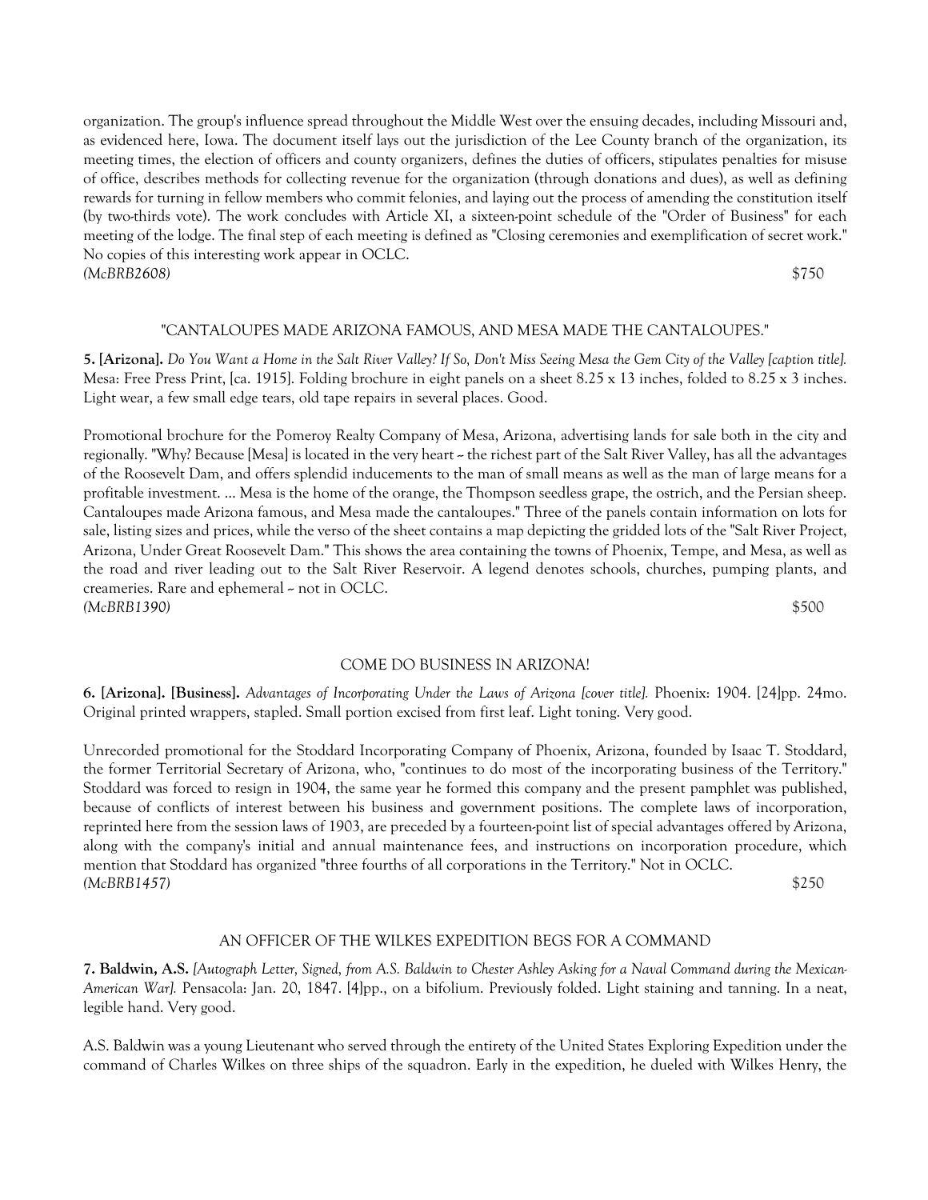organization. The group's influence spread throughout the Middle West over the ensuing decades, including Missouri and, as evidenced here, Iowa. The document itself lays out the jurisdiction of the Lee County branch of the organization, its meeting times, the election of officers and county organizers, defines the duties of officers, stipulates penalties for misuse of office, describes methods for collecting revenue for the organization (through donations and dues), as well as defining rewards for turning in fellow members who commit felonies, and laying out the process of amending the constitution itself (by two-thirds vote). The work concludes with Article XI, a sixteen-point schedule of the "Order of Business" for each meeting of the lodge. The final step of each meeting is defined as "Closing ceremonies and exemplification of secret work." No copies of this interesting work appear in OCLC.

*(McBRB2608)* $750

"CANTALOUPES MADE ARIZONA FAMOUS, AND MESA MADE THE CANTALOUPES."

**5. [Arizona].** *Do You Want a Home in the Salt River Valley? If So, Don't Miss Seeing Mesa the Gem City of the Valley [caption title].* Mesa: Free Press Print, [ca. 1915]. Folding brochure in eight panels on a sheet 8.25 x 13 inches, folded to 8.25 x 3 inches. Light wear, a few small edge tears, old tape repairs in several places. Good.

Promotional brochure for the Pomeroy Realty Company of Mesa, Arizona, advertising lands for sale both in the city and regionally. "Why? Because [Mesa] is located in the very heart ~ the richest part of the Salt River Valley, has all the advantages of the Roosevelt Dam, and offers splendid inducements to the man of small means as well as the man of large means for a profitable investment. ... Mesa is the home of the orange, the Thompson seedless grape, the ostrich, and the Persian sheep. Cantaloupes made Arizona famous, and Mesa made the cantaloupes." Three of the panels contain information on lots for sale, listing sizes and prices, while the verso of the sheet contains a map depicting the gridded lots of the "Salt River Project, Arizona, Under Great Roosevelt Dam." This shows the area containing the towns of Phoenix, Tempe, and Mesa, as well as the road and river leading out to the Salt River Reservoir. A legend denotes schools, churches, pumping plants, and creameries. Rare and ephemeral ~ not in OCLC.

*(McBRB1390)* $500

COME DO BUSINESS IN ARIZONA!

**6. [Arizona]. [Business].** *Advantages of Incorporating Under the Laws of Arizona [cover title].* Phoenix: 1904. [24]pp. 24mo. Original printed wrappers, stapled. Small portion excised from first leaf. Light toning. Very good.

Unrecorded promotional for the Stoddard Incorporating Company of Phoenix, Arizona, founded by Isaac T. Stoddard, the former Territorial Secretary of Arizona, who, "continues to do most of the incorporating business of the Territory." Stoddard was forced to resign in 1904, the same year he formed this company and the present pamphlet was published, because of conflicts of interest between his business and government positions. The complete laws of incorporation, reprinted here from the session laws of 1903, are preceded by a fourteen-point list of special advantages offered by Arizona, along with the company's initial and annual maintenance fees, and instructions on incorporation procedure, which mention that Stoddard has organized "three fourths of all corporations in the Territory." Not in OCLC.

*(McBRB1457)* $250

AN OFFICER OF THE WILKES EXPEDITION BEGS FOR A COMMAND

**7. Baldwin, A.S.** *[Autograph Letter, Signed, from A.S. Baldwin to Chester Ashley Asking for a Naval Command during the Mexican-American War].* Pensacola: Jan. 20, 1847. [4]pp., on a bifolium. Previously folded. Light staining and tanning. In a neat, legible hand. Very good.

A.S. Baldwin was a young Lieutenant who served through the entirety of the United States Exploring Expedition under the command of Charles Wilkes on three ships of the squadron. Early in the expedition, he dueled with Wilkes Henry, the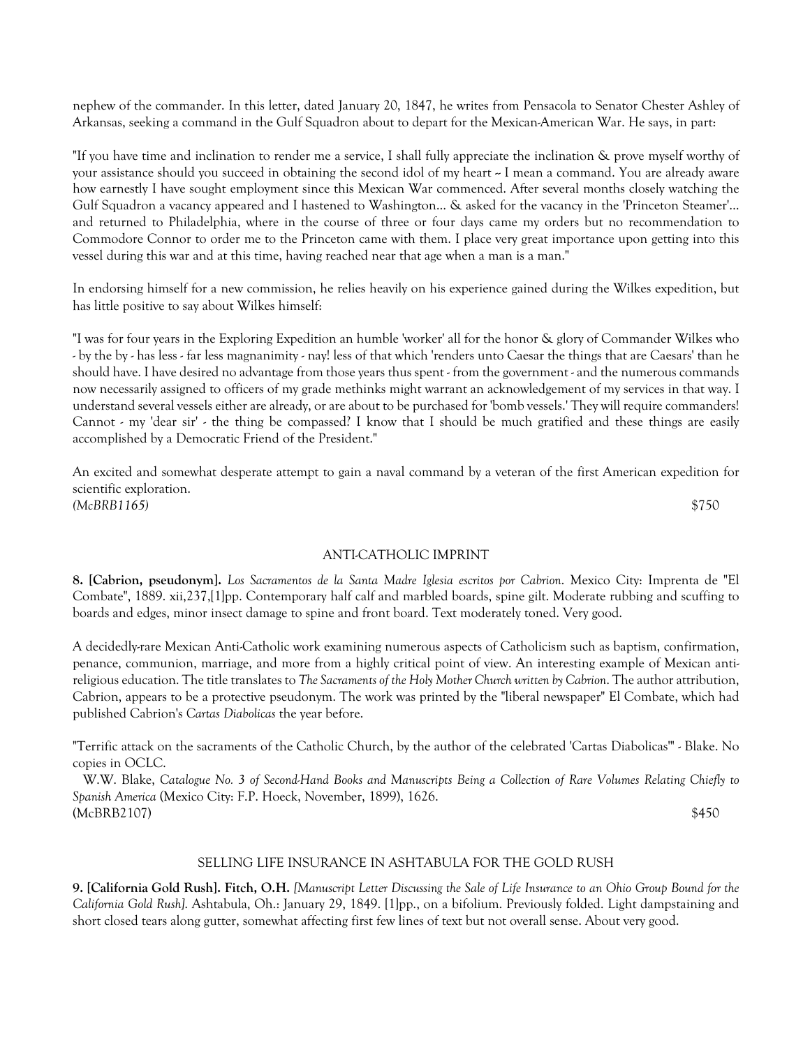nephew of the commander. In this letter, dated January 20, 1847, he writes from Pensacola to Senator Chester Ashley of Arkansas, seeking a command in the Gulf Squadron about to depart for the Mexican-American War. He says, in part:

"If you have time and inclination to render me a service, I shall fully appreciate the inclination & prove myself worthy of your assistance should you succeed in obtaining the second idol of my heart -- I mean a command. You are already aware how earnestly I have sought employment since this Mexican War commenced. After several months closely watching the Gulf Squadron a vacancy appeared and I hastened to Washington... & asked for the vacancy in the 'Princeton Steamer'... and returned to Philadelphia, where in the course of three or four days came my orders but no recommendation to Commodore Connor to order me to the Princeton came with them. I place very great importance upon getting into this vessel during this war and at this time, having reached near that age when a man is a man."

In endorsing himself for a new commission, he relies heavily on his experience gained during the Wilkes expedition, but has little positive to say about Wilkes himself:

"I was for four years in the Exploring Expedition an humble 'worker' all for the honor & glory of Commander Wilkes who - by the by - has less - far less magnanimity - nay! less of that which 'renders unto Caesar the things that are Caesars' than he should have. I have desired no advantage from those years thus spent - from the government - and the numerous commands now necessarily assigned to officers of my grade methinks might warrant an acknowledgement of my services in that way. I understand several vessels either are already, or are about to be purchased for 'bomb vessels.' They will require commanders! Cannot - my 'dear sir' - the thing be compassed? I know that I should be much gratified and these things are easily accomplished by a Democratic Friend of the President."

An excited and somewhat desperate attempt to gain a naval command by a veteran of the first American expedition for scientific exploration.
*(McBRB1165)* $750

## ANTI-CATHOLIC IMPRINT

**8. [Cabrion, pseudonym].** *Los Sacramentos de la Santa Madre Iglesia escritos por Cabrion*. Mexico City: Imprenta de "El Combate", 1889. xii,237,[1]pp. Contemporary half calf and marbled boards, spine gilt. Moderate rubbing and scuffing to boards and edges, minor insect damage to spine and front board. Text moderately toned. Very good.

A decidedly-rare Mexican Anti-Catholic work examining numerous aspects of Catholicism such as baptism, confirmation, penance, communion, marriage, and more from a highly critical point of view. An interesting example of Mexican anti-religious education. The title translates to *The Sacraments of the Holy Mother Church written by Cabrion*. The author attribution, Cabrion, appears to be a protective pseudonym. The work was printed by the "liberal newspaper" El Combate, which had published Cabrion's *Cartas Diabolicas* the year before.

"Terrific attack on the sacraments of the Catholic Church, by the author of the celebrated 'Cartas Diabolicas'" - Blake. No copies in OCLC.

W.W. Blake, *Catalogue No. 3 of Second-Hand Books and Manuscripts Being a Collection of Rare Volumes Relating Chiefly to Spanish America* (Mexico City: F.P. Hoeck, November, 1899), 1626.
(McBRB2107) $450

## SELLING LIFE INSURANCE IN ASHTABULA FOR THE GOLD RUSH

**9. [California Gold Rush]. Fitch, O.H.** *[Manuscript Letter Discussing the Sale of Life Insurance to an Ohio Group Bound for the California Gold Rush]*. Ashtabula, Oh.: January 29, 1849. [1]pp., on a bifolium. Previously folded. Light dampstaining and short closed tears along gutter, somewhat affecting first few lines of text but not overall sense. About very good.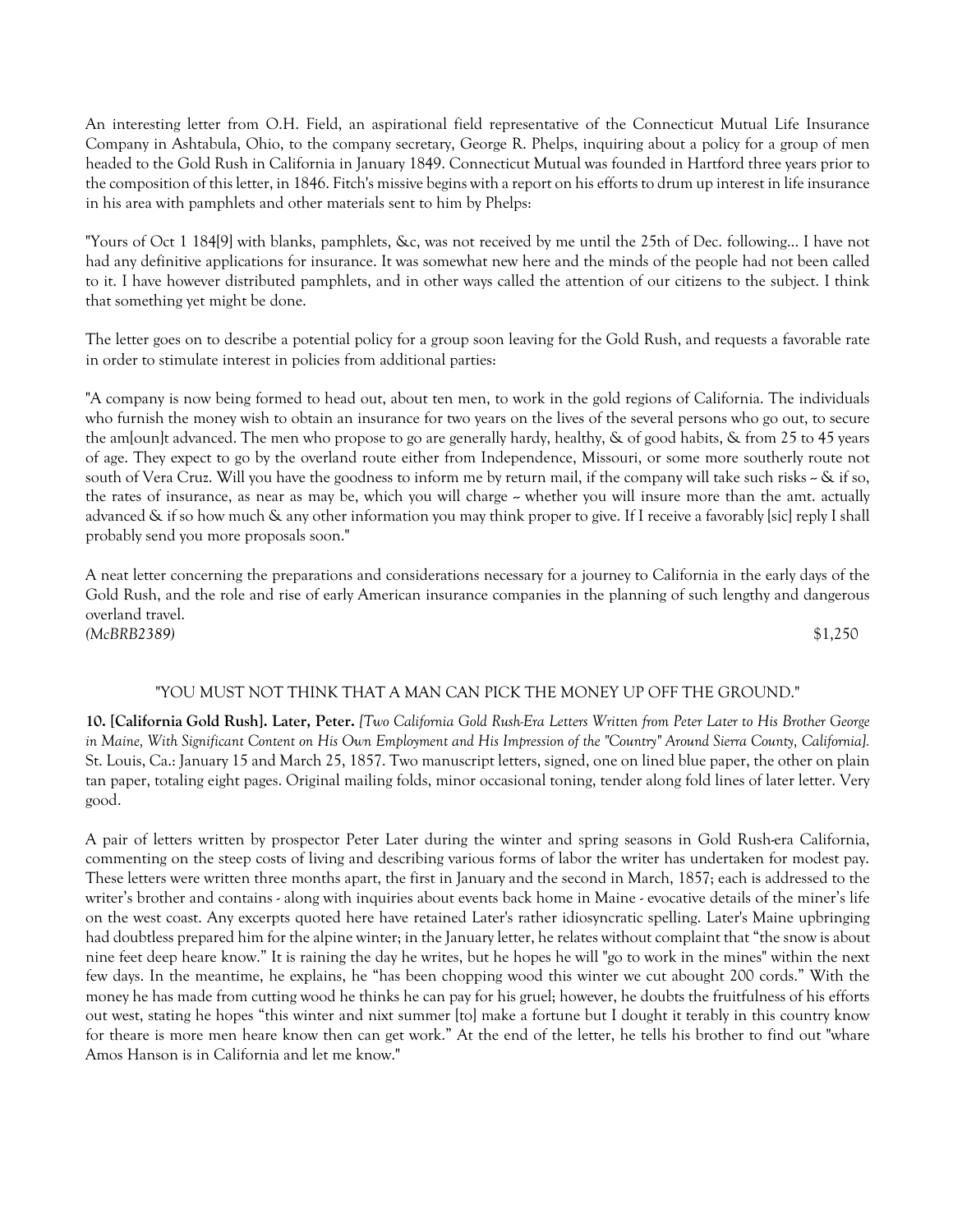An interesting letter from O.H. Field, an aspirational field representative of the Connecticut Mutual Life Insurance Company in Ashtabula, Ohio, to the company secretary, George R. Phelps, inquiring about a policy for a group of men headed to the Gold Rush in California in January 1849. Connecticut Mutual was founded in Hartford three years prior to the composition of this letter, in 1846. Fitch's missive begins with a report on his efforts to drum up interest in life insurance in his area with pamphlets and other materials sent to him by Phelps:

"Yours of Oct 1 184[9] with blanks, pamphlets, &c, was not received by me until the 25th of Dec. following... I have not had any definitive applications for insurance. It was somewhat new here and the minds of the people had not been called to it. I have however distributed pamphlets, and in other ways called the attention of our citizens to the subject. I think that something yet might be done.

The letter goes on to describe a potential policy for a group soon leaving for the Gold Rush, and requests a favorable rate in order to stimulate interest in policies from additional parties:

"A company is now being formed to head out, about ten men, to work in the gold regions of California. The individuals who furnish the money wish to obtain an insurance for two years on the lives of the several persons who go out, to secure the am[oun]t advanced. The men who propose to go are generally hardy, healthy, & of good habits, & from 25 to 45 years of age. They expect to go by the overland route either from Independence, Missouri, or some more southerly route not south of Vera Cruz. Will you have the goodness to inform me by return mail, if the company will take such risks -- & if so, the rates of insurance, as near as may be, which you will charge -- whether you will insure more than the amt. actually advanced & if so how much & any other information you may think proper to give. If I receive a favorably [sic] reply I shall probably send you more proposals soon."

A neat letter concerning the preparations and considerations necessary for a journey to California in the early days of the Gold Rush, and the role and rise of early American insurance companies in the planning of such lengthy and dangerous overland travel.

*(McBRB2389)* $1,250

"YOU MUST NOT THINK THAT A MAN CAN PICK THE MONEY UP OFF THE GROUND."

**10. [California Gold Rush]. Later, Peter.** *[Two California Gold Rush-Era Letters Written from Peter Later to His Brother George in Maine, With Significant Content on His Own Employment and His Impression of the "Country" Around Sierra County, California].* St. Louis, Ca.: January 15 and March 25, 1857. Two manuscript letters, signed, one on lined blue paper, the other on plain tan paper, totaling eight pages. Original mailing folds, minor occasional toning, tender along fold lines of later letter. Very good.

A pair of letters written by prospector Peter Later during the winter and spring seasons in Gold Rush-era California, commenting on the steep costs of living and describing various forms of labor the writer has undertaken for modest pay. These letters were written three months apart, the first in January and the second in March, 1857; each is addressed to the writer's brother and contains - along with inquiries about events back home in Maine - evocative details of the miner's life on the west coast. Any excerpts quoted here have retained Later's rather idiosyncratic spelling. Later's Maine upbringing had doubtless prepared him for the alpine winter; in the January letter, he relates without complaint that "the snow is about nine feet deep heare know." It is raining the day he writes, but he hopes he will "go to work in the mines" within the next few days. In the meantime, he explains, he "has been chopping wood this winter we cut abought 200 cords." With the money he has made from cutting wood he thinks he can pay for his gruel; however, he doubts the fruitfulness of his efforts out west, stating he hopes "this winter and nixt summer [to] make a fortune but I dought it terably in this country know for theare is more men heare know then can get work." At the end of the letter, he tells his brother to find out "whare Amos Hanson is in California and let me know."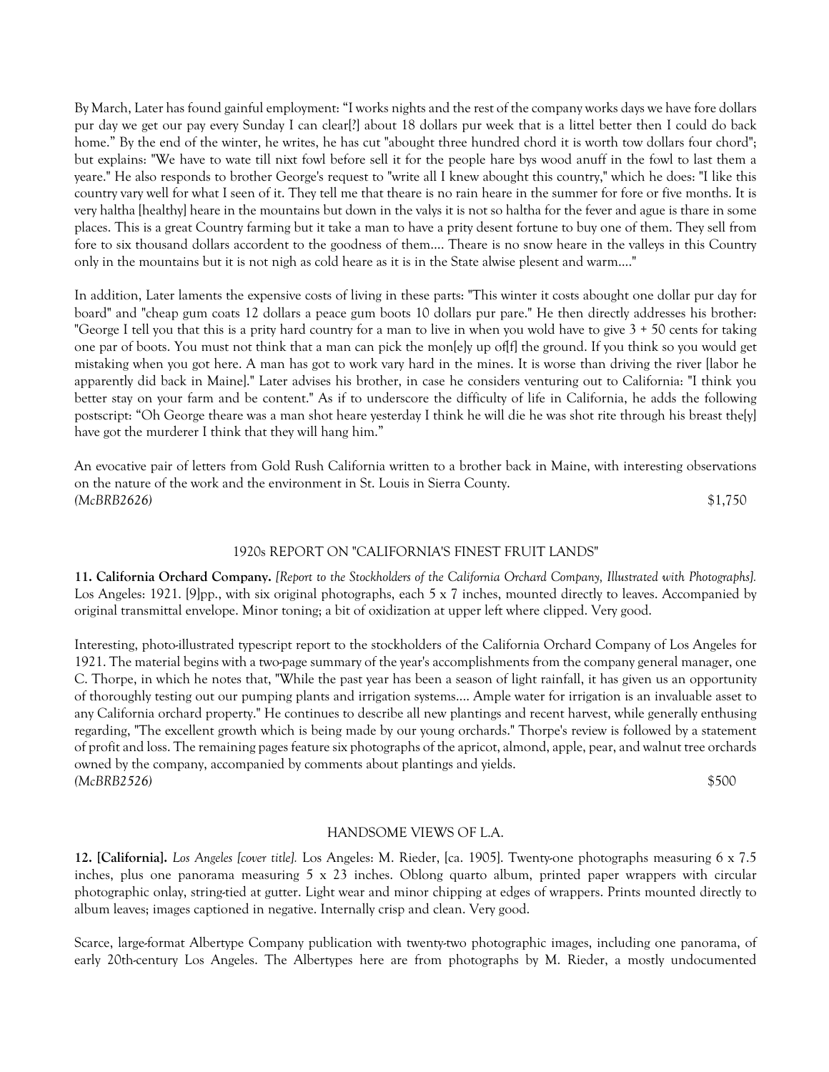By March, Later has found gainful employment: "I works nights and the rest of the company works days we have fore dollars pur day we get our pay every Sunday I can clear[?] about 18 dollars pur week that is a littel better then I could do back home." By the end of the winter, he writes, he has cut "abought three hundred chord it is worth tow dollars four chord"; but explains: "We have to wate till nixt fowl before sell it for the people hare bys wood anuff in the fowl to last them a yeare." He also responds to brother George's request to "write all I knew abought this country," which he does: "I like this country vary well for what I seen of it. They tell me that theare is no rain heare in the summer for fore or five months. It is very haltha [healthy] heare in the mountains but down in the valys it is not so haltha for the fever and ague is thare in some places. This is a great Country farming but it take a man to have a prity desent fortune to buy one of them. They sell from fore to six thousand dollars accordent to the goodness of them.... Theare is no snow heare in the valleys in this Country only in the mountains but it is not nigh as cold heare as it is in the State alwise plesent and warm...."

In addition, Later laments the expensive costs of living in these parts: "This winter it costs abought one dollar pur day for board" and "cheap gum coats 12 dollars a peace gum boots 10 dollars pur pare." He then directly addresses his brother: "George I tell you that this is a prity hard country for a man to live in when you wold have to give 3 + 50 cents for taking one par of boots. You must not think that a man can pick the mon[e]y up of[f] the ground. If you think so you would get mistaking when you got here. A man has got to work vary hard in the mines. It is worse than driving the river [labor he apparently did back in Maine]." Later advises his brother, in case he considers venturing out to California: "I think you better stay on your farm and be content." As if to underscore the difficulty of life in California, he adds the following postscript: "Oh George theare was a man shot heare yesterday I think he will die he was shot rite through his breast the[y] have got the murderer I think that they will hang him."

An evocative pair of letters from Gold Rush California written to a brother back in Maine, with interesting observations on the nature of the work and the environment in St. Louis in Sierra County.

*(McBRB2626)* $1,750

### 1920s REPORT ON "CALIFORNIA'S FINEST FRUIT LANDS"

**11. California Orchard Company.** *[Report to the Stockholders of the California Orchard Company, Illustrated with Photographs].* Los Angeles: 1921. [9]pp., with six original photographs, each 5 x 7 inches, mounted directly to leaves. Accompanied by original transmittal envelope. Minor toning; a bit of oxidization at upper left where clipped. Very good.

Interesting, photo-illustrated typescript report to the stockholders of the California Orchard Company of Los Angeles for 1921. The material begins with a two-page summary of the year's accomplishments from the company general manager, one C. Thorpe, in which he notes that, "While the past year has been a season of light rainfall, it has given us an opportunity of thoroughly testing out our pumping plants and irrigation systems.... Ample water for irrigation is an invaluable asset to any California orchard property." He continues to describe all new plantings and recent harvest, while generally enthusing regarding, "The excellent growth which is being made by our young orchards." Thorpe's review is followed by a statement of profit and loss. The remaining pages feature six photographs of the apricot, almond, apple, pear, and walnut tree orchards owned by the company, accompanied by comments about plantings and yields.

*(McBRB2526)* $500

### HANDSOME VIEWS OF L.A.

**12. [California].** *Los Angeles [cover title].* Los Angeles: M. Rieder, [ca. 1905]. Twenty-one photographs measuring 6 x 7.5 inches, plus one panorama measuring 5 x 23 inches. Oblong quarto album, printed paper wrappers with circular photographic onlay, string-tied at gutter. Light wear and minor chipping at edges of wrappers. Prints mounted directly to album leaves; images captioned in negative. Internally crisp and clean. Very good.

Scarce, large-format Albertype Company publication with twenty-two photographic images, including one panorama, of early 20th-century Los Angeles. The Albertypes here are from photographs by M. Rieder, a mostly undocumented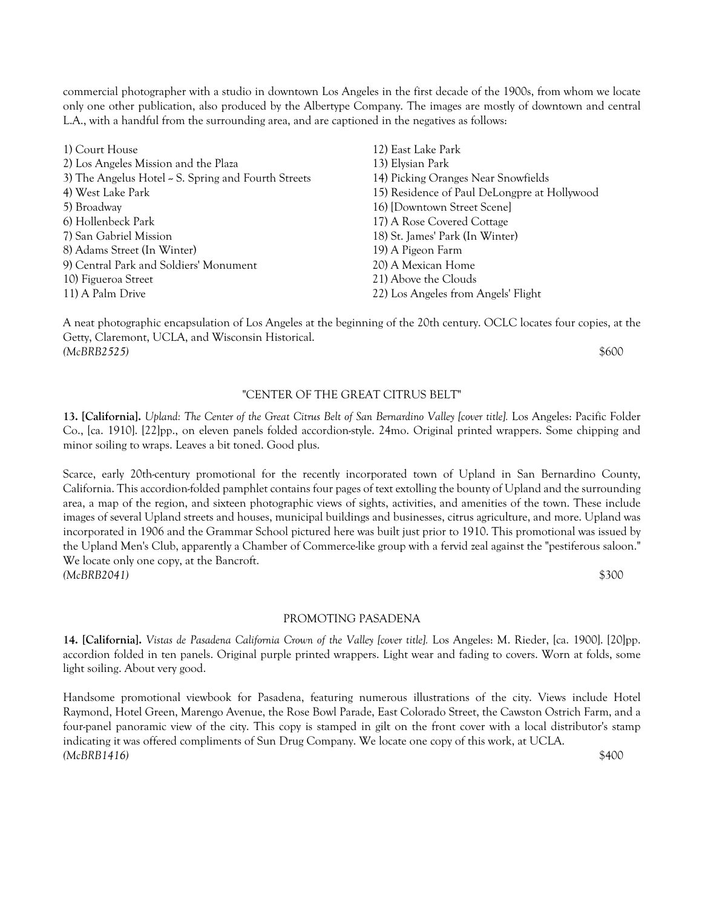commercial photographer with a studio in downtown Los Angeles in the first decade of the 1900s, from whom we locate only one other publication, also produced by the Albertype Company. The images are mostly of downtown and central L.A., with a handful from the surrounding area, and are captioned in the negatives as follows:

1) Court House
2) Los Angeles Mission and the Plaza
3) The Angelus Hotel ~ S. Spring and Fourth Streets
4) West Lake Park
5) Broadway
6) Hollenbeck Park
7) San Gabriel Mission
8) Adams Street (In Winter)
9) Central Park and Soldiers' Monument
10) Figueroa Street
11) A Palm Drive
12) East Lake Park
13) Elysian Park
14) Picking Oranges Near Snowfields
15) Residence of Paul DeLongpre at Hollywood
16) [Downtown Street Scene]
17) A Rose Covered Cottage
18) St. James' Park (In Winter)
19) A Pigeon Farm
20) A Mexican Home
21) Above the Clouds
22) Los Angeles from Angels' Flight

A neat photographic encapsulation of Los Angeles at the beginning of the 20th century. OCLC locates four copies, at the Getty, Claremont, UCLA, and Wisconsin Historical.
*(McBRB2525)* $600

"CENTER OF THE GREAT CITRUS BELT"

**13. [California].** *Upland: The Center of the Great Citrus Belt of San Bernardino Valley [cover title].* Los Angeles: Pacific Folder Co., [ca. 1910]. [22]pp., on eleven panels folded accordion-style. 24mo. Original printed wrappers. Some chipping and minor soiling to wraps. Leaves a bit toned. Good plus.

Scarce, early 20th-century promotional for the recently incorporated town of Upland in San Bernardino County, California. This accordion-folded pamphlet contains four pages of text extolling the bounty of Upland and the surrounding area, a map of the region, and sixteen photographic views of sights, activities, and amenities of the town. These include images of several Upland streets and houses, municipal buildings and businesses, citrus agriculture, and more. Upland was incorporated in 1906 and the Grammar School pictured here was built just prior to 1910. This promotional was issued by the Upland Men's Club, apparently a Chamber of Commerce-like group with a fervid zeal against the "pestiferous saloon." We locate only one copy, at the Bancroft.
*(McBRB2041)* $300

PROMOTING PASADENA

**14. [California].** *Vistas de Pasadena California Crown of the Valley [cover title].* Los Angeles: M. Rieder, [ca. 1900]. [20]pp. accordion folded in ten panels. Original purple printed wrappers. Light wear and fading to covers. Worn at folds, some light soiling. About very good.

Handsome promotional viewbook for Pasadena, featuring numerous illustrations of the city. Views include Hotel Raymond, Hotel Green, Marengo Avenue, the Rose Bowl Parade, East Colorado Street, the Cawston Ostrich Farm, and a four-panel panoramic view of the city. This copy is stamped in gilt on the front cover with a local distributor's stamp indicating it was offered compliments of Sun Drug Company. We locate one copy of this work, at UCLA.
*(McBRB1416)* $400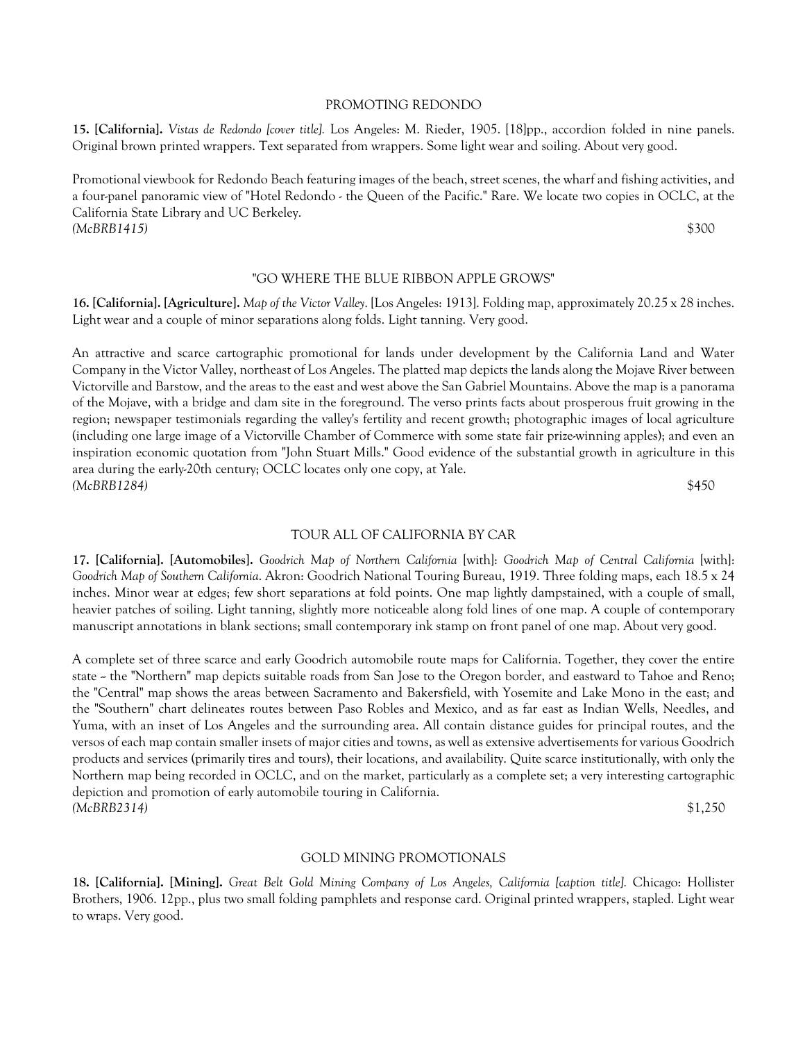## PROMOTING REDONDO

**15. [California].** *Vistas de Redondo [cover title].* Los Angeles: M. Rieder, 1905. [18]pp., accordion folded in nine panels. Original brown printed wrappers. Text separated from wrappers. Some light wear and soiling. About very good.

Promotional viewbook for Redondo Beach featuring images of the beach, street scenes, the wharf and fishing activities, and a four-panel panoramic view of "Hotel Redondo - the Queen of the Pacific." Rare. We locate two copies in OCLC, at the California State Library and UC Berkeley.
*(McBRB1415)* $300

## "GO WHERE THE BLUE RIBBON APPLE GROWS"

**16. [California]. [Agriculture].** *Map of the Victor Valley*. [Los Angeles: 1913]. Folding map, approximately 20.25 x 28 inches. Light wear and a couple of minor separations along folds. Light tanning. Very good.

An attractive and scarce cartographic promotional for lands under development by the California Land and Water Company in the Victor Valley, northeast of Los Angeles. The platted map depicts the lands along the Mojave River between Victorville and Barstow, and the areas to the east and west above the San Gabriel Mountains. Above the map is a panorama of the Mojave, with a bridge and dam site in the foreground. The verso prints facts about prosperous fruit growing in the region; newspaper testimonials regarding the valley's fertility and recent growth; photographic images of local agriculture (including one large image of a Victorville Chamber of Commerce with some state fair prize-winning apples); and even an inspiration economic quotation from "John Stuart Mills." Good evidence of the substantial growth in agriculture in this area during the early-20th century; OCLC locates only one copy, at Yale.
*(McBRB1284)* $450

## TOUR ALL OF CALIFORNIA BY CAR

**17. [California]. [Automobiles].** *Goodrich Map of Northern California* [with]: *Goodrich Map of Central California* [with]: *Goodrich Map of Southern California*. Akron: Goodrich National Touring Bureau, 1919. Three folding maps, each 18.5 x 24 inches. Minor wear at edges; few short separations at fold points. One map lightly dampstained, with a couple of small, heavier patches of soiling. Light tanning, slightly more noticeable along fold lines of one map. A couple of contemporary manuscript annotations in blank sections; small contemporary ink stamp on front panel of one map. About very good.

A complete set of three scarce and early Goodrich automobile route maps for California. Together, they cover the entire state -- the "Northern" map depicts suitable roads from San Jose to the Oregon border, and eastward to Tahoe and Reno; the "Central" map shows the areas between Sacramento and Bakersfield, with Yosemite and Lake Mono in the east; and the "Southern" chart delineates routes between Paso Robles and Mexico, and as far east as Indian Wells, Needles, and Yuma, with an inset of Los Angeles and the surrounding area. All contain distance guides for principal routes, and the versos of each map contain smaller insets of major cities and towns, as well as extensive advertisements for various Goodrich products and services (primarily tires and tours), their locations, and availability. Quite scarce institutionally, with only the Northern map being recorded in OCLC, and on the market, particularly as a complete set; a very interesting cartographic depiction and promotion of early automobile touring in California.
*(McBRB2314)* $1,250

## GOLD MINING PROMOTIONALS

**18. [California]. [Mining].** *Great Belt Gold Mining Company of Los Angeles, California [caption title].* Chicago: Hollister Brothers, 1906. 12pp., plus two small folding pamphlets and response card. Original printed wrappers, stapled. Light wear to wraps. Very good.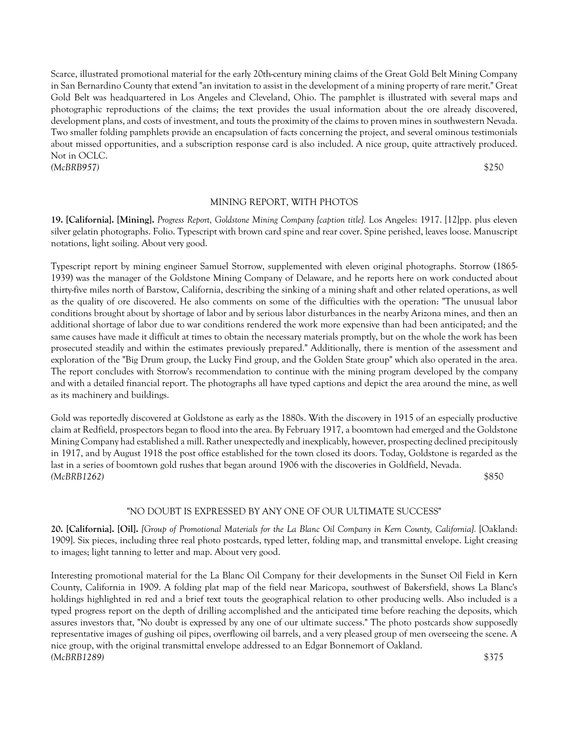Scarce, illustrated promotional material for the early 20th-century mining claims of the Great Gold Belt Mining Company in San Bernardino County that extend "an invitation to assist in the development of a mining property of rare merit." Great Gold Belt was headquartered in Los Angeles and Cleveland, Ohio. The pamphlet is illustrated with several maps and photographic reproductions of the claims; the text provides the usual information about the ore already discovered, development plans, and costs of investment, and touts the proximity of the claims to proven mines in southwestern Nevada. Two smaller folding pamphlets provide an encapsulation of facts concerning the project, and several ominous testimonials about missed opportunities, and a subscription response card is also included. A nice group, quite attractively produced. Not in OCLC.
*(McBRB957)* $250

### MINING REPORT, WITH PHOTOS

**19. [California]. [Mining].** *Progress Report, Goldstone Mining Company [caption title].* Los Angeles: 1917. [12]pp. plus eleven silver gelatin photographs. Folio. Typescript with brown card spine and rear cover. Spine perished, leaves loose. Manuscript notations, light soiling. About very good.

Typescript report by mining engineer Samuel Storrow, supplemented with eleven original photographs. Storrow (1865-1939) was the manager of the Goldstone Mining Company of Delaware, and he reports here on work conducted about thirty-five miles north of Barstow, California, describing the sinking of a mining shaft and other related operations, as well as the quality of ore discovered. He also comments on some of the difficulties with the operation: "The unusual labor conditions brought about by shortage of labor and by serious labor disturbances in the nearby Arizona mines, and then an additional shortage of labor due to war conditions rendered the work more expensive than had been anticipated; and the same causes have made it difficult at times to obtain the necessary materials promptly, but on the whole the work has been prosecuted steadily and within the estimates previously prepared." Additionally, there is mention of the assessment and exploration of the "Big Drum group, the Lucky Find group, and the Golden State group" which also operated in the area. The report concludes with Storrow's recommendation to continue with the mining program developed by the company and with a detailed financial report. The photographs all have typed captions and depict the area around the mine, as well as its machinery and buildings.

Gold was reportedly discovered at Goldstone as early as the 1880s. With the discovery in 1915 of an especially productive claim at Redfield, prospectors began to flood into the area. By February 1917, a boomtown had emerged and the Goldstone Mining Company had established a mill. Rather unexpectedly and inexplicably, however, prospecting declined precipitously in 1917, and by August 1918 the post office established for the town closed its doors. Today, Goldstone is regarded as the last in a series of boomtown gold rushes that began around 1906 with the discoveries in Goldfield, Nevada.
*(McBRB1262)* $850

### "NO DOUBT IS EXPRESSED BY ANY ONE OF OUR ULTIMATE SUCCESS"

**20. [California]. [Oil].** *[Group of Promotional Materials for the La Blanc Oil Company in Kern County, California].* [Oakland: 1909]. Six pieces, including three real photo postcards, typed letter, folding map, and transmittal envelope. Light creasing to images; light tanning to letter and map. About very good.

Interesting promotional material for the La Blanc Oil Company for their developments in the Sunset Oil Field in Kern County, California in 1909. A folding plat map of the field near Maricopa, southwest of Bakersfield, shows La Blanc's holdings highlighted in red and a brief text touts the geographical relation to other producing wells. Also included is a typed progress report on the depth of drilling accomplished and the anticipated time before reaching the deposits, which assures investors that, "No doubt is expressed by any one of our ultimate success." The photo postcards show supposedly representative images of gushing oil pipes, overflowing oil barrels, and a very pleased group of men overseeing the scene. A nice group, with the original transmittal envelope addressed to an Edgar Bonnemort of Oakland.
*(McBRB1289)* $375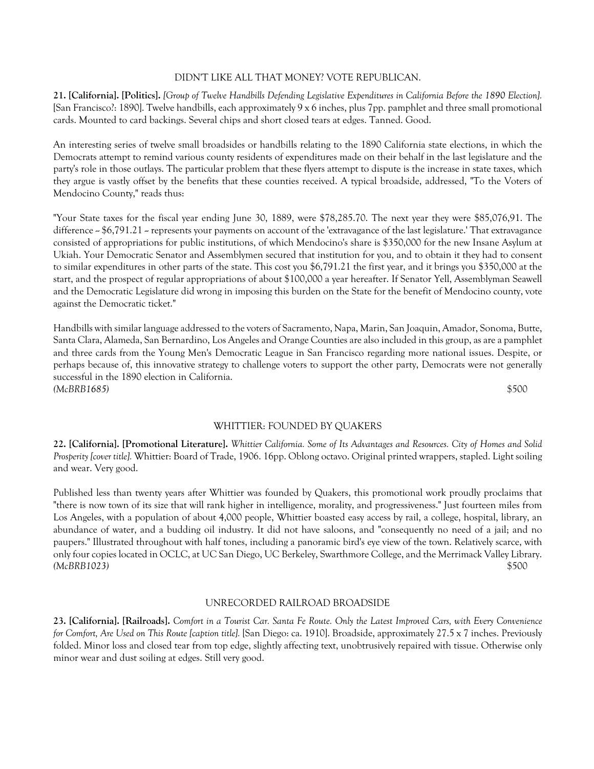DIDN'T LIKE ALL THAT MONEY? VOTE REPUBLICAN.

**21. [California]. [Politics].** *[Group of Twelve Handbills Defending Legislative Expenditures in California Before the 1890 Election].* [San Francisco?: 1890]. Twelve handbills, each approximately 9 x 6 inches, plus 7pp. pamphlet and three small promotional cards. Mounted to card backings. Several chips and short closed tears at edges. Tanned. Good.

An interesting series of twelve small broadsides or handbills relating to the 1890 California state elections, in which the Democrats attempt to remind various county residents of expenditures made on their behalf in the last legislature and the party's role in those outlays. The particular problem that these flyers attempt to dispute is the increase in state taxes, which they argue is vastly offset by the benefits that these counties received. A typical broadside, addressed, "To the Voters of Mendocino County," reads thus:

"Your State taxes for the fiscal year ending June 30, 1889, were $78,285.70. The next year they were $85,076,91. The difference -- $6,791.21 -- represents your payments on account of the 'extravagance of the last legislature.' That extravagance consisted of appropriations for public institutions, of which Mendocino's share is $350,000 for the new Insane Asylum at Ukiah. Your Democratic Senator and Assemblymen secured that institution for you, and to obtain it they had to consent to similar expenditures in other parts of the state. This cost you $6,791.21 the first year, and it brings you $350,000 at the start, and the prospect of regular appropriations of about $100,000 a year hereafter. If Senator Yell, Assemblyman Seawell and the Democratic Legislature did wrong in imposing this burden on the State for the benefit of Mendocino county, vote against the Democratic ticket."

Handbills with similar language addressed to the voters of Sacramento, Napa, Marin, San Joaquin, Amador, Sonoma, Butte, Santa Clara, Alameda, San Bernardino, Los Angeles and Orange Counties are also included in this group, as are a pamphlet and three cards from the Young Men's Democratic League in San Francisco regarding more national issues. Despite, or perhaps because of, this innovative strategy to challenge voters to support the other party, Democrats were not generally successful in the 1890 election in California.
*(McBRB1685)* $500

WHITTIER: FOUNDED BY QUAKERS

**22. [California]. [Promotional Literature].** *Whittier California. Some of Its Advantages and Resources. City of Homes and Solid Prosperity [cover title].* Whittier: Board of Trade, 1906. 16pp. Oblong octavo. Original printed wrappers, stapled. Light soiling and wear. Very good.

Published less than twenty years after Whittier was founded by Quakers, this promotional work proudly proclaims that "there is now town of its size that will rank higher in intelligence, morality, and progressiveness." Just fourteen miles from Los Angeles, with a population of about 4,000 people, Whittier boasted easy access by rail, a college, hospital, library, an abundance of water, and a budding oil industry. It did not have saloons, and "consequently no need of a jail; and no paupers." Illustrated throughout with half tones, including a panoramic bird's eye view of the town. Relatively scarce, with only four copies located in OCLC, at UC San Diego, UC Berkeley, Swarthmore College, and the Merrimack Valley Library.
*(McBRB1023)* $500

UNRECORDED RAILROAD BROADSIDE

**23. [California]. [Railroads].** *Comfort in a Tourist Car. Santa Fe Route. Only the Latest Improved Cars, with Every Convenience for Comfort, Are Used on This Route [caption title].* [San Diego: ca. 1910]. Broadside, approximately 27.5 x 7 inches. Previously folded. Minor loss and closed tear from top edge, slightly affecting text, unobtrusively repaired with tissue. Otherwise only minor wear and dust soiling at edges. Still very good.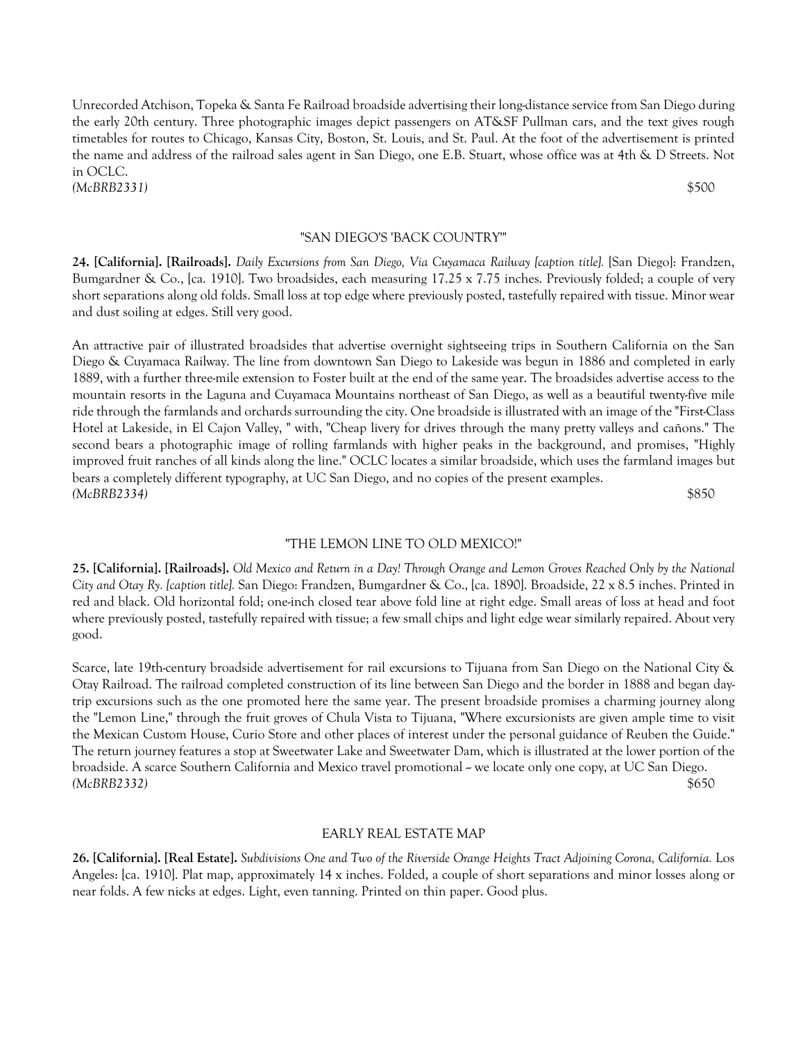Unrecorded Atchison, Topeka & Santa Fe Railroad broadside advertising their long-distance service from San Diego during the early 20th century. Three photographic images depict passengers on AT&SF Pullman cars, and the text gives rough timetables for routes to Chicago, Kansas City, Boston, St. Louis, and St. Paul. At the foot of the advertisement is printed the name and address of the railroad sales agent in San Diego, one E.B. Stuart, whose office was at 4th & D Streets. Not in OCLC.

*(McBRB2331)* $500

### "SAN DIEGO'S 'BACK COUNTRY'"

**24. [California]. [Railroads].** *Daily Excursions from San Diego, Via Cuyamaca Railway [caption title].* [San Diego]: Frandzen, Bumgardner & Co., [ca. 1910]. Two broadsides, each measuring 17.25 x 7.75 inches. Previously folded; a couple of very short separations along old folds. Small loss at top edge where previously posted, tastefully repaired with tissue. Minor wear and dust soiling at edges. Still very good.

An attractive pair of illustrated broadsides that advertise overnight sightseeing trips in Southern California on the San Diego & Cuyamaca Railway. The line from downtown San Diego to Lakeside was begun in 1886 and completed in early 1889, with a further three-mile extension to Foster built at the end of the same year. The broadsides advertise access to the mountain resorts in the Laguna and Cuyamaca Mountains northeast of San Diego, as well as a beautiful twenty-five mile ride through the farmlands and orchards surrounding the city. One broadside is illustrated with an image of the "First-Class Hotel at Lakeside, in El Cajon Valley, " with, "Cheap livery for drives through the many pretty valleys and cañons." The second bears a photographic image of rolling farmlands with higher peaks in the background, and promises, "Highly improved fruit ranches of all kinds along the line." OCLC locates a similar broadside, which uses the farmland images but bears a completely different typography, at UC San Diego, and no copies of the present examples.

*(McBRB2334)* $850

### "THE LEMON LINE TO OLD MEXICO!"

**25. [California]. [Railroads].** *Old Mexico and Return in a Day! Through Orange and Lemon Groves Reached Only by the National City and Otay Ry. [caption title].* San Diego: Frandzen, Bumgardner & Co., [ca. 1890]. Broadside, 22 x 8.5 inches. Printed in red and black. Old horizontal fold; one-inch closed tear above fold line at right edge. Small areas of loss at head and foot where previously posted, tastefully repaired with tissue; a few small chips and light edge wear similarly repaired. About very good.

Scarce, late 19th-century broadside advertisement for rail excursions to Tijuana from San Diego on the National City & Otay Railroad. The railroad completed construction of its line between San Diego and the border in 1888 and began day-trip excursions such as the one promoted here the same year. The present broadside promises a charming journey along the "Lemon Line," through the fruit groves of Chula Vista to Tijuana, "Where excursionists are given ample time to visit the Mexican Custom House, Curio Store and other places of interest under the personal guidance of Reuben the Guide." The return journey features a stop at Sweetwater Lake and Sweetwater Dam, which is illustrated at the lower portion of the broadside. A scarce Southern California and Mexico travel promotional -- we locate only one copy, at UC San Diego.

*(McBRB2332)* $650

### EARLY REAL ESTATE MAP

**26. [California]. [Real Estate].** *Subdivisions One and Two of the Riverside Orange Heights Tract Adjoining Corona, California.* Los Angeles: [ca. 1910]. Plat map, approximately 14 x inches. Folded, a couple of short separations and minor losses along or near folds. A few nicks at edges. Light, even tanning. Printed on thin paper. Good plus.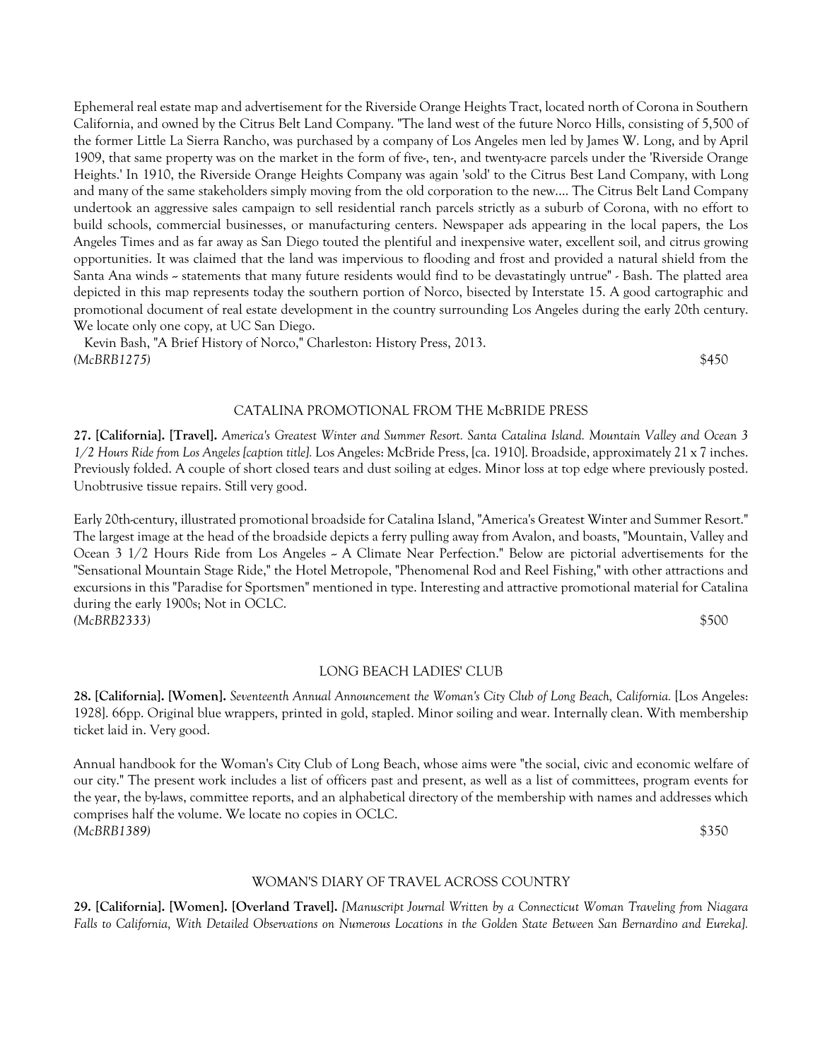Ephemeral real estate map and advertisement for the Riverside Orange Heights Tract, located north of Corona in Southern California, and owned by the Citrus Belt Land Company. "The land west of the future Norco Hills, consisting of 5,500 of the former Little La Sierra Rancho, was purchased by a company of Los Angeles men led by James W. Long, and by April 1909, that same property was on the market in the form of five-, ten-, and twenty-acre parcels under the 'Riverside Orange Heights.' In 1910, the Riverside Orange Heights Company was again 'sold' to the Citrus Best Land Company, with Long and many of the same stakeholders simply moving from the old corporation to the new.... The Citrus Belt Land Company undertook an aggressive sales campaign to sell residential ranch parcels strictly as a suburb of Corona, with no effort to build schools, commercial businesses, or manufacturing centers. Newspaper ads appearing in the local papers, the Los Angeles Times and as far away as San Diego touted the plentiful and inexpensive water, excellent soil, and citrus growing opportunities. It was claimed that the land was impervious to flooding and frost and provided a natural shield from the Santa Ana winds -- statements that many future residents would find to be devastatingly untrue" - Bash. The platted area depicted in this map represents today the southern portion of Norco, bisected by Interstate 15. A good cartographic and promotional document of real estate development in the country surrounding Los Angeles during the early 20th century. We locate only one copy, at UC San Diego.

Kevin Bash, "A Brief History of Norco," Charleston: History Press, 2013.

*(McBRB1275)* $450

CATALINA PROMOTIONAL FROM THE McBRIDE PRESS

**27. [California]. [Travel].** *America's Greatest Winter and Summer Resort. Santa Catalina Island. Mountain Valley and Ocean 3 1/2 Hours Ride from Los Angeles [caption title].* Los Angeles: McBride Press, [ca. 1910]. Broadside, approximately 21 x 7 inches. Previously folded. A couple of short closed tears and dust soiling at edges. Minor loss at top edge where previously posted. Unobtrusive tissue repairs. Still very good.

Early 20th-century, illustrated promotional broadside for Catalina Island, "America's Greatest Winter and Summer Resort." The largest image at the head of the broadside depicts a ferry pulling away from Avalon, and boasts, "Mountain, Valley and Ocean 3 1/2 Hours Ride from Los Angeles -- A Climate Near Perfection." Below are pictorial advertisements for the "Sensational Mountain Stage Ride," the Hotel Metropole, "Phenomenal Rod and Reel Fishing," with other attractions and excursions in this "Paradise for Sportsmen" mentioned in type. Interesting and attractive promotional material for Catalina during the early 1900s; Not in OCLC.

*(McBRB2333)* $500

LONG BEACH LADIES' CLUB

**28. [California]. [Women].** *Seventeenth Annual Announcement the Woman's City Club of Long Beach, California.* [Los Angeles: 1928]. 66pp. Original blue wrappers, printed in gold, stapled. Minor soiling and wear. Internally clean. With membership ticket laid in. Very good.

Annual handbook for the Woman's City Club of Long Beach, whose aims were "the social, civic and economic welfare of our city." The present work includes a list of officers past and present, as well as a list of committees, program events for the year, the by-laws, committee reports, and an alphabetical directory of the membership with names and addresses which comprises half the volume. We locate no copies in OCLC.

*(McBRB1389)* $350

WOMAN'S DIARY OF TRAVEL ACROSS COUNTRY

**29. [California]. [Women]. [Overland Travel].** *[Manuscript Journal Written by a Connecticut Woman Traveling from Niagara Falls to California, With Detailed Observations on Numerous Locations in the Golden State Between San Bernardino and Eureka].*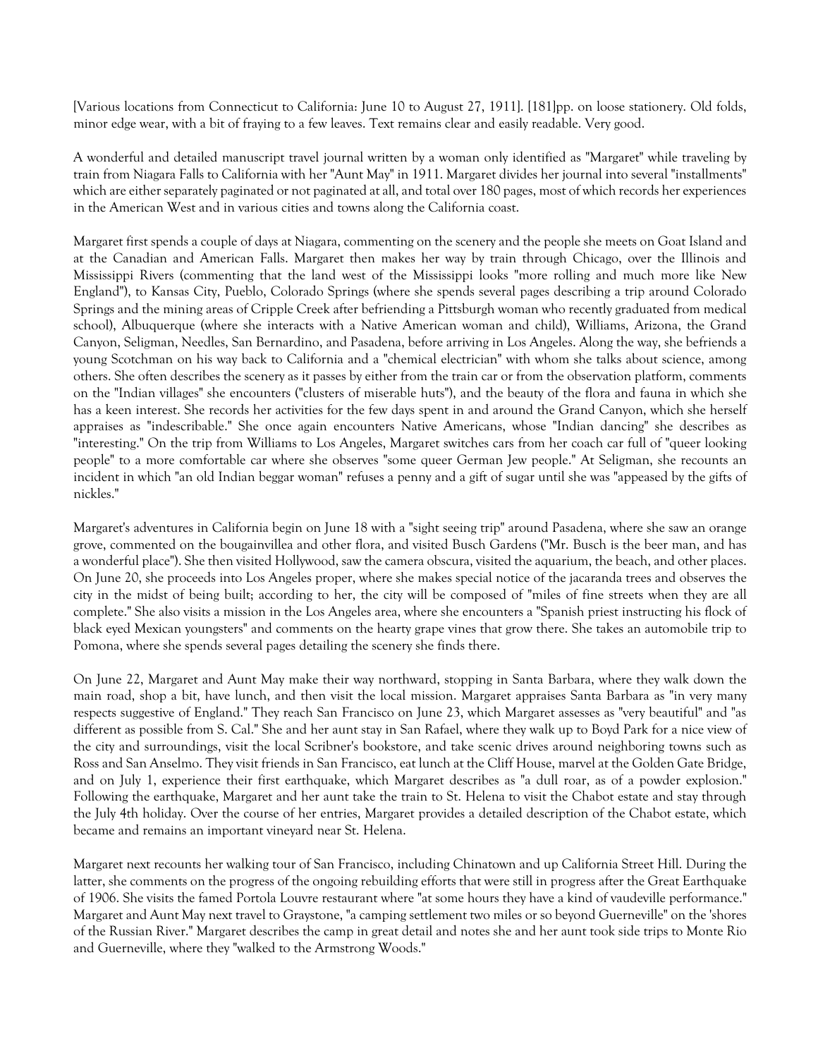[Various locations from Connecticut to California: June 10 to August 27, 1911]. [181]pp. on loose stationery. Old folds, minor edge wear, with a bit of fraying to a few leaves. Text remains clear and easily readable. Very good.

A wonderful and detailed manuscript travel journal written by a woman only identified as "Margaret" while traveling by train from Niagara Falls to California with her "Aunt May" in 1911. Margaret divides her journal into several "installments" which are either separately paginated or not paginated at all, and total over 180 pages, most of which records her experiences in the American West and in various cities and towns along the California coast.

Margaret first spends a couple of days at Niagara, commenting on the scenery and the people she meets on Goat Island and at the Canadian and American Falls. Margaret then makes her way by train through Chicago, over the Illinois and Mississippi Rivers (commenting that the land west of the Mississippi looks "more rolling and much more like New England"), to Kansas City, Pueblo, Colorado Springs (where she spends several pages describing a trip around Colorado Springs and the mining areas of Cripple Creek after befriending a Pittsburgh woman who recently graduated from medical school), Albuquerque (where she interacts with a Native American woman and child), Williams, Arizona, the Grand Canyon, Seligman, Needles, San Bernardino, and Pasadena, before arriving in Los Angeles. Along the way, she befriends a young Scotchman on his way back to California and a "chemical electrician" with whom she talks about science, among others. She often describes the scenery as it passes by either from the train car or from the observation platform, comments on the "Indian villages" she encounters ("clusters of miserable huts"), and the beauty of the flora and fauna in which she has a keen interest. She records her activities for the few days spent in and around the Grand Canyon, which she herself appraises as "indescribable." She once again encounters Native Americans, whose "Indian dancing" she describes as "interesting." On the trip from Williams to Los Angeles, Margaret switches cars from her coach car full of "queer looking people" to a more comfortable car where she observes "some queer German Jew people." At Seligman, she recounts an incident in which "an old Indian beggar woman" refuses a penny and a gift of sugar until she was "appeased by the gifts of nickles."

Margaret's adventures in California begin on June 18 with a "sight seeing trip" around Pasadena, where she saw an orange grove, commented on the bougainvillea and other flora, and visited Busch Gardens ("Mr. Busch is the beer man, and has a wonderful place"). She then visited Hollywood, saw the camera obscura, visited the aquarium, the beach, and other places. On June 20, she proceeds into Los Angeles proper, where she makes special notice of the jacaranda trees and observes the city in the midst of being built; according to her, the city will be composed of "miles of fine streets when they are all complete." She also visits a mission in the Los Angeles area, where she encounters a "Spanish priest instructing his flock of black eyed Mexican youngsters" and comments on the hearty grape vines that grow there. She takes an automobile trip to Pomona, where she spends several pages detailing the scenery she finds there.

On June 22, Margaret and Aunt May make their way northward, stopping in Santa Barbara, where they walk down the main road, shop a bit, have lunch, and then visit the local mission. Margaret appraises Santa Barbara as "in very many respects suggestive of England." They reach San Francisco on June 23, which Margaret assesses as "very beautiful" and "as different as possible from S. Cal." She and her aunt stay in San Rafael, where they walk up to Boyd Park for a nice view of the city and surroundings, visit the local Scribner's bookstore, and take scenic drives around neighboring towns such as Ross and San Anselmo. They visit friends in San Francisco, eat lunch at the Cliff House, marvel at the Golden Gate Bridge, and on July 1, experience their first earthquake, which Margaret describes as "a dull roar, as of a powder explosion." Following the earthquake, Margaret and her aunt take the train to St. Helena to visit the Chabot estate and stay through the July 4th holiday. Over the course of her entries, Margaret provides a detailed description of the Chabot estate, which became and remains an important vineyard near St. Helena.

Margaret next recounts her walking tour of San Francisco, including Chinatown and up California Street Hill. During the latter, she comments on the progress of the ongoing rebuilding efforts that were still in progress after the Great Earthquake of 1906. She visits the famed Portola Louvre restaurant where "at some hours they have a kind of vaudeville performance." Margaret and Aunt May next travel to Graystone, "a camping settlement two miles or so beyond Guerneville" on the 'shores of the Russian River." Margaret describes the camp in great detail and notes she and her aunt took side trips to Monte Rio and Guerneville, where they "walked to the Armstrong Woods."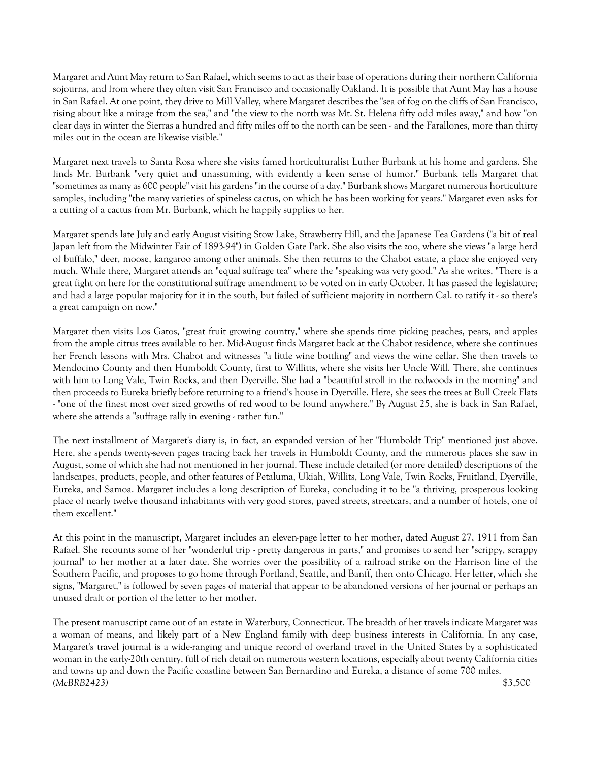Margaret and Aunt May return to San Rafael, which seems to act as their base of operations during their northern California sojourns, and from where they often visit San Francisco and occasionally Oakland. It is possible that Aunt May has a house in San Rafael. At one point, they drive to Mill Valley, where Margaret describes the "sea of fog on the cliffs of San Francisco, rising about like a mirage from the sea," and "the view to the north was Mt. St. Helena fifty odd miles away," and how "on clear days in winter the Sierras a hundred and fifty miles off to the north can be seen - and the Farallones, more than thirty miles out in the ocean are likewise visible."

Margaret next travels to Santa Rosa where she visits famed horticulturalist Luther Burbank at his home and gardens. She finds Mr. Burbank "very quiet and unassuming, with evidently a keen sense of humor." Burbank tells Margaret that "sometimes as many as 600 people" visit his gardens "in the course of a day." Burbank shows Margaret numerous horticulture samples, including "the many varieties of spineless cactus, on which he has been working for years." Margaret even asks for a cutting of a cactus from Mr. Burbank, which he happily supplies to her.

Margaret spends late July and early August visiting Stow Lake, Strawberry Hill, and the Japanese Tea Gardens ("a bit of real Japan left from the Midwinter Fair of 1893-94") in Golden Gate Park. She also visits the zoo, where she views "a large herd of buffalo," deer, moose, kangaroo among other animals. She then returns to the Chabot estate, a place she enjoyed very much. While there, Margaret attends an "equal suffrage tea" where the "speaking was very good." As she writes, "There is a great fight on here for the constitutional suffrage amendment to be voted on in early October. It has passed the legislature; and had a large popular majority for it in the south, but failed of sufficient majority in northern Cal. to ratify it - so there's a great campaign on now."

Margaret then visits Los Gatos, "great fruit growing country," where she spends time picking peaches, pears, and apples from the ample citrus trees available to her. Mid-August finds Margaret back at the Chabot residence, where she continues her French lessons with Mrs. Chabot and witnesses "a little wine bottling" and views the wine cellar. She then travels to Mendocino County and then Humboldt County, first to Willitts, where she visits her Uncle Will. There, she continues with him to Long Vale, Twin Rocks, and then Dyerville. She had a "beautiful stroll in the redwoods in the morning" and then proceeds to Eureka briefly before returning to a friend's house in Dyerville. Here, she sees the trees at Bull Creek Flats - "one of the finest most over sized growths of red wood to be found anywhere." By August 25, she is back in San Rafael, where she attends a "suffrage rally in evening - rather fun."

The next installment of Margaret's diary is, in fact, an expanded version of her "Humboldt Trip" mentioned just above. Here, she spends twenty-seven pages tracing back her travels in Humboldt County, and the numerous places she saw in August, some of which she had not mentioned in her journal. These include detailed (or more detailed) descriptions of the landscapes, products, people, and other features of Petaluma, Ukiah, Willits, Long Vale, Twin Rocks, Fruitland, Dyerville, Eureka, and Samoa. Margaret includes a long description of Eureka, concluding it to be "a thriving, prosperous looking place of nearly twelve thousand inhabitants with very good stores, paved streets, streetcars, and a number of hotels, one of them excellent."

At this point in the manuscript, Margaret includes an eleven-page letter to her mother, dated August 27, 1911 from San Rafael. She recounts some of her "wonderful trip - pretty dangerous in parts," and promises to send her "scrippy, scrappy journal" to her mother at a later date. She worries over the possibility of a railroad strike on the Harrison line of the Southern Pacific, and proposes to go home through Portland, Seattle, and Banff, then onto Chicago. Her letter, which she signs, "Margaret," is followed by seven pages of material that appear to be abandoned versions of her journal or perhaps an unused draft or portion of the letter to her mother.

The present manuscript came out of an estate in Waterbury, Connecticut. The breadth of her travels indicate Margaret was a woman of means, and likely part of a New England family with deep business interests in California. In any case, Margaret's travel journal is a wide-ranging and unique record of overland travel in the United States by a sophisticated woman in the early-20th century, full of rich detail on numerous western locations, especially about twenty California cities and towns up and down the Pacific coastline between San Bernardino and Eureka, a distance of some 700 miles.

*(McBRB2423)* $3,500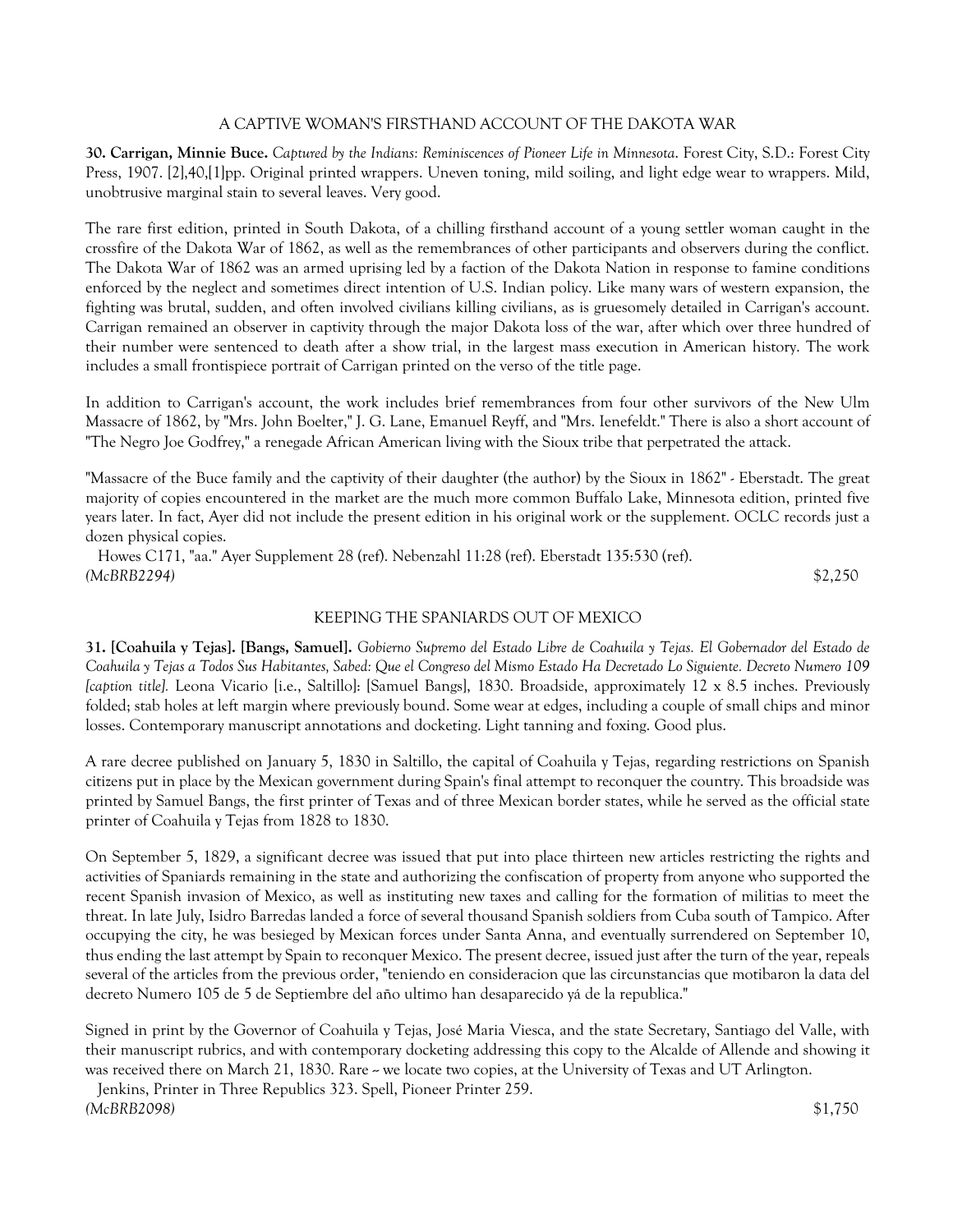## A CAPTIVE WOMAN'S FIRSTHAND ACCOUNT OF THE DAKOTA WAR

**30. Carrigan, Minnie Buce.** *Captured by the Indians: Reminiscences of Pioneer Life in Minnesota.* Forest City, S.D.: Forest City Press, 1907. [2],40,[1]pp. Original printed wrappers. Uneven toning, mild soiling, and light edge wear to wrappers. Mild, unobtrusive marginal stain to several leaves. Very good.

The rare first edition, printed in South Dakota, of a chilling firsthand account of a young settler woman caught in the crossfire of the Dakota War of 1862, as well as the remembrances of other participants and observers during the conflict. The Dakota War of 1862 was an armed uprising led by a faction of the Dakota Nation in response to famine conditions enforced by the neglect and sometimes direct intention of U.S. Indian policy. Like many wars of western expansion, the fighting was brutal, sudden, and often involved civilians killing civilians, as is gruesomely detailed in Carrigan's account. Carrigan remained an observer in captivity through the major Dakota loss of the war, after which over three hundred of their number were sentenced to death after a show trial, in the largest mass execution in American history. The work includes a small frontispiece portrait of Carrigan printed on the verso of the title page.

In addition to Carrigan's account, the work includes brief remembrances from four other survivors of the New Ulm Massacre of 1862, by "Mrs. John Boelter," J. G. Lane, Emanuel Reyff, and "Mrs. Ienefeldt." There is also a short account of "The Negro Joe Godfrey," a renegade African American living with the Sioux tribe that perpetrated the attack.

"Massacre of the Buce family and the captivity of their daughter (the author) by the Sioux in 1862" - Eberstadt. The great majority of copies encountered in the market are the much more common Buffalo Lake, Minnesota edition, printed five years later. In fact, Ayer did not include the present edition in his original work or the supplement. OCLC records just a dozen physical copies.

Howes C171, "aa." Ayer Supplement 28 (ref). Nebenzahl 11:28 (ref). Eberstadt 135:530 (ref).

*(McBRB2294)* $2,250

## KEEPING THE SPANIARDS OUT OF MEXICO

**31. [Coahuila y Tejas]. [Bangs, Samuel].** *Gobierno Supremo del Estado Libre de Coahuila y Tejas. El Gobernador del Estado de Coahuila y Tejas a Todos Sus Habitantes, Sabed: Que el Congreso del Mismo Estado Ha Decretado Lo Siguiente. Decreto Numero 109 [caption title].* Leona Vicario [i.e., Saltillo]: [Samuel Bangs], 1830. Broadside, approximately 12 x 8.5 inches. Previously folded; stab holes at left margin where previously bound. Some wear at edges, including a couple of small chips and minor losses. Contemporary manuscript annotations and docketing. Light tanning and foxing. Good plus.

A rare decree published on January 5, 1830 in Saltillo, the capital of Coahuila y Tejas, regarding restrictions on Spanish citizens put in place by the Mexican government during Spain's final attempt to reconquer the country. This broadside was printed by Samuel Bangs, the first printer of Texas and of three Mexican border states, while he served as the official state printer of Coahuila y Tejas from 1828 to 1830.

On September 5, 1829, a significant decree was issued that put into place thirteen new articles restricting the rights and activities of Spaniards remaining in the state and authorizing the confiscation of property from anyone who supported the recent Spanish invasion of Mexico, as well as instituting new taxes and calling for the formation of militias to meet the threat. In late July, Isidro Barredas landed a force of several thousand Spanish soldiers from Cuba south of Tampico. After occupying the city, he was besieged by Mexican forces under Santa Anna, and eventually surrendered on September 10, thus ending the last attempt by Spain to reconquer Mexico. The present decree, issued just after the turn of the year, repeals several of the articles from the previous order, "teniendo en consideracion que las circunstancias que motibaron la data del decreto Numero 105 de 5 de Septiembre del año ultimo han desaparecido yá de la republica."

Signed in print by the Governor of Coahuila y Tejas, José Maria Viesca, and the state Secretary, Santiago del Valle, with their manuscript rubrics, and with contemporary docketing addressing this copy to the Alcalde of Allende and showing it was received there on March 21, 1830. Rare -- we locate two copies, at the University of Texas and UT Arlington.

Jenkins, Printer in Three Republics 323. Spell, Pioneer Printer 259.

*(McBRB2098)* $1,750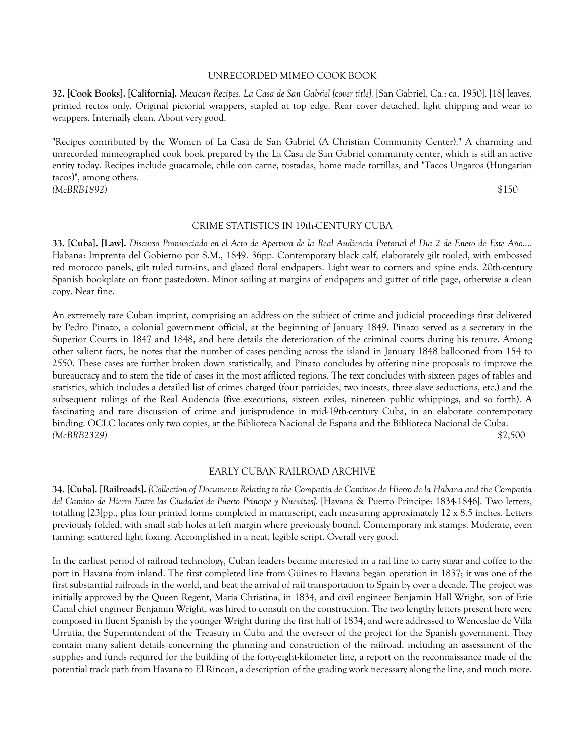### UNRECORDED MIMEO COOK BOOK

**32. [Cook Books]. [California].** *Mexican Recipes. La Casa de San Gabriel [cover title].* [San Gabriel, Ca.: ca. 1950]. [18] leaves, printed rectos only. Original pictorial wrappers, stapled at top edge. Rear cover detached, light chipping and wear to wrappers. Internally clean. About very good.

"Recipes contributed by the Women of La Casa de San Gabriel (A Christian Community Center)." A charming and unrecorded mimeographed cook book prepared by the La Casa de San Gabriel community center, which is still an active entity today. Recipes include guacamole, chile con carne, tostadas, home made tortillas, and "Tacos Ungaros (Hungarian tacos)", among others.

*(McBRB1892)* $150

### CRIME STATISTICS IN 19th-CENTURY CUBA

**33. [Cuba]. [Law].** *Discurso Pronunciado en el Acto de Apertura de la Real Audiencia Pretorial el Dia 2 de Enero de Este Año....* Habana: Imprenta del Gobierno por S.M., 1849. 36pp. Contemporary black calf, elaborately gilt tooled, with embossed red morocco panels, gilt ruled turn-ins, and glazed floral endpapers. Light wear to corners and spine ends. 20th-century Spanish bookplate on front pastedown. Minor soiling at margins of endpapers and gutter of title page, otherwise a clean copy. Near fine.

An extremely rare Cuban imprint, comprising an address on the subject of crime and judicial proceedings first delivered by Pedro Pinazo, a colonial government official, at the beginning of January 1849. Pinazo served as a secretary in the Superior Courts in 1847 and 1848, and here details the deterioration of the criminal courts during his tenure. Among other salient facts, he notes that the number of cases pending across the island in January 1848 ballooned from 154 to 2550. These cases are further broken down statistically, and Pinazo concludes by offering nine proposals to improve the bureaucracy and to stem the tide of cases in the most afflicted regions. The text concludes with sixteen pages of tables and statistics, which includes a detailed list of crimes charged (four patricides, two incests, three slave seductions, etc.) and the subsequent rulings of the Real Audencia (five executions, sixteen exiles, nineteen public whippings, and so forth). A fascinating and rare discussion of crime and jurisprudence in mid-19th-century Cuba, in an elaborate contemporary binding. OCLC locates only two copies, at the Biblioteca Nacional de España and the Biblioteca Nacional de Cuba.

*(McBRB2329)* $2,500

### EARLY CUBAN RAILROAD ARCHIVE

**34. [Cuba]. [Railroads].** *[Collection of Documents Relating to the Compañia de Caminos de Hierro de la Habana and the Compañia del Camino de Hierro Entre las Ciudades de Puerto Principe y Nuevitas].* [Havana & Puerto Principe: 1834-1846]. Two letters, totalling [23]pp., plus four printed forms completed in manuscript, each measuring approximately 12 x 8.5 inches. Letters previously folded, with small stab holes at left margin where previously bound. Contemporary ink stamps. Moderate, even tanning; scattered light foxing. Accomplished in a neat, legible script. Overall very good.

In the earliest period of railroad technology, Cuban leaders became interested in a rail line to carry sugar and coffee to the port in Havana from inland. The first completed line from Güines to Havana began operation in 1837; it was one of the first substantial railroads in the world, and beat the arrival of rail transportation to Spain by over a decade. The project was initially approved by the Queen Regent, Maria Christina, in 1834, and civil engineer Benjamin Hall Wright, son of Erie Canal chief engineer Benjamin Wright, was hired to consult on the construction. The two lengthy letters present here were composed in fluent Spanish by the younger Wright during the first half of 1834, and were addressed to Wenceslao de Villa Urrutia, the Superintendent of the Treasury in Cuba and the overseer of the project for the Spanish government. They contain many salient details concerning the planning and construction of the railroad, including an assessment of the supplies and funds required for the building of the forty-eight-kilometer line, a report on the reconnaissance made of the potential track path from Havana to El Rincon, a description of the grading work necessary along the line, and much more.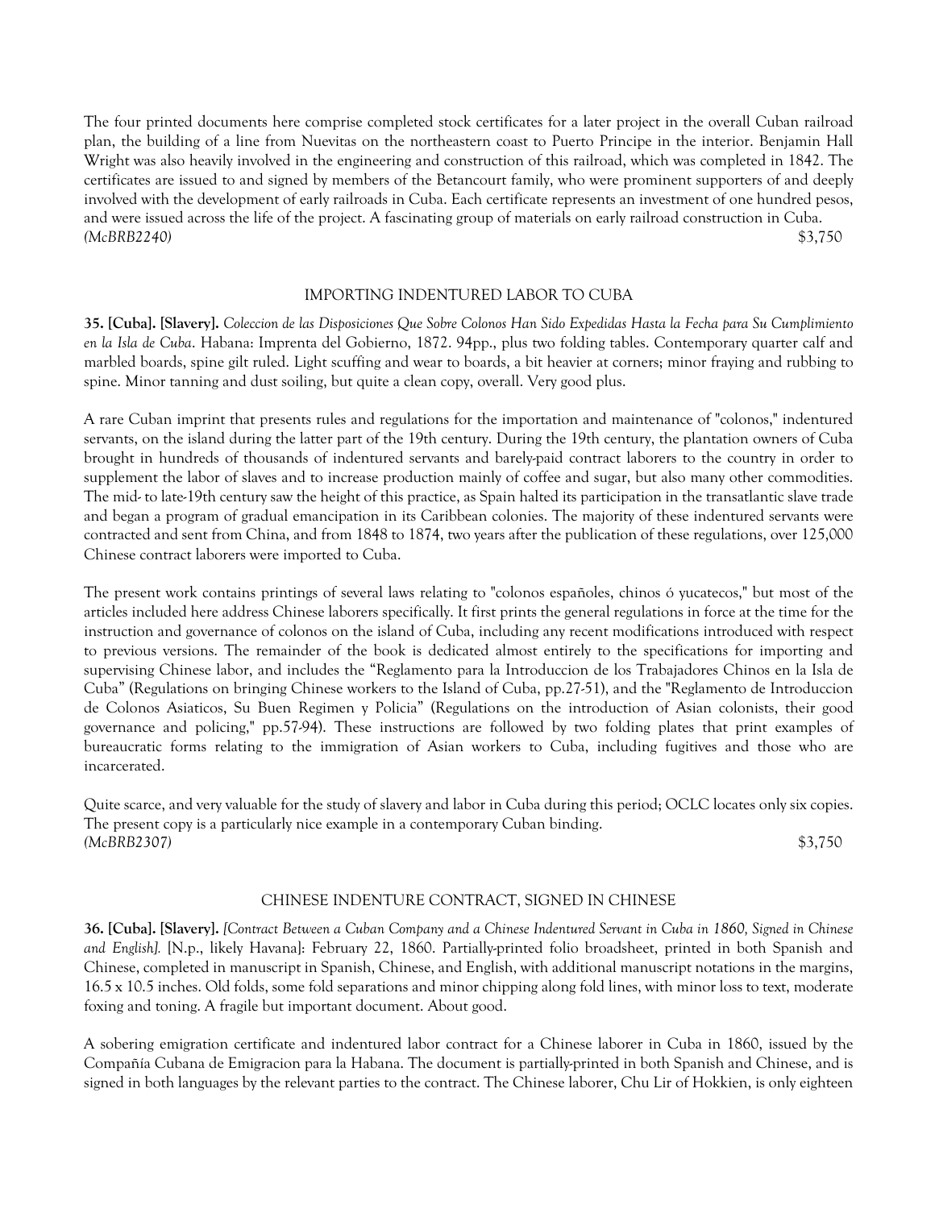The four printed documents here comprise completed stock certificates for a later project in the overall Cuban railroad plan, the building of a line from Nuevitas on the northeastern coast to Puerto Principe in the interior. Benjamin Hall Wright was also heavily involved in the engineering and construction of this railroad, which was completed in 1842. The certificates are issued to and signed by members of the Betancourt family, who were prominent supporters of and deeply involved with the development of early railroads in Cuba. Each certificate represents an investment of one hundred pesos, and were issued across the life of the project. A fascinating group of materials on early railroad construction in Cuba.
*(McBRB2240)* $3,750

### IMPORTING INDENTURED LABOR TO CUBA

**35. [Cuba]. [Slavery].** *Coleccion de las Disposiciones Que Sobre Colonos Han Sido Expedidas Hasta la Fecha para Su Cumplimiento en la Isla de Cuba*. Habana: Imprenta del Gobierno, 1872. 94pp., plus two folding tables. Contemporary quarter calf and marbled boards, spine gilt ruled. Light scuffing and wear to boards, a bit heavier at corners; minor fraying and rubbing to spine. Minor tanning and dust soiling, but quite a clean copy, overall. Very good plus.

A rare Cuban imprint that presents rules and regulations for the importation and maintenance of "colonos," indentured servants, on the island during the latter part of the 19th century. During the 19th century, the plantation owners of Cuba brought in hundreds of thousands of indentured servants and barely-paid contract laborers to the country in order to supplement the labor of slaves and to increase production mainly of coffee and sugar, but also many other commodities. The mid- to late-19th century saw the height of this practice, as Spain halted its participation in the transatlantic slave trade and began a program of gradual emancipation in its Caribbean colonies. The majority of these indentured servants were contracted and sent from China, and from 1848 to 1874, two years after the publication of these regulations, over 125,000 Chinese contract laborers were imported to Cuba.

The present work contains printings of several laws relating to "colonos españoles, chinos ó yucatecos," but most of the articles included here address Chinese laborers specifically. It first prints the general regulations in force at the time for the instruction and governance of colonos on the island of Cuba, including any recent modifications introduced with respect to previous versions. The remainder of the book is dedicated almost entirely to the specifications for importing and supervising Chinese labor, and includes the "Reglamento para la Introduccion de los Trabajadores Chinos en la Isla de Cuba" (Regulations on bringing Chinese workers to the Island of Cuba, pp.27-51), and the "Reglamento de Introduccion de Colonos Asiaticos, Su Buen Regimen y Policia" (Regulations on the introduction of Asian colonists, their good governance and policing," pp.57-94). These instructions are followed by two folding plates that print examples of bureaucratic forms relating to the immigration of Asian workers to Cuba, including fugitives and those who are incarcerated.

Quite scarce, and very valuable for the study of slavery and labor in Cuba during this period; OCLC locates only six copies. The present copy is a particularly nice example in a contemporary Cuban binding.
*(McBRB2307)* $3,750

### CHINESE INDENTURE CONTRACT, SIGNED IN CHINESE

**36. [Cuba]. [Slavery].** *[Contract Between a Cuban Company and a Chinese Indentured Servant in Cuba in 1860, Signed in Chinese and English].* [N.p., likely Havana]: February 22, 1860. Partially-printed folio broadsheet, printed in both Spanish and Chinese, completed in manuscript in Spanish, Chinese, and English, with additional manuscript notations in the margins, 16.5 x 10.5 inches. Old folds, some fold separations and minor chipping along fold lines, with minor loss to text, moderate foxing and toning. A fragile but important document. About good.

A sobering emigration certificate and indentured labor contract for a Chinese laborer in Cuba in 1860, issued by the Compañía Cubana de Emigracion para la Habana. The document is partially-printed in both Spanish and Chinese, and is signed in both languages by the relevant parties to the contract. The Chinese laborer, Chu Lir of Hokkien, is only eighteen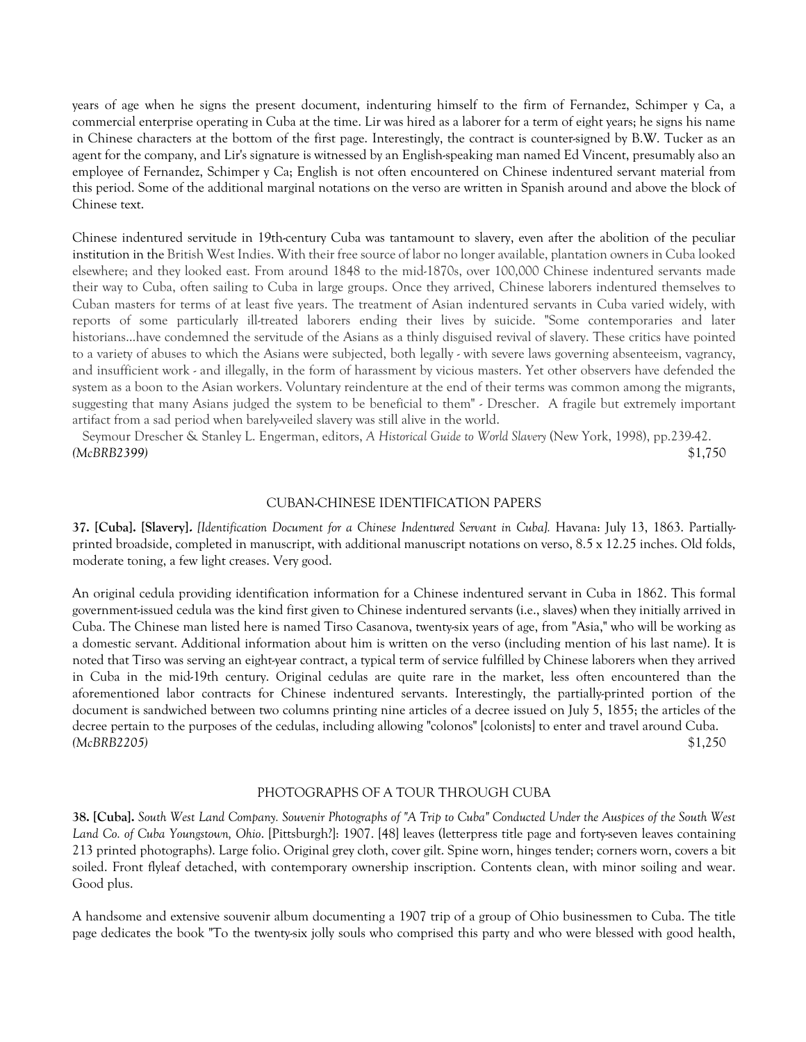years of age when he signs the present document, indenturing himself to the firm of Fernandez, Schimper y Ca, a commercial enterprise operating in Cuba at the time. Lir was hired as a laborer for a term of eight years; he signs his name in Chinese characters at the bottom of the first page. Interestingly, the contract is counter-signed by B.W. Tucker as an agent for the company, and Lir's signature is witnessed by an English-speaking man named Ed Vincent, presumably also an employee of Fernandez, Schimper y Ca; English is not often encountered on Chinese indentured servant material from this period. Some of the additional marginal notations on the verso are written in Spanish around and above the block of Chinese text.

Chinese indentured servitude in 19th-century Cuba was tantamount to slavery, even after the abolition of the peculiar institution in the British West Indies. With their free source of labor no longer available, plantation owners in Cuba looked elsewhere; and they looked east. From around 1848 to the mid-1870s, over 100,000 Chinese indentured servants made their way to Cuba, often sailing to Cuba in large groups. Once they arrived, Chinese laborers indentured themselves to Cuban masters for terms of at least five years. The treatment of Asian indentured servants in Cuba varied widely, with reports of some particularly ill-treated laborers ending their lives by suicide. "Some contemporaries and later historians...have condemned the servitude of the Asians as a thinly disguised revival of slavery. These critics have pointed to a variety of abuses to which the Asians were subjected, both legally - with severe laws governing absenteeism, vagrancy, and insufficient work - and illegally, in the form of harassment by vicious masters. Yet other observers have defended the system as a boon to the Asian workers. Voluntary reindenture at the end of their terms was common among the migrants, suggesting that many Asians judged the system to be beneficial to them" - Drescher. A fragile but extremely important artifact from a sad period when barely-veiled slavery was still alive in the world.

Seymour Drescher & Stanley L. Engerman, editors, *A Historical Guide to World Slavery* (New York, 1998), pp.239-42.

*(McBRB2399)* $1,750

CUBAN-CHINESE IDENTIFICATION PAPERS

**37. [Cuba]. [Slavery].** *[Identification Document for a Chinese Indentured Servant in Cuba].* Havana: July 13, 1863. Partially-printed broadside, completed in manuscript, with additional manuscript notations on verso, 8.5 x 12.25 inches. Old folds, moderate toning, a few light creases. Very good.

An original cedula providing identification information for a Chinese indentured servant in Cuba in 1862. This formal government-issued cedula was the kind first given to Chinese indentured servants (i.e., slaves) when they initially arrived in Cuba. The Chinese man listed here is named Tirso Casanova, twenty-six years of age, from "Asia," who will be working as a domestic servant. Additional information about him is written on the verso (including mention of his last name). It is noted that Tirso was serving an eight-year contract, a typical term of service fulfilled by Chinese laborers when they arrived in Cuba in the mid-19th century. Original cedulas are quite rare in the market, less often encountered than the aforementioned labor contracts for Chinese indentured servants. Interestingly, the partially-printed portion of the document is sandwiched between two columns printing nine articles of a decree issued on July 5, 1855; the articles of the decree pertain to the purposes of the cedulas, including allowing "colonos" [colonists] to enter and travel around Cuba.

*(McBRB2205)* $1,250

PHOTOGRAPHS OF A TOUR THROUGH CUBA

**38. [Cuba].** *South West Land Company. Souvenir Photographs of "A Trip to Cuba" Conducted Under the Auspices of the South West Land Co. of Cuba Youngstown, Ohio.* [Pittsburgh?]: 1907. [48] leaves (letterpress title page and forty-seven leaves containing 213 printed photographs). Large folio. Original grey cloth, cover gilt. Spine worn, hinges tender; corners worn, covers a bit soiled. Front flyleaf detached, with contemporary ownership inscription. Contents clean, with minor soiling and wear. Good plus.

A handsome and extensive souvenir album documenting a 1907 trip of a group of Ohio businessmen to Cuba. The title page dedicates the book "To the twenty-six jolly souls who comprised this party and who were blessed with good health,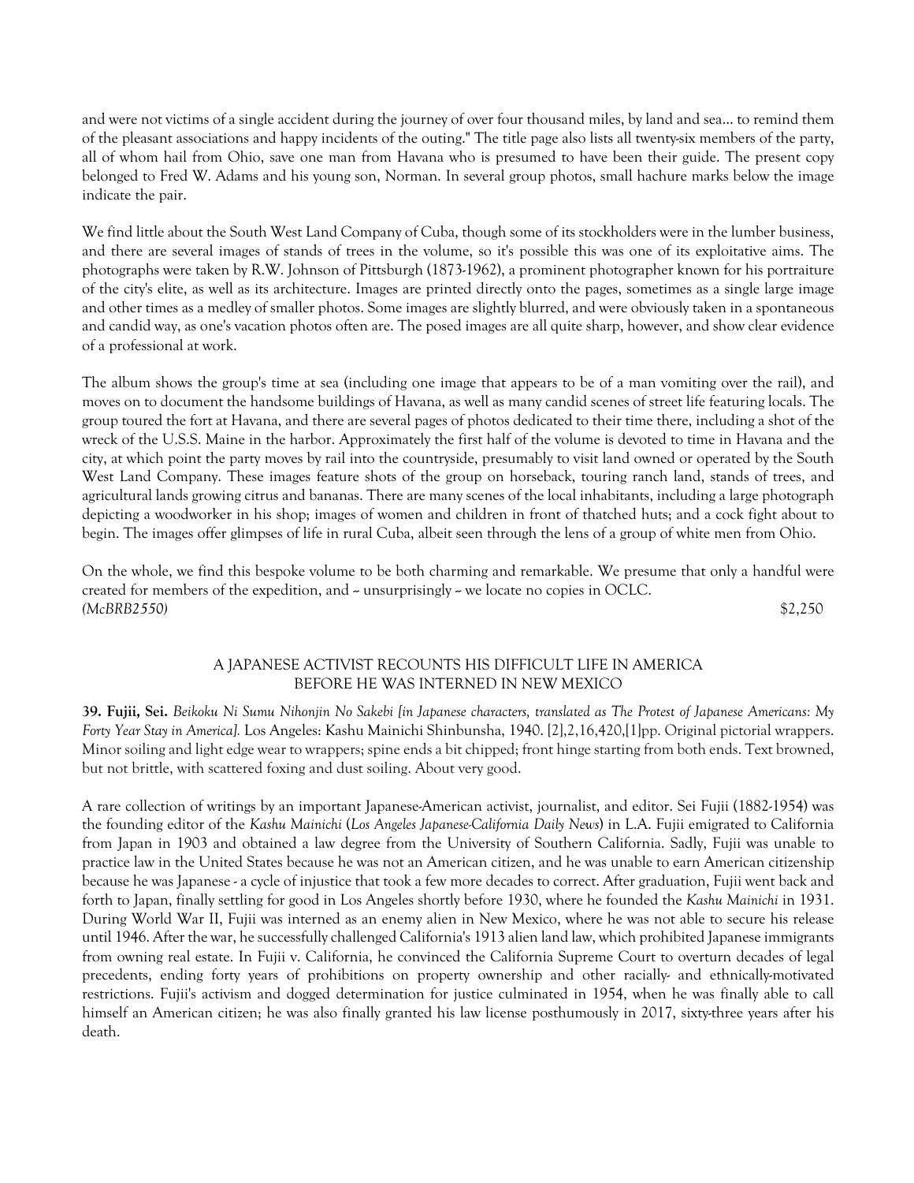and were not victims of a single accident during the journey of over four thousand miles, by land and sea... to remind them of the pleasant associations and happy incidents of the outing." The title page also lists all twenty-six members of the party, all of whom hail from Ohio, save one man from Havana who is presumed to have been their guide. The present copy belonged to Fred W. Adams and his young son, Norman. In several group photos, small hachure marks below the image indicate the pair.

We find little about the South West Land Company of Cuba, though some of its stockholders were in the lumber business, and there are several images of stands of trees in the volume, so it's possible this was one of its exploitative aims. The photographs were taken by R.W. Johnson of Pittsburgh (1873-1962), a prominent photographer known for his portraiture of the city's elite, as well as its architecture. Images are printed directly onto the pages, sometimes as a single large image and other times as a medley of smaller photos. Some images are slightly blurred, and were obviously taken in a spontaneous and candid way, as one's vacation photos often are. The posed images are all quite sharp, however, and show clear evidence of a professional at work.

The album shows the group's time at sea (including one image that appears to be of a man vomiting over the rail), and moves on to document the handsome buildings of Havana, as well as many candid scenes of street life featuring locals. The group toured the fort at Havana, and there are several pages of photos dedicated to their time there, including a shot of the wreck of the U.S.S. Maine in the harbor. Approximately the first half of the volume is devoted to time in Havana and the city, at which point the party moves by rail into the countryside, presumably to visit land owned or operated by the South West Land Company. These images feature shots of the group on horseback, touring ranch land, stands of trees, and agricultural lands growing citrus and bananas. There are many scenes of the local inhabitants, including a large photograph depicting a woodworker in his shop; images of women and children in front of thatched huts; and a cock fight about to begin. The images offer glimpses of life in rural Cuba, albeit seen through the lens of a group of white men from Ohio.

On the whole, we find this bespoke volume to be both charming and remarkable. We presume that only a handful were created for members of the expedition, and -- unsurprisingly -- we locate no copies in OCLC.

*(McBRB2550)* $2,250

### A JAPANESE ACTIVIST RECOUNTS HIS DIFFICULT LIFE IN AMERICA BEFORE HE WAS INTERNED IN NEW MEXICO

**39. Fujii, Sei.** *Beikoku Ni Sumu Nihonjin No Sakebi [in Japanese characters, translated as The Protest of Japanese Americans: My Forty Year Stay in America].* Los Angeles: Kashu Mainichi Shinbunsha, 1940. [2],2,16,420,[1]pp. Original pictorial wrappers. Minor soiling and light edge wear to wrappers; spine ends a bit chipped; front hinge starting from both ends. Text browned, but not brittle, with scattered foxing and dust soiling. About very good.

A rare collection of writings by an important Japanese-American activist, journalist, and editor. Sei Fujii (1882-1954) was the founding editor of the *Kashu Mainichi* (*Los Angeles Japanese-California Daily News*) in L.A. Fujii emigrated to California from Japan in 1903 and obtained a law degree from the University of Southern California. Sadly, Fujii was unable to practice law in the United States because he was not an American citizen, and he was unable to earn American citizenship because he was Japanese - a cycle of injustice that took a few more decades to correct. After graduation, Fujii went back and forth to Japan, finally settling for good in Los Angeles shortly before 1930, where he founded the *Kashu Mainichi* in 1931. During World War II, Fujii was interned as an enemy alien in New Mexico, where he was not able to secure his release until 1946. After the war, he successfully challenged California's 1913 alien land law, which prohibited Japanese immigrants from owning real estate. In Fujii v. California, he convinced the California Supreme Court to overturn decades of legal precedents, ending forty years of prohibitions on property ownership and other racially- and ethnically-motivated restrictions. Fujii's activism and dogged determination for justice culminated in 1954, when he was finally able to call himself an American citizen; he was also finally granted his law license posthumously in 2017, sixty-three years after his death.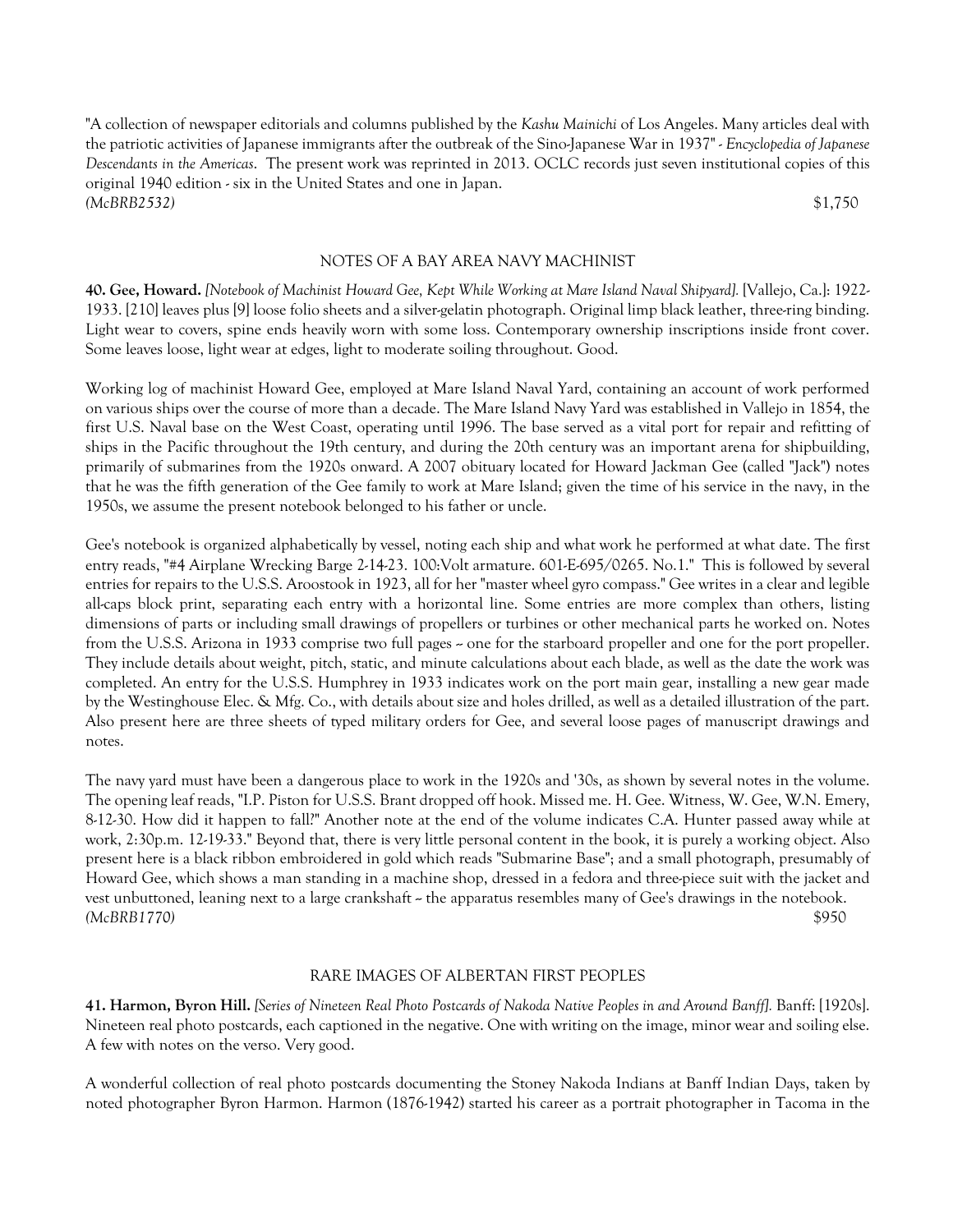"A collection of newspaper editorials and columns published by the *Kashu Mainichi* of Los Angeles. Many articles deal with the patriotic activities of Japanese immigrants after the outbreak of the Sino-Japanese War in 1937" - *Encyclopedia of Japanese Descendants in the Americas*. The present work was reprinted in 2013. OCLC records just seven institutional copies of this original 1940 edition - six in the United States and one in Japan.
*(McBRB2532)* $1,750

## NOTES OF A BAY AREA NAVY MACHINIST

**40. Gee, Howard.** *[Notebook of Machinist Howard Gee, Kept While Working at Mare Island Naval Shipyard].* [Vallejo, Ca.]: 1922-1933. [210] leaves plus [9] loose folio sheets and a silver-gelatin photograph. Original limp black leather, three-ring binding. Light wear to covers, spine ends heavily worn with some loss. Contemporary ownership inscriptions inside front cover. Some leaves loose, light wear at edges, light to moderate soiling throughout. Good.

Working log of machinist Howard Gee, employed at Mare Island Naval Yard, containing an account of work performed on various ships over the course of more than a decade. The Mare Island Navy Yard was established in Vallejo in 1854, the first U.S. Naval base on the West Coast, operating until 1996. The base served as a vital port for repair and refitting of ships in the Pacific throughout the 19th century, and during the 20th century was an important arena for shipbuilding, primarily of submarines from the 1920s onward. A 2007 obituary located for Howard Jackman Gee (called "Jack") notes that he was the fifth generation of the Gee family to work at Mare Island; given the time of his service in the navy, in the 1950s, we assume the present notebook belonged to his father or uncle.

Gee's notebook is organized alphabetically by vessel, noting each ship and what work he performed at what date. The first entry reads, "#4 Airplane Wrecking Barge 2-14-23. 100:Volt armature. 601-E-695/0265. No.1." This is followed by several entries for repairs to the U.S.S. Aroostook in 1923, all for her "master wheel gyro compass." Gee writes in a clear and legible all-caps block print, separating each entry with a horizontal line. Some entries are more complex than others, listing dimensions of parts or including small drawings of propellers or turbines or other mechanical parts he worked on. Notes from the U.S.S. Arizona in 1933 comprise two full pages -- one for the starboard propeller and one for the port propeller. They include details about weight, pitch, static, and minute calculations about each blade, as well as the date the work was completed. An entry for the U.S.S. Humphrey in 1933 indicates work on the port main gear, installing a new gear made by the Westinghouse Elec. & Mfg. Co., with details about size and holes drilled, as well as a detailed illustration of the part. Also present here are three sheets of typed military orders for Gee, and several loose pages of manuscript drawings and notes.

The navy yard must have been a dangerous place to work in the 1920s and '30s, as shown by several notes in the volume. The opening leaf reads, "I.P. Piston for U.S.S. Brant dropped off hook. Missed me. H. Gee. Witness, W. Gee, W.N. Emery, 8-12-30. How did it happen to fall?" Another note at the end of the volume indicates C.A. Hunter passed away while at work, 2:30p.m. 12-19-33." Beyond that, there is very little personal content in the book, it is purely a working object. Also present here is a black ribbon embroidered in gold which reads "Submarine Base"; and a small photograph, presumably of Howard Gee, which shows a man standing in a machine shop, dressed in a fedora and three-piece suit with the jacket and vest unbuttoned, leaning next to a large crankshaft -- the apparatus resembles many of Gee's drawings in the notebook.
*(McBRB1770)* $950

## RARE IMAGES OF ALBERTAN FIRST PEOPLES

**41. Harmon, Byron Hill.** *[Series of Nineteen Real Photo Postcards of Nakoda Native Peoples in and Around Banff].* Banff: [1920s]. Nineteen real photo postcards, each captioned in the negative. One with writing on the image, minor wear and soiling else. A few with notes on the verso. Very good.

A wonderful collection of real photo postcards documenting the Stoney Nakoda Indians at Banff Indian Days, taken by noted photographer Byron Harmon. Harmon (1876-1942) started his career as a portrait photographer in Tacoma in the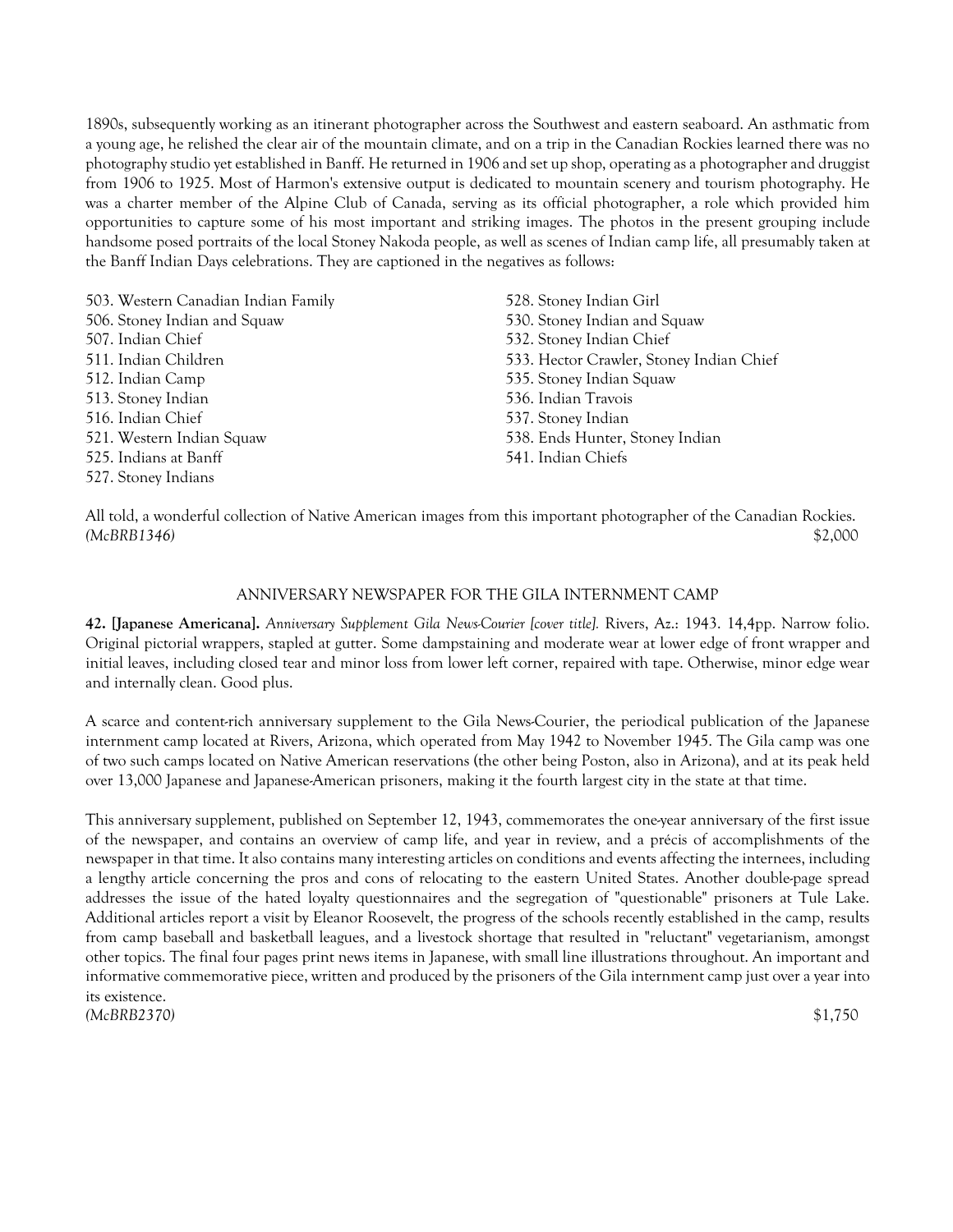1890s, subsequently working as an itinerant photographer across the Southwest and eastern seaboard. An asthmatic from a young age, he relished the clear air of the mountain climate, and on a trip in the Canadian Rockies learned there was no photography studio yet established in Banff. He returned in 1906 and set up shop, operating as a photographer and druggist from 1906 to 1925. Most of Harmon's extensive output is dedicated to mountain scenery and tourism photography. He was a charter member of the Alpine Club of Canada, serving as its official photographer, a role which provided him opportunities to capture some of his most important and striking images. The photos in the present grouping include handsome posed portraits of the local Stoney Nakoda people, as well as scenes of Indian camp life, all presumably taken at the Banff Indian Days celebrations. They are captioned in the negatives as follows:

503. Western Canadian Indian Family
506. Stoney Indian and Squaw
507. Indian Chief
511. Indian Children
512. Indian Camp
513. Stoney Indian
516. Indian Chief
521. Western Indian Squaw
525. Indians at Banff
527. Stoney Indians
528. Stoney Indian Girl
530. Stoney Indian and Squaw
532. Stoney Indian Chief
533. Hector Crawler, Stoney Indian Chief
535. Stoney Indian Squaw
536. Indian Travois
537. Stoney Indian
538. Ends Hunter, Stoney Indian
541. Indian Chiefs

All told, a wonderful collection of Native American images from this important photographer of the Canadian Rockies.
*(McBRB1346)* $2,000

ANNIVERSARY NEWSPAPER FOR THE GILA INTERNMENT CAMP

**42. [Japanese Americana].** *Anniversary Supplement Gila News-Courier [cover title].* Rivers, Az.: 1943. 14,4pp. Narrow folio. Original pictorial wrappers, stapled at gutter. Some dampstaining and moderate wear at lower edge of front wrapper and initial leaves, including closed tear and minor loss from lower left corner, repaired with tape. Otherwise, minor edge wear and internally clean. Good plus.

A scarce and content-rich anniversary supplement to the Gila News-Courier, the periodical publication of the Japanese internment camp located at Rivers, Arizona, which operated from May 1942 to November 1945. The Gila camp was one of two such camps located on Native American reservations (the other being Poston, also in Arizona), and at its peak held over 13,000 Japanese and Japanese-American prisoners, making it the fourth largest city in the state at that time.

This anniversary supplement, published on September 12, 1943, commemorates the one-year anniversary of the first issue of the newspaper, and contains an overview of camp life, and year in review, and a précis of accomplishments of the newspaper in that time. It also contains many interesting articles on conditions and events affecting the internees, including a lengthy article concerning the pros and cons of relocating to the eastern United States. Another double-page spread addresses the issue of the hated loyalty questionnaires and the segregation of "questionable" prisoners at Tule Lake. Additional articles report a visit by Eleanor Roosevelt, the progress of the schools recently established in the camp, results from camp baseball and basketball leagues, and a livestock shortage that resulted in "reluctant" vegetarianism, amongst other topics. The final four pages print news items in Japanese, with small line illustrations throughout. An important and informative commemorative piece, written and produced by the prisoners of the Gila internment camp just over a year into its existence.
*(McBRB2370)* $1,750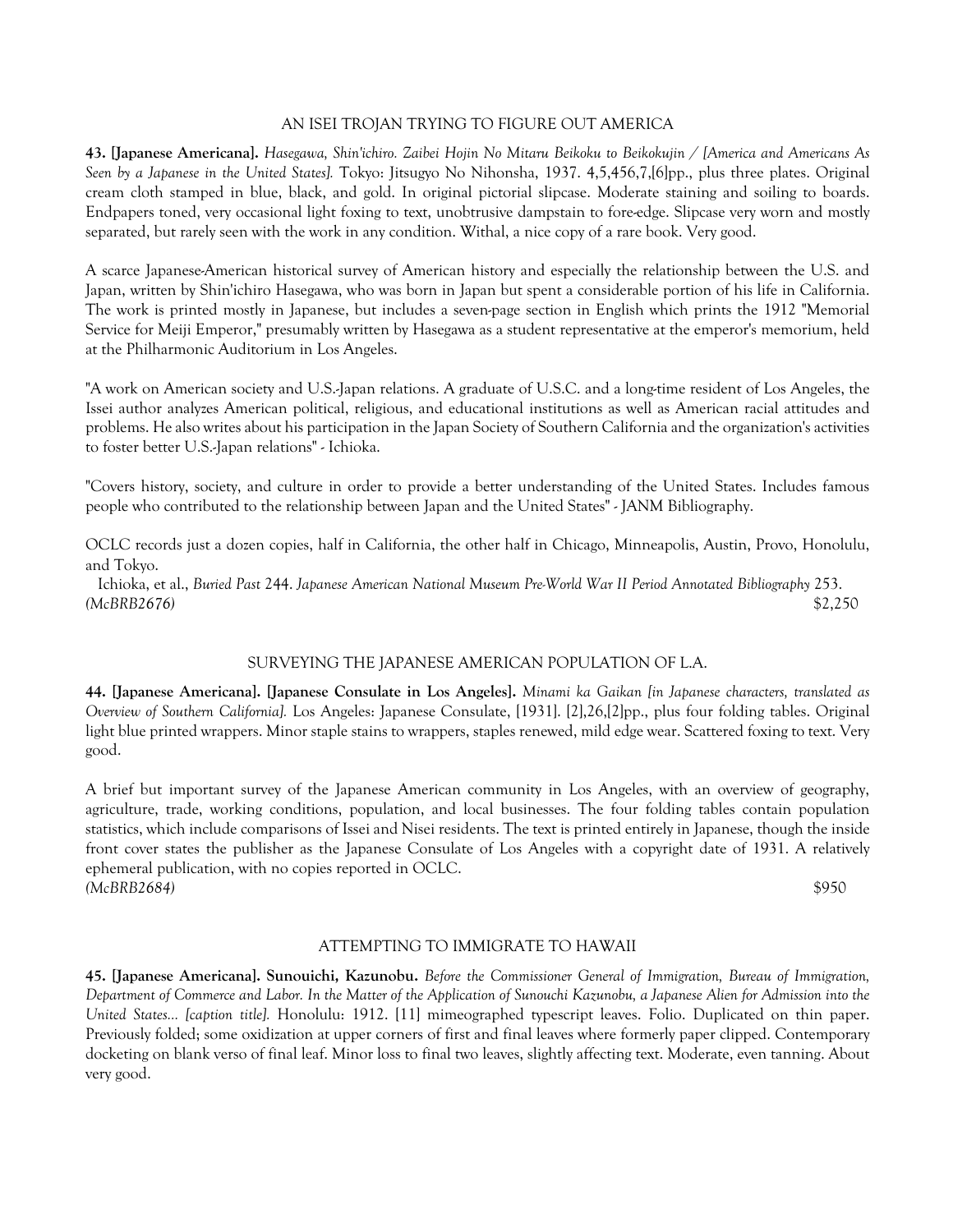### AN ISEI TROJAN TRYING TO FIGURE OUT AMERICA

**43. [Japanese Americana].** *Hasegawa, Shin'ichiro. Zaibei Hojin No Mitaru Beikoku to Beikokujin / [America and Americans As Seen by a Japanese in the United States].* Tokyo: Jitsugyo No Nihonsha, 1937. 4,5,456,7,[6]pp., plus three plates. Original cream cloth stamped in blue, black, and gold. In original pictorial slipcase. Moderate staining and soiling to boards. Endpapers toned, very occasional light foxing to text, unobtrusive dampstain to fore-edge. Slipcase very worn and mostly separated, but rarely seen with the work in any condition. Withal, a nice copy of a rare book. Very good.

A scarce Japanese-American historical survey of American history and especially the relationship between the U.S. and Japan, written by Shin'ichiro Hasegawa, who was born in Japan but spent a considerable portion of his life in California. The work is printed mostly in Japanese, but includes a seven-page section in English which prints the 1912 "Memorial Service for Meiji Emperor," presumably written by Hasegawa as a student representative at the emperor's memorium, held at the Philharmonic Auditorium in Los Angeles.

"A work on American society and U.S.-Japan relations. A graduate of U.S.C. and a long-time resident of Los Angeles, the Issei author analyzes American political, religious, and educational institutions as well as American racial attitudes and problems. He also writes about his participation in the Japan Society of Southern California and the organization's activities to foster better U.S.-Japan relations" - Ichioka.

"Covers history, society, and culture in order to provide a better understanding of the United States. Includes famous people who contributed to the relationship between Japan and the United States" - JANM Bibliography.

OCLC records just a dozen copies, half in California, the other half in Chicago, Minneapolis, Austin, Provo, Honolulu, and Tokyo.

Ichioka, et al., *Buried Past* 244. *Japanese American National Museum Pre-World War II Period Annotated Bibliography* 253.
*(McBRB2676)* $2,250

### SURVEYING THE JAPANESE AMERICAN POPULATION OF L.A.

**44. [Japanese Americana]. [Japanese Consulate in Los Angeles].** *Minami ka Gaikan [in Japanese characters, translated as Overview of Southern California].* Los Angeles: Japanese Consulate, [1931]. [2],26,[2]pp., plus four folding tables. Original light blue printed wrappers. Minor staple stains to wrappers, staples renewed, mild edge wear. Scattered foxing to text. Very good.

A brief but important survey of the Japanese American community in Los Angeles, with an overview of geography, agriculture, trade, working conditions, population, and local businesses. The four folding tables contain population statistics, which include comparisons of Issei and Nisei residents. The text is printed entirely in Japanese, though the inside front cover states the publisher as the Japanese Consulate of Los Angeles with a copyright date of 1931. A relatively ephemeral publication, with no copies reported in OCLC.
*(McBRB2684)* $950

### ATTEMPTING TO IMMIGRATE TO HAWAII

**45. [Japanese Americana]. Sunouichi, Kazunobu.** *Before the Commissioner General of Immigration, Bureau of Immigration, Department of Commerce and Labor. In the Matter of the Application of Sunouchi Kazunobu, a Japanese Alien for Admission into the United States... [caption title].* Honolulu: 1912. [11] mimeographed typescript leaves. Folio. Duplicated on thin paper. Previously folded; some oxidization at upper corners of first and final leaves where formerly paper clipped. Contemporary docketing on blank verso of final leaf. Minor loss to final two leaves, slightly affecting text. Moderate, even tanning. About very good.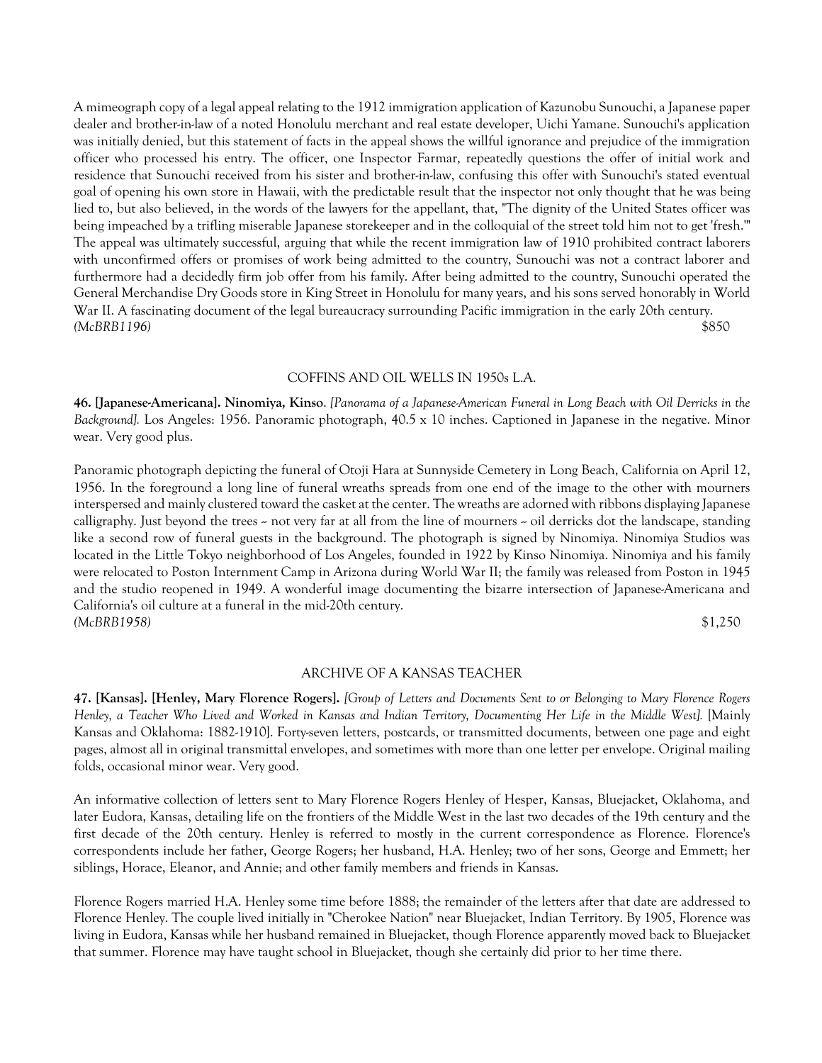A mimeograph copy of a legal appeal relating to the 1912 immigration application of Kazunobu Sunouchi, a Japanese paper dealer and brother-in-law of a noted Honolulu merchant and real estate developer, Uichi Yamane. Sunouchi's application was initially denied, but this statement of facts in the appeal shows the willful ignorance and prejudice of the immigration officer who processed his entry. The officer, one Inspector Farmar, repeatedly questions the offer of initial work and residence that Sunouchi received from his sister and brother-in-law, confusing this offer with Sunouchi's stated eventual goal of opening his own store in Hawaii, with the predictable result that the inspector not only thought that he was being lied to, but also believed, in the words of the lawyers for the appellant, that, "The dignity of the United States officer was being impeached by a trifling miserable Japanese storekeeper and in the colloquial of the street told him not to get 'fresh.'" The appeal was ultimately successful, arguing that while the recent immigration law of 1910 prohibited contract laborers with unconfirmed offers or promises of work being admitted to the country, Sunouchi was not a contract laborer and furthermore had a decidedly firm job offer from his family. After being admitted to the country, Sunouchi operated the General Merchandise Dry Goods store in King Street in Honolulu for many years, and his sons served honorably in World War II. A fascinating document of the legal bureaucracy surrounding Pacific immigration in the early 20th century.
*(McBRB1196)* $850

## COFFINS AND OIL WELLS IN 1950s L.A.

**46. [Japanese-Americana]. Ninomiya, Kinso**. *[Panorama of a Japanese-American Funeral in Long Beach with Oil Derricks in the Background].* Los Angeles: 1956. Panoramic photograph, 40.5 x 10 inches. Captioned in Japanese in the negative. Minor wear. Very good plus.

Panoramic photograph depicting the funeral of Otoji Hara at Sunnyside Cemetery in Long Beach, California on April 12, 1956. In the foreground a long line of funeral wreaths spreads from one end of the image to the other with mourners interspersed and mainly clustered toward the casket at the center. The wreaths are adorned with ribbons displaying Japanese calligraphy. Just beyond the trees ~ not very far at all from the line of mourners ~ oil derricks dot the landscape, standing like a second row of funeral guests in the background. The photograph is signed by Ninomiya. Ninomiya Studios was located in the Little Tokyo neighborhood of Los Angeles, founded in 1922 by Kinso Ninomiya. Ninomiya and his family were relocated to Poston Internment Camp in Arizona during World War II; the family was released from Poston in 1945 and the studio reopened in 1949. A wonderful image documenting the bizarre intersection of Japanese-Americana and California's oil culture at a funeral in the mid-20th century.
*(McBRB1958)* $1,250

## ARCHIVE OF A KANSAS TEACHER

**47. [Kansas]. [Henley, Mary Florence Rogers].** *[Group of Letters and Documents Sent to or Belonging to Mary Florence Rogers Henley, a Teacher Who Lived and Worked in Kansas and Indian Territory, Documenting Her Life in the Middle West].* [Mainly Kansas and Oklahoma: 1882-1910]. Forty-seven letters, postcards, or transmitted documents, between one page and eight pages, almost all in original transmittal envelopes, and sometimes with more than one letter per envelope. Original mailing folds, occasional minor wear. Very good.

An informative collection of letters sent to Mary Florence Rogers Henley of Hesper, Kansas, Bluejacket, Oklahoma, and later Eudora, Kansas, detailing life on the frontiers of the Middle West in the last two decades of the 19th century and the first decade of the 20th century. Henley is referred to mostly in the current correspondence as Florence. Florence's correspondents include her father, George Rogers; her husband, H.A. Henley; two of her sons, George and Emmett; her siblings, Horace, Eleanor, and Annie; and other family members and friends in Kansas.

Florence Rogers married H.A. Henley some time before 1888; the remainder of the letters after that date are addressed to Florence Henley. The couple lived initially in "Cherokee Nation" near Bluejacket, Indian Territory. By 1905, Florence was living in Eudora, Kansas while her husband remained in Bluejacket, though Florence apparently moved back to Bluejacket that summer. Florence may have taught school in Bluejacket, though she certainly did prior to her time there.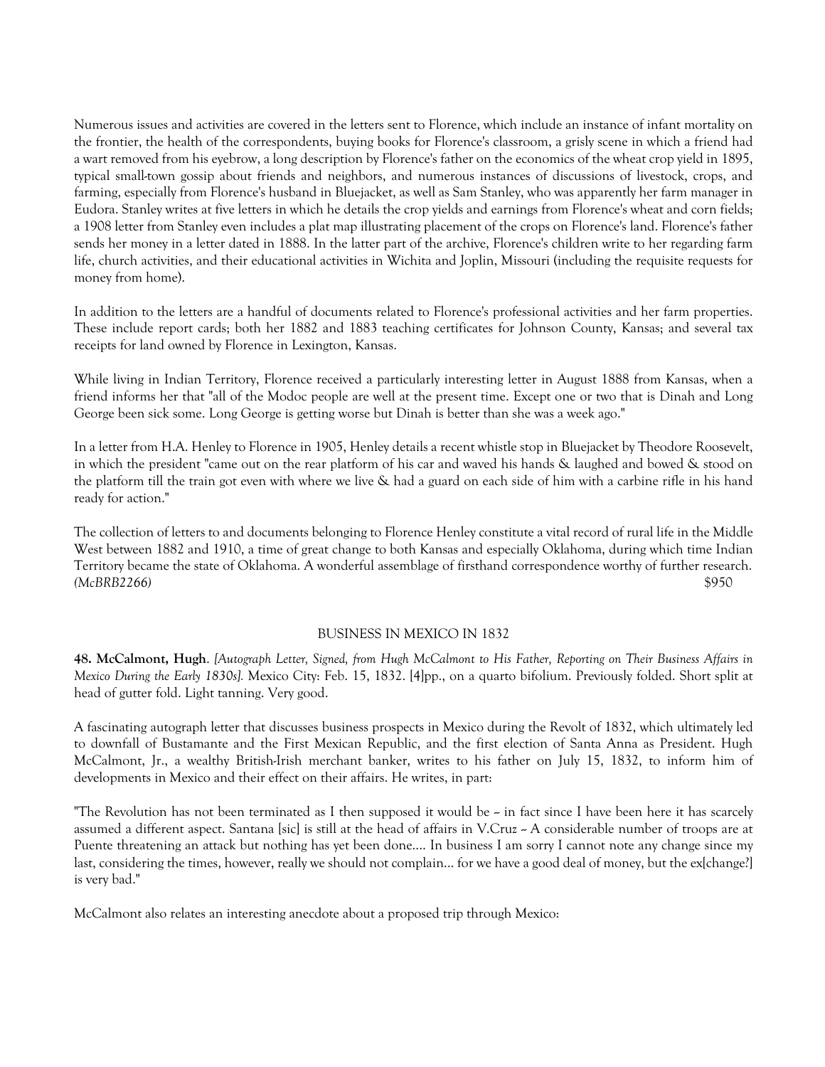Numerous issues and activities are covered in the letters sent to Florence, which include an instance of infant mortality on the frontier, the health of the correspondents, buying books for Florence's classroom, a grisly scene in which a friend had a wart removed from his eyebrow, a long description by Florence's father on the economics of the wheat crop yield in 1895, typical small-town gossip about friends and neighbors, and numerous instances of discussions of livestock, crops, and farming, especially from Florence's husband in Bluejacket, as well as Sam Stanley, who was apparently her farm manager in Eudora. Stanley writes at five letters in which he details the crop yields and earnings from Florence's wheat and corn fields; a 1908 letter from Stanley even includes a plat map illustrating placement of the crops on Florence's land. Florence's father sends her money in a letter dated in 1888. In the latter part of the archive, Florence's children write to her regarding farm life, church activities, and their educational activities in Wichita and Joplin, Missouri (including the requisite requests for money from home).

In addition to the letters are a handful of documents related to Florence's professional activities and her farm properties. These include report cards; both her 1882 and 1883 teaching certificates for Johnson County, Kansas; and several tax receipts for land owned by Florence in Lexington, Kansas.

While living in Indian Territory, Florence received a particularly interesting letter in August 1888 from Kansas, when a friend informs her that "all of the Modoc people are well at the present time. Except one or two that is Dinah and Long George been sick some. Long George is getting worse but Dinah is better than she was a week ago."

In a letter from H.A. Henley to Florence in 1905, Henley details a recent whistle stop in Bluejacket by Theodore Roosevelt, in which the president "came out on the rear platform of his car and waved his hands & laughed and bowed & stood on the platform till the train got even with where we live & had a guard on each side of him with a carbine rifle in his hand ready for action."

The collection of letters to and documents belonging to Florence Henley constitute a vital record of rural life in the Middle West between 1882 and 1910, a time of great change to both Kansas and especially Oklahoma, during which time Indian Territory became the state of Oklahoma. A wonderful assemblage of firsthand correspondence worthy of further research. *(McBRB2266)* $950

BUSINESS IN MEXICO IN 1832

**48. McCalmont, Hugh**. *[Autograph Letter, Signed, from Hugh McCalmont to His Father, Reporting on Their Business Affairs in Mexico During the Early 1830s].* Mexico City: Feb. 15, 1832. [4]pp., on a quarto bifolium. Previously folded. Short split at head of gutter fold. Light tanning. Very good.

A fascinating autograph letter that discusses business prospects in Mexico during the Revolt of 1832, which ultimately led to downfall of Bustamante and the First Mexican Republic, and the first election of Santa Anna as President. Hugh McCalmont, Jr., a wealthy British-Irish merchant banker, writes to his father on July 15, 1832, to inform him of developments in Mexico and their effect on their affairs. He writes, in part:

"The Revolution has not been terminated as I then supposed it would be ~ in fact since I have been here it has scarcely assumed a different aspect. Santana [sic] is still at the head of affairs in V.Cruz ~ A considerable number of troops are at Puente threatening an attack but nothing has yet been done.... In business I am sorry I cannot note any change since my last, considering the times, however, really we should not complain... for we have a good deal of money, but the ex[change?] is very bad."

McCalmont also relates an interesting anecdote about a proposed trip through Mexico: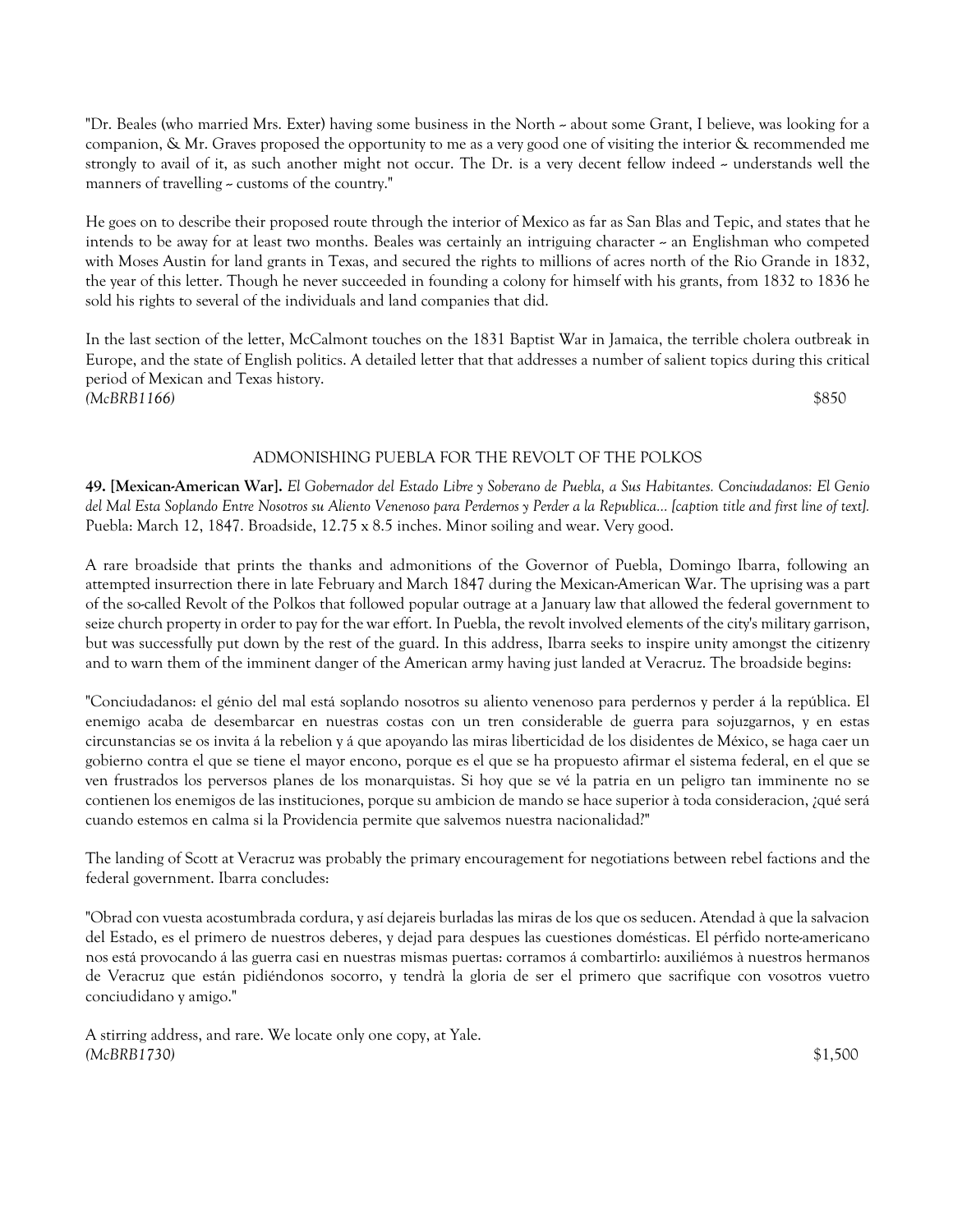"Dr. Beales (who married Mrs. Exter) having some business in the North ~ about some Grant, I believe, was looking for a companion, & Mr. Graves proposed the opportunity to me as a very good one of visiting the interior & recommended me strongly to avail of it, as such another might not occur. The Dr. is a very decent fellow indeed ~ understands well the manners of travelling ~ customs of the country."

He goes on to describe their proposed route through the interior of Mexico as far as San Blas and Tepic, and states that he intends to be away for at least two months. Beales was certainly an intriguing character ~ an Englishman who competed with Moses Austin for land grants in Texas, and secured the rights to millions of acres north of the Rio Grande in 1832, the year of this letter. Though he never succeeded in founding a colony for himself with his grants, from 1832 to 1836 he sold his rights to several of the individuals and land companies that did.

In the last section of the letter, McCalmont touches on the 1831 Baptist War in Jamaica, the terrible cholera outbreak in Europe, and the state of English politics. A detailed letter that that addresses a number of salient topics during this critical period of Mexican and Texas history.

*(McBRB1166)* $850

## ADMONISHING PUEBLA FOR THE REVOLT OF THE POLKOS

**49. [Mexican-American War].** *El Gobernador del Estado Libre y Soberano de Puebla, a Sus Habitantes. Conciudadanos: El Genio del Mal Esta Soplando Entre Nosotros su Aliento Venenoso para Perdernos y Perder a la Republica... [caption title and first line of text].* Puebla: March 12, 1847. Broadside, 12.75 x 8.5 inches. Minor soiling and wear. Very good.

A rare broadside that prints the thanks and admonitions of the Governor of Puebla, Domingo Ibarra, following an attempted insurrection there in late February and March 1847 during the Mexican-American War. The uprising was a part of the so-called Revolt of the Polkos that followed popular outrage at a January law that allowed the federal government to seize church property in order to pay for the war effort. In Puebla, the revolt involved elements of the city's military garrison, but was successfully put down by the rest of the guard. In this address, Ibarra seeks to inspire unity amongst the citizenry and to warn them of the imminent danger of the American army having just landed at Veracruz. The broadside begins:

"Conciudadanos: el génio del mal está soplando nosotros su aliento venenoso para perdernos y perder á la república. El enemigo acaba de desembarcar en nuestras costas con un tren considerable de guerra para sojuzgarnos, y en estas circunstancias se os invita á la rebelion y á que apoyando las miras liberticidad de los disidentes de México, se haga caer un gobierno contra el que se tiene el mayor encono, porque es el que se ha propuesto afirmar el sistema federal, en el que se ven frustrados los perversos planes de los monarquistas. Si hoy que se vé la patria en un peligro tan imminente no se contienen los enemigos de las instituciones, porque su ambicion de mando se hace superior à toda consideracion, ¿qué será cuando estemos en calma si la Providencia permite que salvemos nuestra nacionalidad?"

The landing of Scott at Veracruz was probably the primary encouragement for negotiations between rebel factions and the federal government. Ibarra concludes:

"Obrad con vuesta acostumbrada cordura, y así dejareis burladas las miras de los que os seducen. Atendad à que la salvacion del Estado, es el primero de nuestros deberes, y dejad para despues las cuestiones domésticas. El pérfido norte-americano nos está provocando á las guerra casi en nuestras mismas puertas: corramos á combartirlo: auxiliémos à nuestros hermanos de Veracruz que están pidiéndonos socorro, y tendrà la gloria de ser el primero que sacrifique con vosotros vuetro conciudidano y amigo."

A stirring address, and rare. We locate only one copy, at Yale.

*(McBRB1730)* $1,500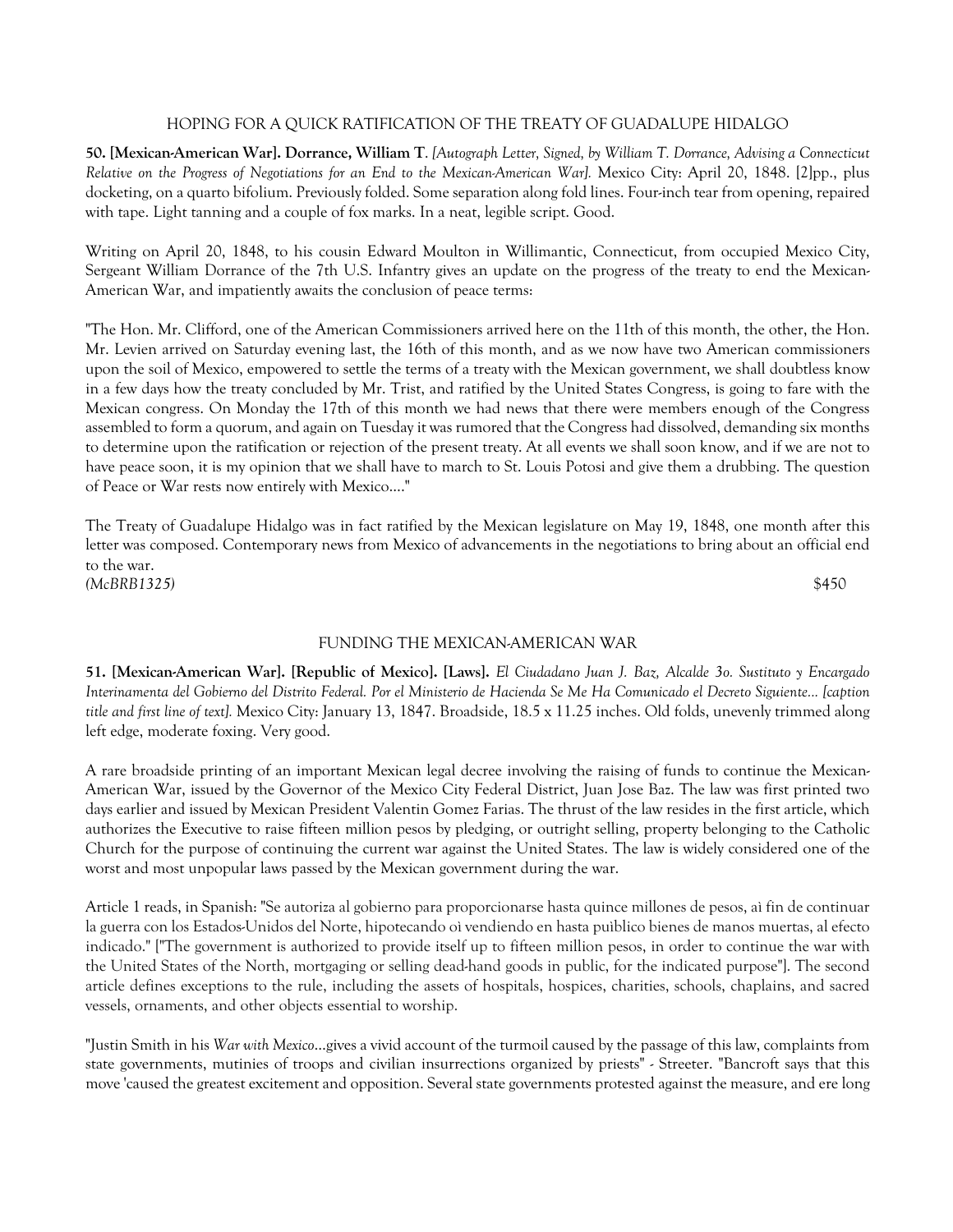## HOPING FOR A QUICK RATIFICATION OF THE TREATY OF GUADALUPE HIDALGO

**50. [Mexican-American War]. Dorrance, William T**. *[Autograph Letter, Signed, by William T. Dorrance, Advising a Connecticut Relative on the Progress of Negotiations for an End to the Mexican-American War].* Mexico City: April 20, 1848. [2]pp., plus docketing, on a quarto bifolium. Previously folded. Some separation along fold lines. Four-inch tear from opening, repaired with tape. Light tanning and a couple of fox marks. In a neat, legible script. Good.

Writing on April 20, 1848, to his cousin Edward Moulton in Willimantic, Connecticut, from occupied Mexico City, Sergeant William Dorrance of the 7th U.S. Infantry gives an update on the progress of the treaty to end the Mexican-American War, and impatiently awaits the conclusion of peace terms:

"The Hon. Mr. Clifford, one of the American Commissioners arrived here on the 11th of this month, the other, the Hon. Mr. Levien arrived on Saturday evening last, the 16th of this month, and as we now have two American commissioners upon the soil of Mexico, empowered to settle the terms of a treaty with the Mexican government, we shall doubtless know in a few days how the treaty concluded by Mr. Trist, and ratified by the United States Congress, is going to fare with the Mexican congress. On Monday the 17th of this month we had news that there were members enough of the Congress assembled to form a quorum, and again on Tuesday it was rumored that the Congress had dissolved, demanding six months to determine upon the ratification or rejection of the present treaty. At all events we shall soon know, and if we are not to have peace soon, it is my opinion that we shall have to march to St. Louis Potosi and give them a drubbing. The question of Peace or War rests now entirely with Mexico...."

The Treaty of Guadalupe Hidalgo was in fact ratified by the Mexican legislature on May 19, 1848, one month after this letter was composed. Contemporary news from Mexico of advancements in the negotiations to bring about an official end to the war.

*(McBRB1325)* $450

## FUNDING THE MEXICAN-AMERICAN WAR

**51. [Mexican-American War]. [Republic of Mexico]. [Laws].** *El Ciudadano Juan J. Baz, Alcalde 3o. Sustituto y Encargado Interinamenta del Gobierno del Distrito Federal. Por el Ministerio de Hacienda Se Me Ha Comunicado el Decreto Siguiente... [caption title and first line of text].* Mexico City: January 13, 1847. Broadside, 18.5 x 11.25 inches. Old folds, unevenly trimmed along left edge, moderate foxing. Very good.

A rare broadside printing of an important Mexican legal decree involving the raising of funds to continue the Mexican-American War, issued by the Governor of the Mexico City Federal District, Juan Jose Baz. The law was first printed two days earlier and issued by Mexican President Valentin Gomez Farias. The thrust of the law resides in the first article, which authorizes the Executive to raise fifteen million pesos by pledging, or outright selling, property belonging to the Catholic Church for the purpose of continuing the current war against the United States. The law is widely considered one of the worst and most unpopular laws passed by the Mexican government during the war.

Article 1 reads, in Spanish: "Se autoriza al gobierno para proporcionarse hasta quince millones de pesos, aì fin de continuar la guerra con los Estados-Unidos del Norte, hipotecando oì vendiendo en hasta puiblico bienes de manos muertas, al efecto indicado." ["The government is authorized to provide itself up to fifteen million pesos, in order to continue the war with the United States of the North, mortgaging or selling dead-hand goods in public, for the indicated purpose"]. The second article defines exceptions to the rule, including the assets of hospitals, hospices, charities, schools, chaplains, and sacred vessels, ornaments, and other objects essential to worship.

"Justin Smith in his *War with Mexico*...gives a vivid account of the turmoil caused by the passage of this law, complaints from state governments, mutinies of troops and civilian insurrections organized by priests" - Streeter. "Bancroft says that this move 'caused the greatest excitement and opposition. Several state governments protested against the measure, and ere long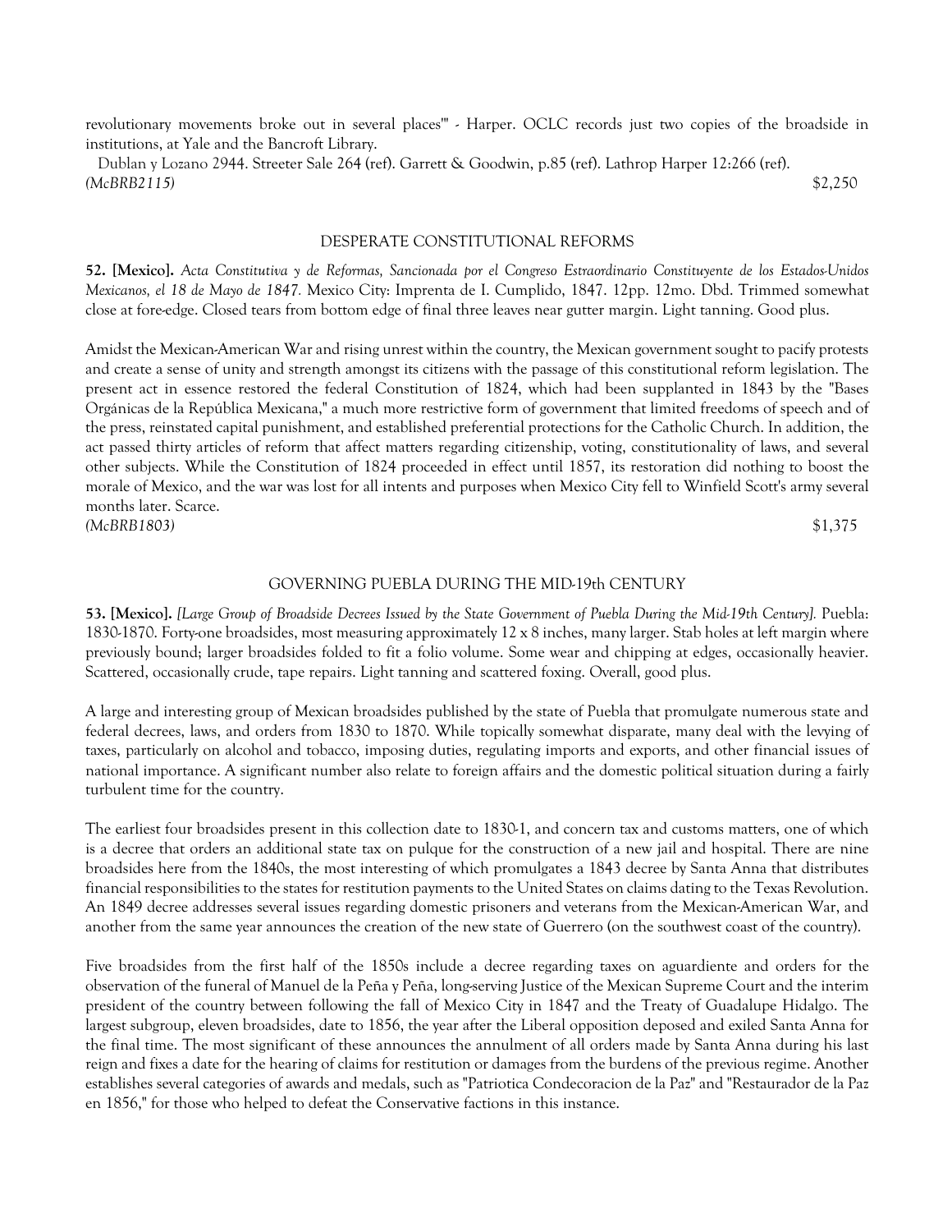revolutionary movements broke out in several places'" - Harper. OCLC records just two copies of the broadside in institutions, at Yale and the Bancroft Library.

Dublan y Lozano 2944. Streeter Sale 264 (ref). Garrett & Goodwin, p.85 (ref). Lathrop Harper 12:266 (ref).
*(McBRB2115)* $2,250

### DESPERATE CONSTITUTIONAL REFORMS

**52. [Mexico].** *Acta Constitutiva y de Reformas, Sancionada por el Congreso Estraordinario Constituyente de los Estados-Unidos Mexicanos, el 18 de Mayo de 1847.* Mexico City: Imprenta de I. Cumplido, 1847. 12pp. 12mo. Dbd. Trimmed somewhat close at fore-edge. Closed tears from bottom edge of final three leaves near gutter margin. Light tanning. Good plus.

Amidst the Mexican-American War and rising unrest within the country, the Mexican government sought to pacify protests and create a sense of unity and strength amongst its citizens with the passage of this constitutional reform legislation. The present act in essence restored the federal Constitution of 1824, which had been supplanted in 1843 by the "Bases Orgánicas de la República Mexicana," a much more restrictive form of government that limited freedoms of speech and of the press, reinstated capital punishment, and established preferential protections for the Catholic Church. In addition, the act passed thirty articles of reform that affect matters regarding citizenship, voting, constitutionality of laws, and several other subjects. While the Constitution of 1824 proceeded in effect until 1857, its restoration did nothing to boost the morale of Mexico, and the war was lost for all intents and purposes when Mexico City fell to Winfield Scott's army several months later. Scarce.
*(McBRB1803)* $1,375

### GOVERNING PUEBLA DURING THE MID-19th CENTURY

**53. [Mexico].** *[Large Group of Broadside Decrees Issued by the State Government of Puebla During the Mid-19th Century].* Puebla: 1830-1870. Forty-one broadsides, most measuring approximately 12 x 8 inches, many larger. Stab holes at left margin where previously bound; larger broadsides folded to fit a folio volume. Some wear and chipping at edges, occasionally heavier. Scattered, occasionally crude, tape repairs. Light tanning and scattered foxing. Overall, good plus.

A large and interesting group of Mexican broadsides published by the state of Puebla that promulgate numerous state and federal decrees, laws, and orders from 1830 to 1870. While topically somewhat disparate, many deal with the levying of taxes, particularly on alcohol and tobacco, imposing duties, regulating imports and exports, and other financial issues of national importance. A significant number also relate to foreign affairs and the domestic political situation during a fairly turbulent time for the country.

The earliest four broadsides present in this collection date to 1830-1, and concern tax and customs matters, one of which is a decree that orders an additional state tax on pulque for the construction of a new jail and hospital. There are nine broadsides here from the 1840s, the most interesting of which promulgates a 1843 decree by Santa Anna that distributes financial responsibilities to the states for restitution payments to the United States on claims dating to the Texas Revolution. An 1849 decree addresses several issues regarding domestic prisoners and veterans from the Mexican-American War, and another from the same year announces the creation of the new state of Guerrero (on the southwest coast of the country).

Five broadsides from the first half of the 1850s include a decree regarding taxes on aguardiente and orders for the observation of the funeral of Manuel de la Peña y Peña, long-serving Justice of the Mexican Supreme Court and the interim president of the country between following the fall of Mexico City in 1847 and the Treaty of Guadalupe Hidalgo. The largest subgroup, eleven broadsides, date to 1856, the year after the Liberal opposition deposed and exiled Santa Anna for the final time. The most significant of these announces the annulment of all orders made by Santa Anna during his last reign and fixes a date for the hearing of claims for restitution or damages from the burdens of the previous regime. Another establishes several categories of awards and medals, such as "Patriotica Condecoracion de la Paz" and "Restaurador de la Paz en 1856," for those who helped to defeat the Conservative factions in this instance.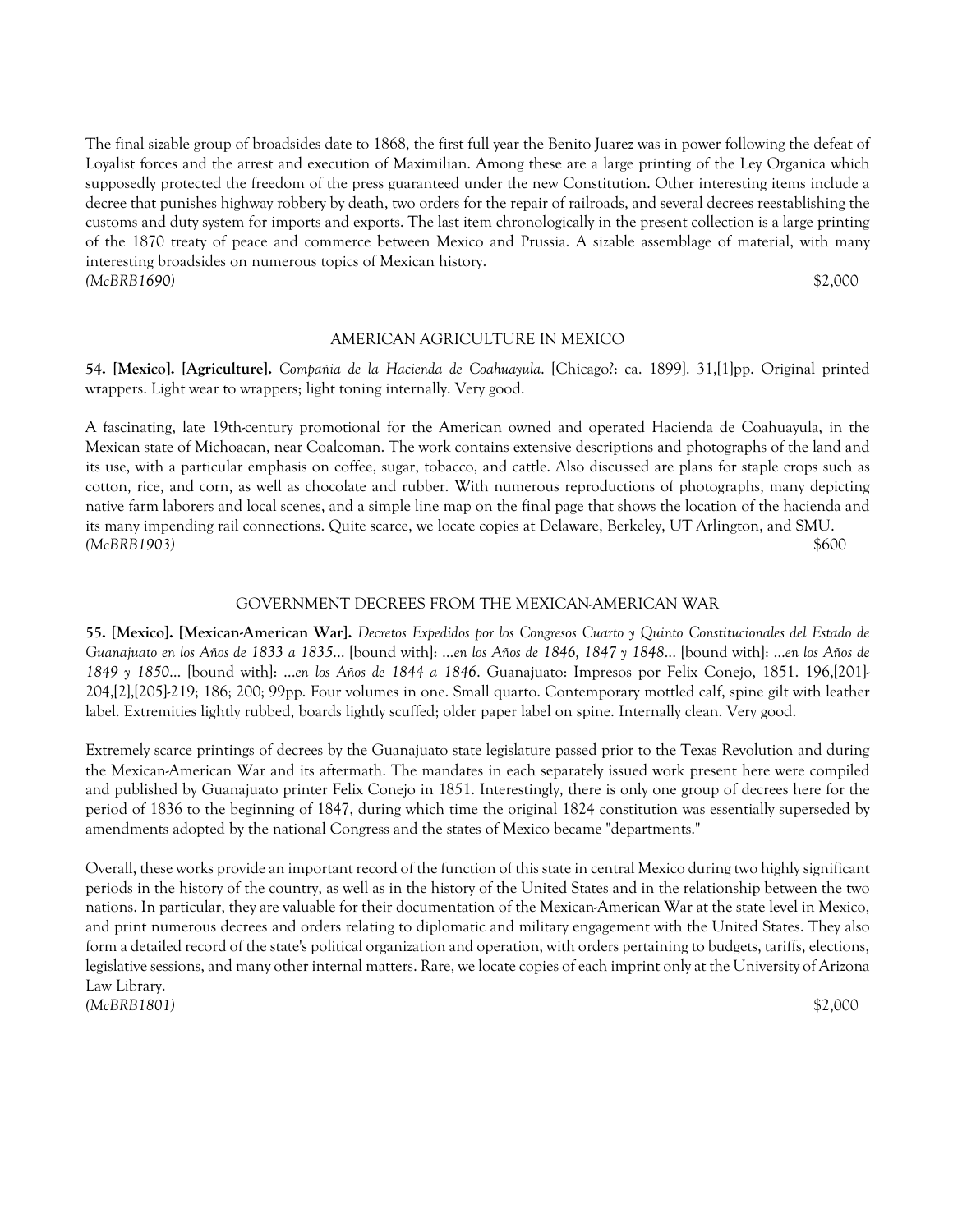The final sizable group of broadsides date to 1868, the first full year the Benito Juarez was in power following the defeat of Loyalist forces and the arrest and execution of Maximilian. Among these are a large printing of the Ley Organica which supposedly protected the freedom of the press guaranteed under the new Constitution. Other interesting items include a decree that punishes highway robbery by death, two orders for the repair of railroads, and several decrees reestablishing the customs and duty system for imports and exports. The last item chronologically in the present collection is a large printing of the 1870 treaty of peace and commerce between Mexico and Prussia. A sizable assemblage of material, with many interesting broadsides on numerous topics of Mexican history.

*(McBRB1690)* $2,000

## AMERICAN AGRICULTURE IN MEXICO

**54. [Mexico]. [Agriculture].** *Compañia de la Hacienda de Coahuayula*. [Chicago?: ca. 1899]. 31,[1]pp. Original printed wrappers. Light wear to wrappers; light toning internally. Very good.

A fascinating, late 19th-century promotional for the American owned and operated Hacienda de Coahuayula, in the Mexican state of Michoacan, near Coalcoman. The work contains extensive descriptions and photographs of the land and its use, with a particular emphasis on coffee, sugar, tobacco, and cattle. Also discussed are plans for staple crops such as cotton, rice, and corn, as well as chocolate and rubber. With numerous reproductions of photographs, many depicting native farm laborers and local scenes, and a simple line map on the final page that shows the location of the hacienda and its many impending rail connections. Quite scarce, we locate copies at Delaware, Berkeley, UT Arlington, and SMU.

*(McBRB1903)* $600

## GOVERNMENT DECREES FROM THE MEXICAN-AMERICAN WAR

**55. [Mexico]. [Mexican-American War].** *Decretos Expedidos por los Congresos Cuarto y Quinto Constitucionales del Estado de Guanajuato en los Años de 1833 a 1835...* [bound with]: *...en los Años de 1846, 1847 y 1848...* [bound with]: *...en los Años de 1849 y 1850...* [bound with]: *...en los Años de 1844 a 1846*. Guanajuato: Impresos por Felix Conejo, 1851. 196,[201]-204,[2],[205]-219; 186; 200; 99pp. Four volumes in one. Small quarto. Contemporary mottled calf, spine gilt with leather label. Extremities lightly rubbed, boards lightly scuffed; older paper label on spine. Internally clean. Very good.

Extremely scarce printings of decrees by the Guanajuato state legislature passed prior to the Texas Revolution and during the Mexican-American War and its aftermath. The mandates in each separately issued work present here were compiled and published by Guanajuato printer Felix Conejo in 1851. Interestingly, there is only one group of decrees here for the period of 1836 to the beginning of 1847, during which time the original 1824 constitution was essentially superseded by amendments adopted by the national Congress and the states of Mexico became "departments."

Overall, these works provide an important record of the function of this state in central Mexico during two highly significant periods in the history of the country, as well as in the history of the United States and in the relationship between the two nations. In particular, they are valuable for their documentation of the Mexican-American War at the state level in Mexico, and print numerous decrees and orders relating to diplomatic and military engagement with the United States. They also form a detailed record of the state's political organization and operation, with orders pertaining to budgets, tariffs, elections, legislative sessions, and many other internal matters. Rare, we locate copies of each imprint only at the University of Arizona Law Library.

*(McBRB1801)* $2,000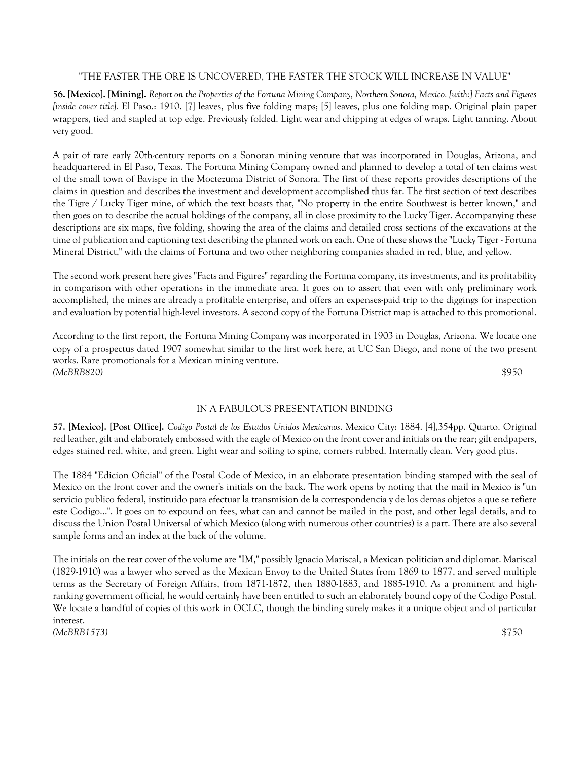"THE FASTER THE ORE IS UNCOVERED, THE FASTER THE STOCK WILL INCREASE IN VALUE"

**56. [Mexico]. [Mining].** *Report on the Properties of the Fortuna Mining Company, Northern Sonora, Mexico. [with:] Facts and Figures [inside cover title].* El Paso.: 1910. [7] leaves, plus five folding maps; [5] leaves, plus one folding map. Original plain paper wrappers, tied and stapled at top edge. Previously folded. Light wear and chipping at edges of wraps. Light tanning. About very good.

A pair of rare early 20th-century reports on a Sonoran mining venture that was incorporated in Douglas, Arizona, and headquartered in El Paso, Texas. The Fortuna Mining Company owned and planned to develop a total of ten claims west of the small town of Bavispe in the Moctezuma District of Sonora. The first of these reports provides descriptions of the claims in question and describes the investment and development accomplished thus far. The first section of text describes the Tigre / Lucky Tiger mine, of which the text boasts that, "No property in the entire Southwest is better known," and then goes on to describe the actual holdings of the company, all in close proximity to the Lucky Tiger. Accompanying these descriptions are six maps, five folding, showing the area of the claims and detailed cross sections of the excavations at the time of publication and captioning text describing the planned work on each. One of these shows the "Lucky Tiger - Fortuna Mineral District," with the claims of Fortuna and two other neighboring companies shaded in red, blue, and yellow.

The second work present here gives "Facts and Figures" regarding the Fortuna company, its investments, and its profitability in comparison with other operations in the immediate area. It goes on to assert that even with only preliminary work accomplished, the mines are already a profitable enterprise, and offers an expenses-paid trip to the diggings for inspection and evaluation by potential high-level investors. A second copy of the Fortuna District map is attached to this promotional.

According to the first report, the Fortuna Mining Company was incorporated in 1903 in Douglas, Arizona. We locate one copy of a prospectus dated 1907 somewhat similar to the first work here, at UC San Diego, and none of the two present works. Rare promotionals for a Mexican mining venture.

*(McBRB820)* $950

IN A FABULOUS PRESENTATION BINDING

**57. [Mexico]. [Post Office].** *Codigo Postal de los Estados Unidos Mexicanos.* Mexico City: 1884. [4],354pp. Quarto. Original red leather, gilt and elaborately embossed with the eagle of Mexico on the front cover and initials on the rear; gilt endpapers, edges stained red, white, and green. Light wear and soiling to spine, corners rubbed. Internally clean. Very good plus.

The 1884 "Edicion Oficial" of the Postal Code of Mexico, in an elaborate presentation binding stamped with the seal of Mexico on the front cover and the owner's initials on the back. The work opens by noting that the mail in Mexico is "un servicio publico federal, instituido para efectuar la transmision de la correspondencia y de los demas objetos a que se refiere este Codigo...". It goes on to expound on fees, what can and cannot be mailed in the post, and other legal details, and to discuss the Union Postal Universal of which Mexico (along with numerous other countries) is a part. There are also several sample forms and an index at the back of the volume.

The initials on the rear cover of the volume are "IM," possibly Ignacio Mariscal, a Mexican politician and diplomat. Mariscal (1829-1910) was a lawyer who served as the Mexican Envoy to the United States from 1869 to 1877, and served multiple terms as the Secretary of Foreign Affairs, from 1871-1872, then 1880-1883, and 1885-1910. As a prominent and high-ranking government official, he would certainly have been entitled to such an elaborately bound copy of the Codigo Postal. We locate a handful of copies of this work in OCLC, though the binding surely makes it a unique object and of particular interest.

*(McBRB1573)* $750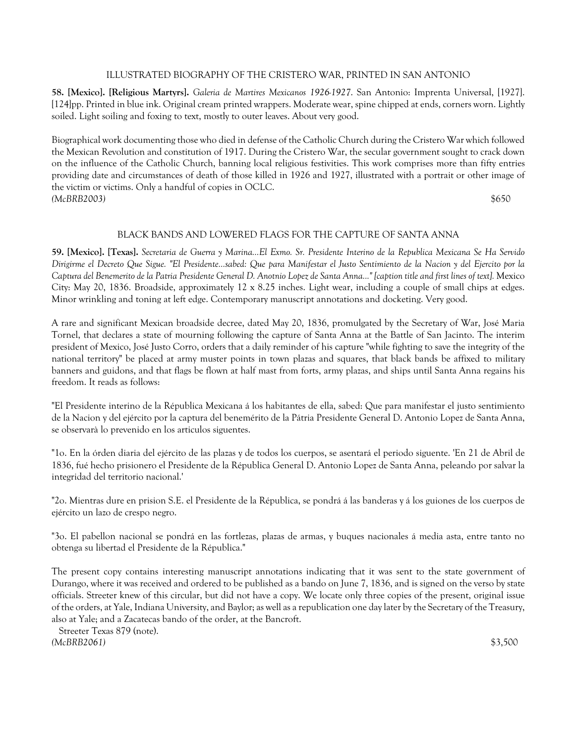## ILLUSTRATED BIOGRAPHY OF THE CRISTERO WAR, PRINTED IN SAN ANTONIO

**58. [Mexico]. [Religious Martyrs].** *Galeria de Martires Mexicanos 1926-1927*. San Antonio: Imprenta Universal, [1927]. [124]pp. Printed in blue ink. Original cream printed wrappers. Moderate wear, spine chipped at ends, corners worn. Lightly soiled. Light soiling and foxing to text, mostly to outer leaves. About very good.

Biographical work documenting those who died in defense of the Catholic Church during the Cristero War which followed the Mexican Revolution and constitution of 1917. During the Cristero War, the secular government sought to crack down on the influence of the Catholic Church, banning local religious festivities. This work comprises more than fifty entries providing date and circumstances of death of those killed in 1926 and 1927, illustrated with a portrait or other image of the victim or victims. Only a handful of copies in OCLC.

*(McBRB2003)* $650

## BLACK BANDS AND LOWERED FLAGS FOR THE CAPTURE OF SANTA ANNA

**59. [Mexico]. [Texas].** *Secretaria de Guerra y Marina...El Exmo. Sr. Presidente Interino de la Republica Mexicana Se Ha Servido Dirigirme el Decreto Que Sigue. "El Presidente...sabed: Que para Manifestar el Justo Sentimiento de la Nacion y del Ejercito por la Captura del Benemerito de la Patria Presidente General D. Anotnio Lopez de Santa Anna..." [caption title and first lines of text].* Mexico City: May 20, 1836. Broadside, approximately 12 x 8.25 inches. Light wear, including a couple of small chips at edges. Minor wrinkling and toning at left edge. Contemporary manuscript annotations and docketing. Very good.

A rare and significant Mexican broadside decree, dated May 20, 1836, promulgated by the Secretary of War, José Maria Tornel, that declares a state of mourning following the capture of Santa Anna at the Battle of San Jacinto. The interim president of Mexico, José Justo Corro, orders that a daily reminder of his capture "while fighting to save the integrity of the national territory" be placed at army muster points in town plazas and squares, that black bands be affixed to military banners and guidons, and that flags be flown at half mast from forts, army plazas, and ships until Santa Anna regains his freedom. It reads as follows:

"El Presidente interino de la Républica Mexicana á los habitantes de ella, sabed: Que para manifestar el justo sentimiento de la Nacion y del ejército por la captura del benemérito de la Pátria Presidente General D. Antonio Lopez de Santa Anna, se observarà lo prevenido en los articulos siguentes.

"1o. En la órden diaria del ejército de las plazas y de todos los cuerpos, se asentará el periodo siguente. 'En 21 de Abril de 1836, fué hecho prisionero el Presidente de la Républica General D. Antonio Lopez de Santa Anna, peleando por salvar la integridad del territorio nacional.'

"2o. Mientras dure en prision S.E. el Presidente de la Républica, se pondrá á las banderas y á los guiones de los cuerpos de ejército un lazo de crespo negro.

"3o. El pabellon nacional se pondrá en las fortlezas, plazas de armas, y buques nacionales á media asta, entre tanto no obtenga su libertad el Presidente de la Républica."

The present copy contains interesting manuscript annotations indicating that it was sent to the state government of Durango, where it was received and ordered to be published as a bando on June 7, 1836, and is signed on the verso by state officials. Streeter knew of this circular, but did not have a copy. We locate only three copies of the present, original issue of the orders, at Yale, Indiana University, and Baylor; as well as a republication one day later by the Secretary of the Treasury, also at Yale; and a Zacatecas bando of the order, at the Bancroft.

Streeter Texas 879 (note).

*(McBRB2061)* $3,500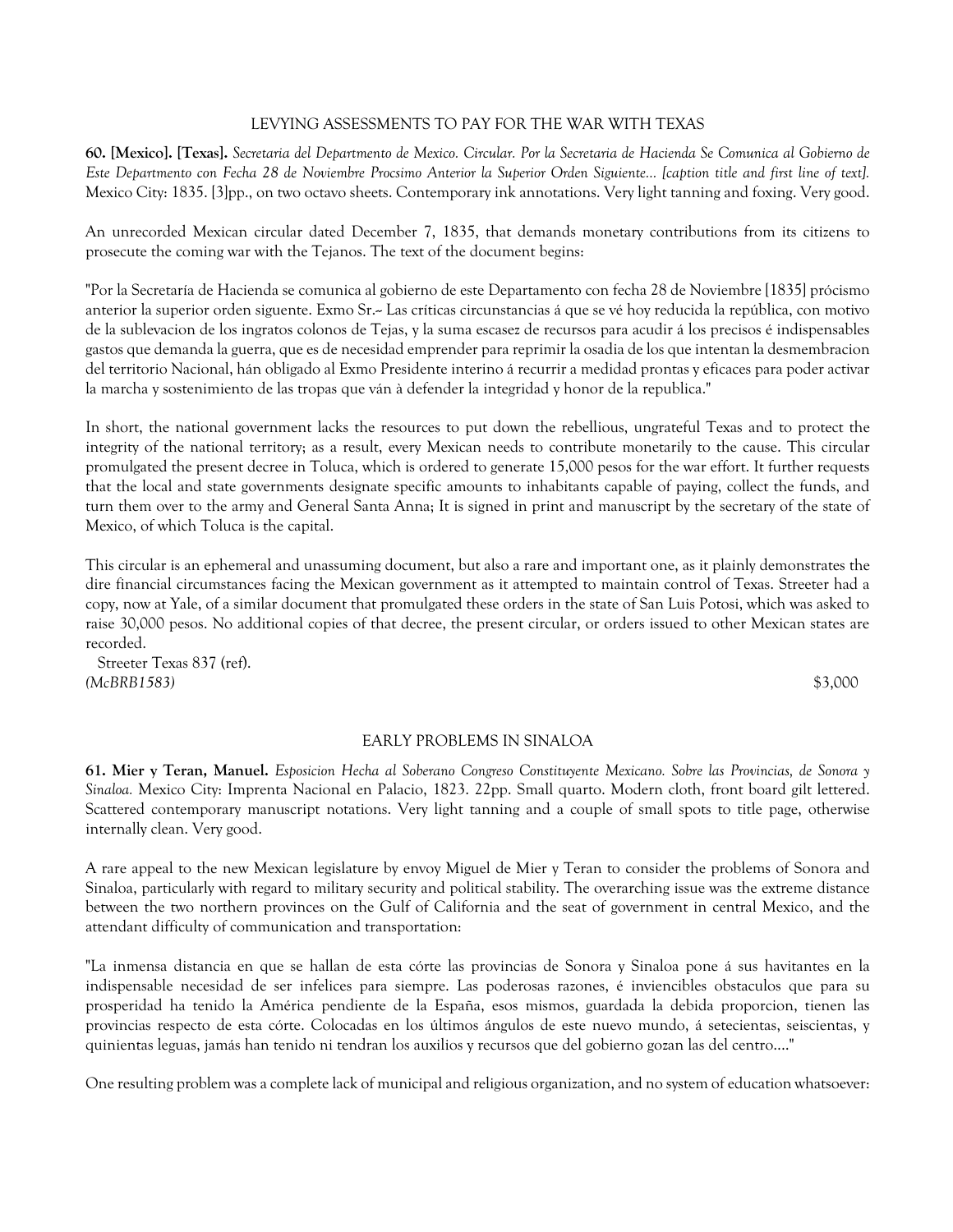## LEVYING ASSESSMENTS TO PAY FOR THE WAR WITH TEXAS

**60. [Mexico]. [Texas].** *Secretaria del Departmento de Mexico. Circular. Por la Secretaria de Hacienda Se Comunica al Gobierno de Este Departmento con Fecha 28 de Noviembre Procsimo Anterior la Superior Orden Siguiente... [caption title and first line of text].* Mexico City: 1835. [3]pp., on two octavo sheets. Contemporary ink annotations. Very light tanning and foxing. Very good.

An unrecorded Mexican circular dated December 7, 1835, that demands monetary contributions from its citizens to prosecute the coming war with the Tejanos. The text of the document begins:

"Por la Secretaría de Hacienda se comunica al gobierno de este Departamento con fecha 28 de Noviembre [1835] prócismo anterior la superior orden siguente. Exmo Sr.~ Las críticas circunstancias á que se vé hoy reducida la república, con motivo de la sublevacion de los ingratos colonos de Tejas, y la suma escasez de recursos para acudir á los precisos é indispensables gastos que demanda la guerra, que es de necesidad emprender para reprimir la osadia de los que intentan la desmembracion del territorio Nacional, hán obligado al Exmo Presidente interino á recurrir a medidad prontas y eficaces para poder activar la marcha y sostenimiento de las tropas que ván à defender la integridad y honor de la republica."

In short, the national government lacks the resources to put down the rebellious, ungrateful Texas and to protect the integrity of the national territory; as a result, every Mexican needs to contribute monetarily to the cause. This circular promulgated the present decree in Toluca, which is ordered to generate 15,000 pesos for the war effort. It further requests that the local and state governments designate specific amounts to inhabitants capable of paying, collect the funds, and turn them over to the army and General Santa Anna; It is signed in print and manuscript by the secretary of the state of Mexico, of which Toluca is the capital.

This circular is an ephemeral and unassuming document, but also a rare and important one, as it plainly demonstrates the dire financial circumstances facing the Mexican government as it attempted to maintain control of Texas. Streeter had a copy, now at Yale, of a similar document that promulgated these orders in the state of San Luis Potosi, which was asked to raise 30,000 pesos. No additional copies of that decree, the present circular, or orders issued to other Mexican states are recorded.

Streeter Texas 837 (ref).
*(McBRB1583)* $3,000

## EARLY PROBLEMS IN SINALOA

**61. Mier y Teran, Manuel.** *Esposicion Hecha al Soberano Congreso Constituyente Mexicano. Sobre las Provincias, de Sonora y Sinaloa.* Mexico City: Imprenta Nacional en Palacio, 1823. 22pp. Small quarto. Modern cloth, front board gilt lettered. Scattered contemporary manuscript notations. Very light tanning and a couple of small spots to title page, otherwise internally clean. Very good.

A rare appeal to the new Mexican legislature by envoy Miguel de Mier y Teran to consider the problems of Sonora and Sinaloa, particularly with regard to military security and political stability. The overarching issue was the extreme distance between the two northern provinces on the Gulf of California and the seat of government in central Mexico, and the attendant difficulty of communication and transportation:

"La inmensa distancia en que se hallan de esta córte las provincias de Sonora y Sinaloa pone á sus havitantes en la indispensable necesidad de ser infelices para siempre. Las poderosas razones, é inviencibles obstaculos que para su prosperidad ha tenido la América pendiente de la España, esos mismos, guardada la debida proporcion, tienen las provincias respecto de esta córte. Colocadas en los últimos ángulos de este nuevo mundo, á setecientas, seiscientas, y quinientas leguas, jamás han tenido ni tendran los auxilios y recursos que del gobierno gozan las del centro...."

One resulting problem was a complete lack of municipal and religious organization, and no system of education whatsoever: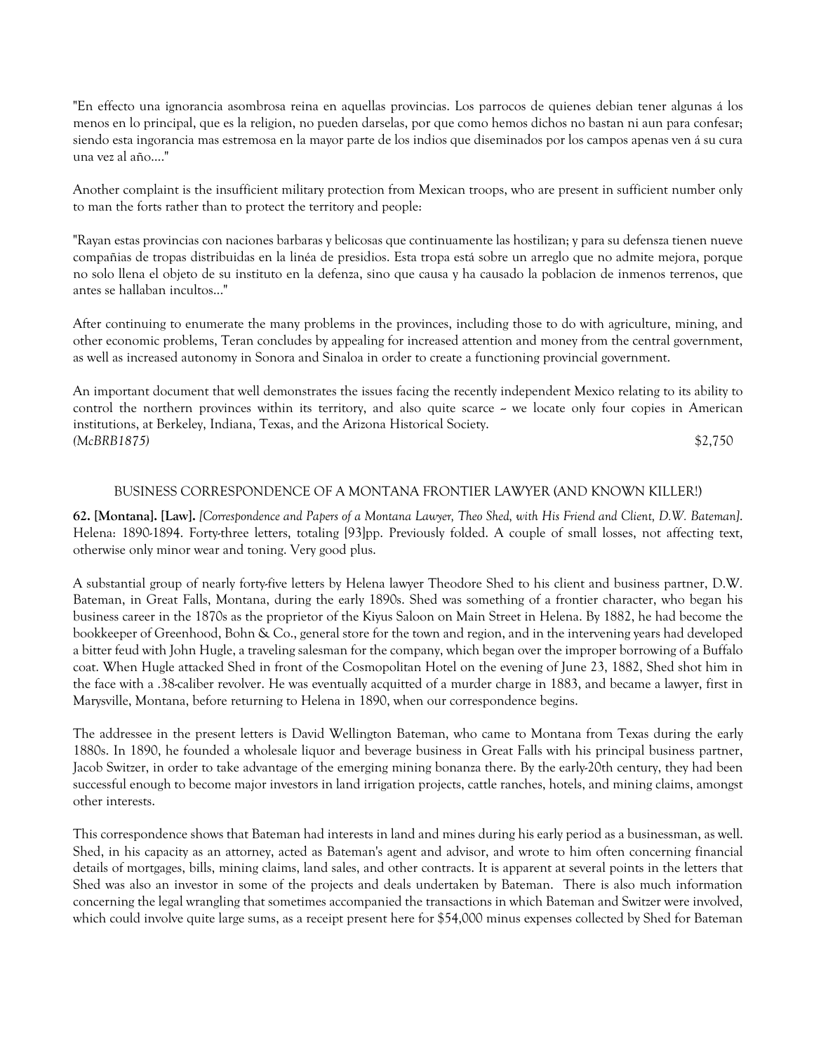"En effecto una ignorancia asombrosa reina en aquellas provincias. Los parrocos de quienes debian tener algunas á los menos en lo principal, que es la religion, no pueden darselas, por que como hemos dichos no bastan ni aun para confesar; siendo esta ingorancia mas estremosa en la mayor parte de los indios que diseminados por los campos apenas ven á su cura una vez al año...."

Another complaint is the insufficient military protection from Mexican troops, who are present in sufficient number only to man the forts rather than to protect the territory and people:

"Rayan estas provincias con naciones barbaras y belicosas que continuamente las hostilizan; y para su defensza tienen nueve compañias de tropas distribuidas en la linéa de presidios. Esta tropa está sobre un arreglo que no admite mejora, porque no solo llena el objeto de su instituto en la defenza, sino que causa y ha causado la poblacion de inmenos terrenos, que antes se hallaban incultos..."

After continuing to enumerate the many problems in the provinces, including those to do with agriculture, mining, and other economic problems, Teran concludes by appealing for increased attention and money from the central government, as well as increased autonomy in Sonora and Sinaloa in order to create a functioning provincial government.

An important document that well demonstrates the issues facing the recently independent Mexico relating to its ability to control the northern provinces within its territory, and also quite scarce ~ we locate only four copies in American institutions, at Berkeley, Indiana, Texas, and the Arizona Historical Society.
*(McBRB1875)* $2,750

## BUSINESS CORRESPONDENCE OF A MONTANA FRONTIER LAWYER (AND KNOWN KILLER!)

**62. [Montana]. [Law].** *[Correspondence and Papers of a Montana Lawyer, Theo Shed, with His Friend and Client, D.W. Bateman].* Helena: 1890-1894. Forty-three letters, totaling [93]pp. Previously folded. A couple of small losses, not affecting text, otherwise only minor wear and toning. Very good plus.

A substantial group of nearly forty-five letters by Helena lawyer Theodore Shed to his client and business partner, D.W. Bateman, in Great Falls, Montana, during the early 1890s. Shed was something of a frontier character, who began his business career in the 1870s as the proprietor of the Kiyus Saloon on Main Street in Helena. By 1882, he had become the bookkeeper of Greenhood, Bohn & Co., general store for the town and region, and in the intervening years had developed a bitter feud with John Hugle, a traveling salesman for the company, which began over the improper borrowing of a Buffalo coat. When Hugle attacked Shed in front of the Cosmopolitan Hotel on the evening of June 23, 1882, Shed shot him in the face with a .38-caliber revolver. He was eventually acquitted of a murder charge in 1883, and became a lawyer, first in Marysville, Montana, before returning to Helena in 1890, when our correspondence begins.

The addressee in the present letters is David Wellington Bateman, who came to Montana from Texas during the early 1880s. In 1890, he founded a wholesale liquor and beverage business in Great Falls with his principal business partner, Jacob Switzer, in order to take advantage of the emerging mining bonanza there. By the early-20th century, they had been successful enough to become major investors in land irrigation projects, cattle ranches, hotels, and mining claims, amongst other interests.

This correspondence shows that Bateman had interests in land and mines during his early period as a businessman, as well. Shed, in his capacity as an attorney, acted as Bateman's agent and advisor, and wrote to him often concerning financial details of mortgages, bills, mining claims, land sales, and other contracts. It is apparent at several points in the letters that Shed was also an investor in some of the projects and deals undertaken by Bateman. There is also much information concerning the legal wrangling that sometimes accompanied the transactions in which Bateman and Switzer were involved, which could involve quite large sums, as a receipt present here for $54,000 minus expenses collected by Shed for Bateman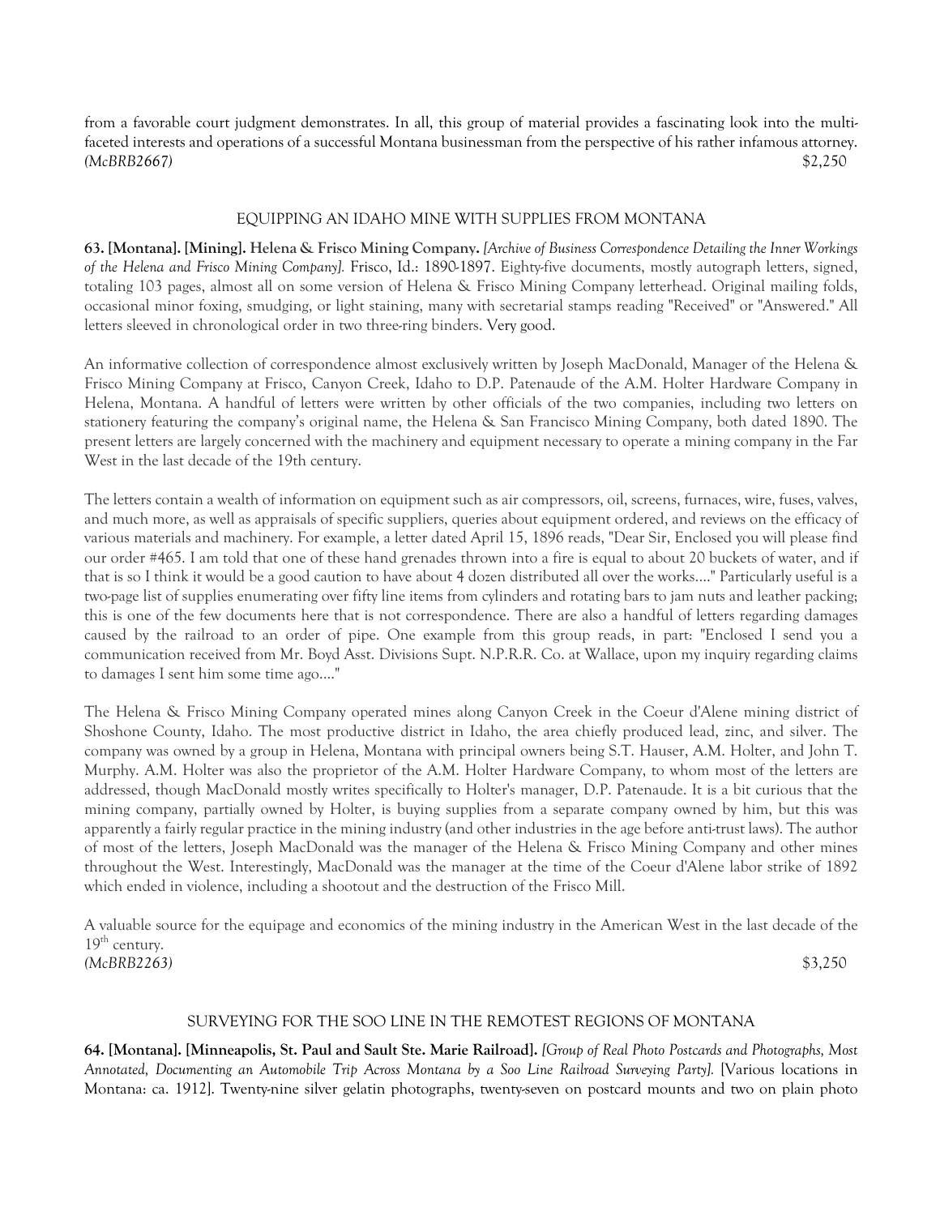from a favorable court judgment demonstrates. In all, this group of material provides a fascinating look into the multi-faceted interests and operations of a successful Montana businessman from the perspective of his rather infamous attorney. *(McBRB2667)* $2,250

### EQUIPPING AN IDAHO MINE WITH SUPPLIES FROM MONTANA

**63. [Montana]. [Mining]. Helena & Frisco Mining Company.** *[Archive of Business Correspondence Detailing the Inner Workings of the Helena and Frisco Mining Company].* Frisco, Id.: 1890-1897. Eighty-five documents, mostly autograph letters, signed, totaling 103 pages, almost all on some version of Helena & Frisco Mining Company letterhead. Original mailing folds, occasional minor foxing, smudging, or light staining, many with secretarial stamps reading "Received" or "Answered." All letters sleeved in chronological order in two three-ring binders. Very good.

An informative collection of correspondence almost exclusively written by Joseph MacDonald, Manager of the Helena & Frisco Mining Company at Frisco, Canyon Creek, Idaho to D.P. Patenaude of the A.M. Holter Hardware Company in Helena, Montana. A handful of letters were written by other officials of the two companies, including two letters on stationery featuring the company's original name, the Helena & San Francisco Mining Company, both dated 1890. The present letters are largely concerned with the machinery and equipment necessary to operate a mining company in the Far West in the last decade of the 19th century.

The letters contain a wealth of information on equipment such as air compressors, oil, screens, furnaces, wire, fuses, valves, and much more, as well as appraisals of specific suppliers, queries about equipment ordered, and reviews on the efficacy of various materials and machinery. For example, a letter dated April 15, 1896 reads, "Dear Sir, Enclosed you will please find our order #465. I am told that one of these hand grenades thrown into a fire is equal to about 20 buckets of water, and if that is so I think it would be a good caution to have about 4 dozen distributed all over the works...." Particularly useful is a two-page list of supplies enumerating over fifty line items from cylinders and rotating bars to jam nuts and leather packing; this is one of the few documents here that is not correspondence. There are also a handful of letters regarding damages caused by the railroad to an order of pipe. One example from this group reads, in part: "Enclosed I send you a communication received from Mr. Boyd Asst. Divisions Supt. N.P.R.R. Co. at Wallace, upon my inquiry regarding claims to damages I sent him some time ago...."

The Helena & Frisco Mining Company operated mines along Canyon Creek in the Coeur d'Alene mining district of Shoshone County, Idaho. The most productive district in Idaho, the area chiefly produced lead, zinc, and silver. The company was owned by a group in Helena, Montana with principal owners being S.T. Hauser, A.M. Holter, and John T. Murphy. A.M. Holter was also the proprietor of the A.M. Holter Hardware Company, to whom most of the letters are addressed, though MacDonald mostly writes specifically to Holter's manager, D.P. Patenaude. It is a bit curious that the mining company, partially owned by Holter, is buying supplies from a separate company owned by him, but this was apparently a fairly regular practice in the mining industry (and other industries in the age before anti-trust laws). The author of most of the letters, Joseph MacDonald was the manager of the Helena & Frisco Mining Company and other mines throughout the West. Interestingly, MacDonald was the manager at the time of the Coeur d'Alene labor strike of 1892 which ended in violence, including a shootout and the destruction of the Frisco Mill.

A valuable source for the equipage and economics of the mining industry in the American West in the last decade of the 19th century.
*(McBRB2263)* $3,250

### SURVEYING FOR THE SOO LINE IN THE REMOTEST REGIONS OF MONTANA

**64. [Montana]. [Minneapolis, St. Paul and Sault Ste. Marie Railroad].** *[Group of Real Photo Postcards and Photographs, Most Annotated, Documenting an Automobile Trip Across Montana by a Soo Line Railroad Surveying Party].* [Various locations in Montana: ca. 1912]. Twenty-nine silver gelatin photographs, twenty-seven on postcard mounts and two on plain photo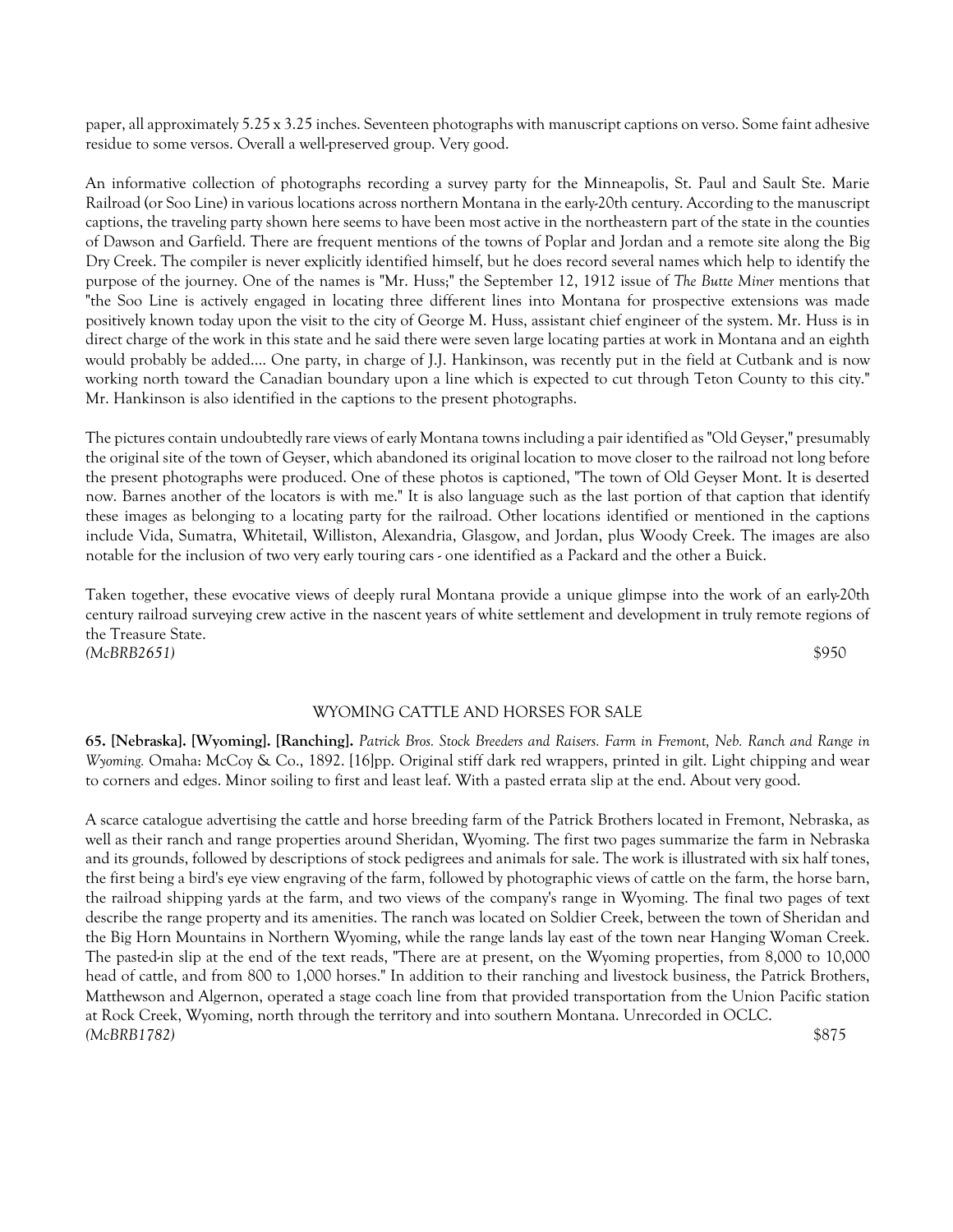paper, all approximately 5.25 x 3.25 inches. Seventeen photographs with manuscript captions on verso. Some faint adhesive residue to some versos. Overall a well-preserved group. Very good.

An informative collection of photographs recording a survey party for the Minneapolis, St. Paul and Sault Ste. Marie Railroad (or Soo Line) in various locations across northern Montana in the early-20th century. According to the manuscript captions, the traveling party shown here seems to have been most active in the northeastern part of the state in the counties of Dawson and Garfield. There are frequent mentions of the towns of Poplar and Jordan and a remote site along the Big Dry Creek. The compiler is never explicitly identified himself, but he does record several names which help to identify the purpose of the journey. One of the names is "Mr. Huss;" the September 12, 1912 issue of *The Butte Miner* mentions that "the Soo Line is actively engaged in locating three different lines into Montana for prospective extensions was made positively known today upon the visit to the city of George M. Huss, assistant chief engineer of the system. Mr. Huss is in direct charge of the work in this state and he said there were seven large locating parties at work in Montana and an eighth would probably be added.... One party, in charge of J.J. Hankinson, was recently put in the field at Cutbank and is now working north toward the Canadian boundary upon a line which is expected to cut through Teton County to this city." Mr. Hankinson is also identified in the captions to the present photographs.

The pictures contain undoubtedly rare views of early Montana towns including a pair identified as "Old Geyser," presumably the original site of the town of Geyser, which abandoned its original location to move closer to the railroad not long before the present photographs were produced. One of these photos is captioned, "The town of Old Geyser Mont. It is deserted now. Barnes another of the locators is with me." It is also language such as the last portion of that caption that identify these images as belonging to a locating party for the railroad. Other locations identified or mentioned in the captions include Vida, Sumatra, Whitetail, Williston, Alexandria, Glasgow, and Jordan, plus Woody Creek. The images are also notable for the inclusion of two very early touring cars - one identified as a Packard and the other a Buick.

Taken together, these evocative views of deeply rural Montana provide a unique glimpse into the work of an early-20th century railroad surveying crew active in the nascent years of white settlement and development in truly remote regions of the Treasure State.

*(McBRB2651)* $950

## WYOMING CATTLE AND HORSES FOR SALE

**65. [Nebraska]. [Wyoming]. [Ranching].** *Patrick Bros. Stock Breeders and Raisers. Farm in Fremont, Neb. Ranch and Range in Wyoming.* Omaha: McCoy & Co., 1892. [16]pp. Original stiff dark red wrappers, printed in gilt. Light chipping and wear to corners and edges. Minor soiling to first and least leaf. With a pasted errata slip at the end. About very good.

A scarce catalogue advertising the cattle and horse breeding farm of the Patrick Brothers located in Fremont, Nebraska, as well as their ranch and range properties around Sheridan, Wyoming. The first two pages summarize the farm in Nebraska and its grounds, followed by descriptions of stock pedigrees and animals for sale. The work is illustrated with six half tones, the first being a bird's eye view engraving of the farm, followed by photographic views of cattle on the farm, the horse barn, the railroad shipping yards at the farm, and two views of the company's range in Wyoming. The final two pages of text describe the range property and its amenities. The ranch was located on Soldier Creek, between the town of Sheridan and the Big Horn Mountains in Northern Wyoming, while the range lands lay east of the town near Hanging Woman Creek. The pasted-in slip at the end of the text reads, "There are at present, on the Wyoming properties, from 8,000 to 10,000 head of cattle, and from 800 to 1,000 horses." In addition to their ranching and livestock business, the Patrick Brothers, Matthewson and Algernon, operated a stage coach line from that provided transportation from the Union Pacific station at Rock Creek, Wyoming, north through the territory and into southern Montana. Unrecorded in OCLC.

*(McBRB1782)* $875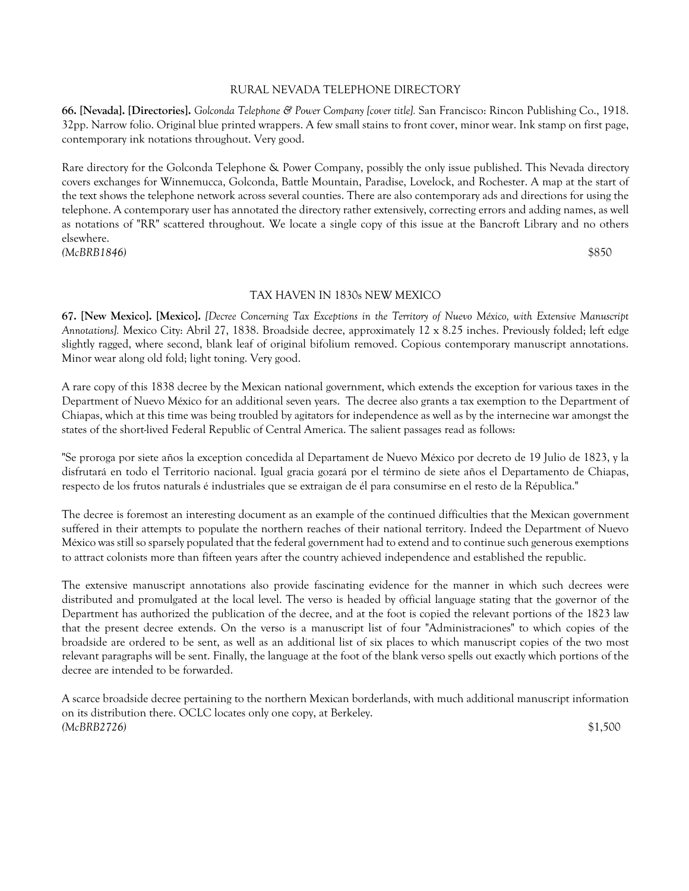## RURAL NEVADA TELEPHONE DIRECTORY

**66. [Nevada]. [Directories].** *Golconda Telephone & Power Company [cover title].* San Francisco: Rincon Publishing Co., 1918. 32pp. Narrow folio. Original blue printed wrappers. A few small stains to front cover, minor wear. Ink stamp on first page, contemporary ink notations throughout. Very good.

Rare directory for the Golconda Telephone & Power Company, possibly the only issue published. This Nevada directory covers exchanges for Winnemucca, Golconda, Battle Mountain, Paradise, Lovelock, and Rochester. A map at the start of the text shows the telephone network across several counties. There are also contemporary ads and directions for using the telephone. A contemporary user has annotated the directory rather extensively, correcting errors and adding names, as well as notations of "RR" scattered throughout. We locate a single copy of this issue at the Bancroft Library and no others elsewhere.

*(McBRB1846)* $850

## TAX HAVEN IN 1830s NEW MEXICO

**67. [New Mexico]. [Mexico].** *[Decree Concerning Tax Exceptions in the Territory of Nuevo México, with Extensive Manuscript Annotations].* Mexico City: Abril 27, 1838. Broadside decree, approximately 12 x 8.25 inches. Previously folded; left edge slightly ragged, where second, blank leaf of original bifolium removed. Copious contemporary manuscript annotations. Minor wear along old fold; light toning. Very good.

A rare copy of this 1838 decree by the Mexican national government, which extends the exception for various taxes in the Department of Nuevo México for an additional seven years. The decree also grants a tax exemption to the Department of Chiapas, which at this time was being troubled by agitators for independence as well as by the internecine war amongst the states of the short-lived Federal Republic of Central America. The salient passages read as follows:

"Se proroga por siete años la exception concedida al Departament de Nuevo México por decreto de 19 Julio de 1823, y la disfrutará en todo el Territorio nacional. Igual gracia gozará por el término de siete años el Departamento de Chiapas, respecto de los frutos naturals é industriales que se extraigan de él para consumirse en el resto de la República."

The decree is foremost an interesting document as an example of the continued difficulties that the Mexican government suffered in their attempts to populate the northern reaches of their national territory. Indeed the Department of Nuevo México was still so sparsely populated that the federal government had to extend and to continue such generous exemptions to attract colonists more than fifteen years after the country achieved independence and established the republic.

The extensive manuscript annotations also provide fascinating evidence for the manner in which such decrees were distributed and promulgated at the local level. The verso is headed by official language stating that the governor of the Department has authorized the publication of the decree, and at the foot is copied the relevant portions of the 1823 law that the present decree extends. On the verso is a manuscript list of four "Administraciones" to which copies of the broadside are ordered to be sent, as well as an additional list of six places to which manuscript copies of the two most relevant paragraphs will be sent. Finally, the language at the foot of the blank verso spells out exactly which portions of the decree are intended to be forwarded.

A scarce broadside decree pertaining to the northern Mexican borderlands, with much additional manuscript information on its distribution there. OCLC locates only one copy, at Berkeley.

*(McBRB2726)* $1,500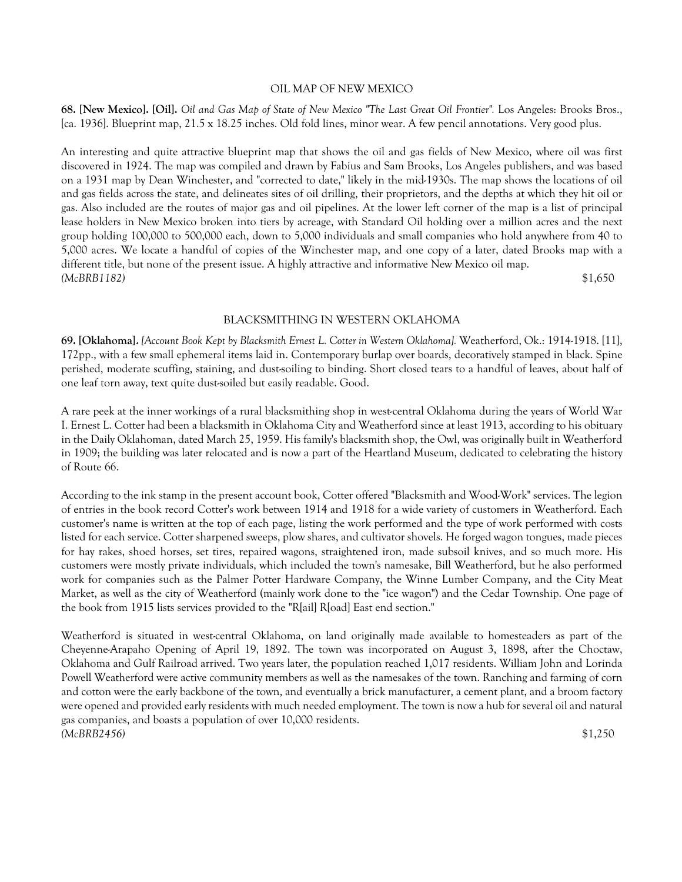## OIL MAP OF NEW MEXICO

**68. [New Mexico]. [Oil].** *Oil and Gas Map of State of New Mexico "The Last Great Oil Frontier".* Los Angeles: Brooks Bros., [ca. 1936]. Blueprint map, 21.5 x 18.25 inches. Old fold lines, minor wear. A few pencil annotations. Very good plus.

An interesting and quite attractive blueprint map that shows the oil and gas fields of New Mexico, where oil was first discovered in 1924. The map was compiled and drawn by Fabius and Sam Brooks, Los Angeles publishers, and was based on a 1931 map by Dean Winchester, and "corrected to date," likely in the mid-1930s. The map shows the locations of oil and gas fields across the state, and delineates sites of oil drilling, their proprietors, and the depths at which they hit oil or gas. Also included are the routes of major gas and oil pipelines. At the lower left corner of the map is a list of principal lease holders in New Mexico broken into tiers by acreage, with Standard Oil holding over a million acres and the next group holding 100,000 to 500,000 each, down to 5,000 individuals and small companies who hold anywhere from 40 to 5,000 acres. We locate a handful of copies of the Winchester map, and one copy of a later, dated Brooks map with a different title, but none of the present issue. A highly attractive and informative New Mexico oil map.

*(McBRB1182)* $1,650

## BLACKSMITHING IN WESTERN OKLAHOMA

**69. [Oklahoma].** *[Account Book Kept by Blacksmith Ernest L. Cotter in Western Oklahoma].* Weatherford, Ok.: 1914-1918. [11], 172pp., with a few small ephemeral items laid in. Contemporary burlap over boards, decoratively stamped in black. Spine perished, moderate scuffing, staining, and dust-soiling to binding. Short closed tears to a handful of leaves, about half of one leaf torn away, text quite dust-soiled but easily readable. Good.

A rare peek at the inner workings of a rural blacksmithing shop in west-central Oklahoma during the years of World War I. Ernest L. Cotter had been a blacksmith in Oklahoma City and Weatherford since at least 1913, according to his obituary in the Daily Oklahoman, dated March 25, 1959. His family's blacksmith shop, the Owl, was originally built in Weatherford in 1909; the building was later relocated and is now a part of the Heartland Museum, dedicated to celebrating the history of Route 66.

According to the ink stamp in the present account book, Cotter offered "Blacksmith and Wood-Work" services. The legion of entries in the book record Cotter's work between 1914 and 1918 for a wide variety of customers in Weatherford. Each customer's name is written at the top of each page, listing the work performed and the type of work performed with costs listed for each service. Cotter sharpened sweeps, plow shares, and cultivator shovels. He forged wagon tongues, made pieces for hay rakes, shoed horses, set tires, repaired wagons, straightened iron, made subsoil knives, and so much more. His customers were mostly private individuals, which included the town's namesake, Bill Weatherford, but he also performed work for companies such as the Palmer Potter Hardware Company, the Winne Lumber Company, and the City Meat Market, as well as the city of Weatherford (mainly work done to the "ice wagon") and the Cedar Township. One page of the book from 1915 lists services provided to the "R[ail] R[oad] East end section."

Weatherford is situated in west-central Oklahoma, on land originally made available to homesteaders as part of the Cheyenne-Arapaho Opening of April 19, 1892. The town was incorporated on August 3, 1898, after the Choctaw, Oklahoma and Gulf Railroad arrived. Two years later, the population reached 1,017 residents. William John and Lorinda Powell Weatherford were active community members as well as the namesakes of the town. Ranching and farming of corn and cotton were the early backbone of the town, and eventually a brick manufacturer, a cement plant, and a broom factory were opened and provided early residents with much needed employment. The town is now a hub for several oil and natural gas companies, and boasts a population of over 10,000 residents.

*(McBRB2456)* $1,250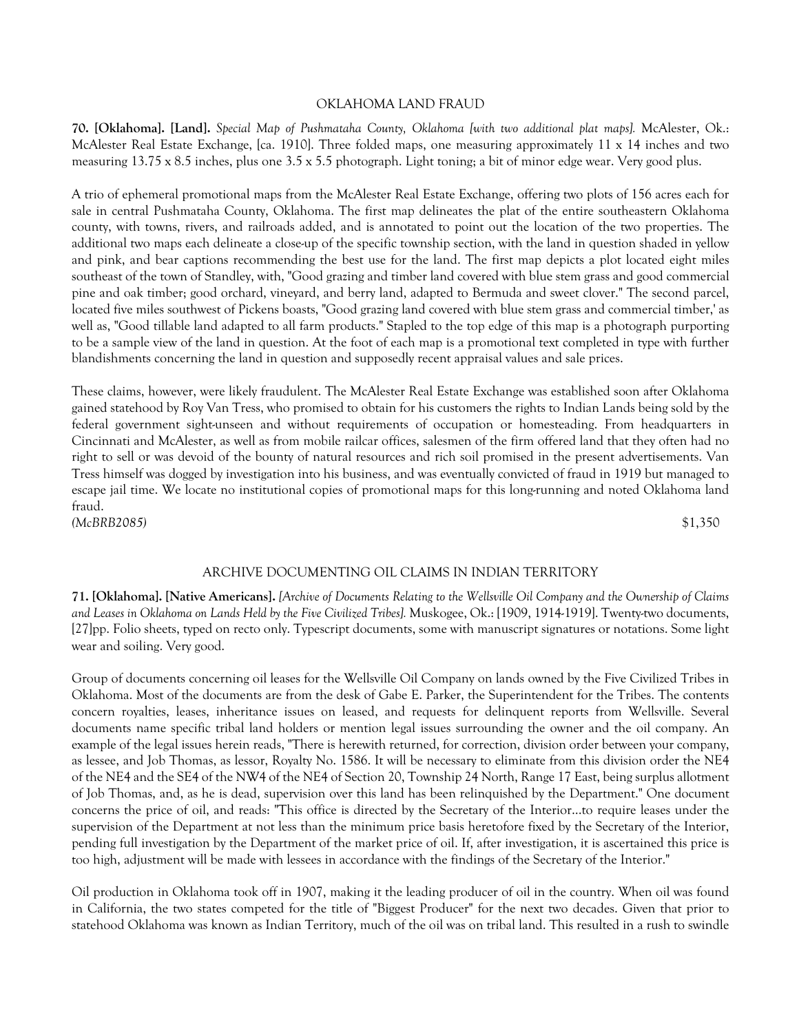## OKLAHOMA LAND FRAUD

**70. [Oklahoma]. [Land].** *Special Map of Pushmataha County, Oklahoma [with two additional plat maps].* McAlester, Ok.: McAlester Real Estate Exchange, [ca. 1910]. Three folded maps, one measuring approximately 11 x 14 inches and two measuring 13.75 x 8.5 inches, plus one 3.5 x 5.5 photograph. Light toning; a bit of minor edge wear. Very good plus.

A trio of ephemeral promotional maps from the McAlester Real Estate Exchange, offering two plots of 156 acres each for sale in central Pushmataha County, Oklahoma. The first map delineates the plat of the entire southeastern Oklahoma county, with towns, rivers, and railroads added, and is annotated to point out the location of the two properties. The additional two maps each delineate a close-up of the specific township section, with the land in question shaded in yellow and pink, and bear captions recommending the best use for the land. The first map depicts a plot located eight miles southeast of the town of Standley, with, "Good grazing and timber land covered with blue stem grass and good commercial pine and oak timber; good orchard, vineyard, and berry land, adapted to Bermuda and sweet clover." The second parcel, located five miles southwest of Pickens boasts, "Good grazing land covered with blue stem grass and commercial timber,' as well as, "Good tillable land adapted to all farm products." Stapled to the top edge of this map is a photograph purporting to be a sample view of the land in question. At the foot of each map is a promotional text completed in type with further blandishments concerning the land in question and supposedly recent appraisal values and sale prices.

These claims, however, were likely fraudulent. The McAlester Real Estate Exchange was established soon after Oklahoma gained statehood by Roy Van Tress, who promised to obtain for his customers the rights to Indian Lands being sold by the federal government sight-unseen and without requirements of occupation or homesteading. From headquarters in Cincinnati and McAlester, as well as from mobile railcar offices, salesmen of the firm offered land that they often had no right to sell or was devoid of the bounty of natural resources and rich soil promised in the present advertisements. Van Tress himself was dogged by investigation into his business, and was eventually convicted of fraud in 1919 but managed to escape jail time. We locate no institutional copies of promotional maps for this long-running and noted Oklahoma land fraud.

*(McBRB2085)* $1,350

## ARCHIVE DOCUMENTING OIL CLAIMS IN INDIAN TERRITORY

**71. [Oklahoma]. [Native Americans].** *[Archive of Documents Relating to the Wellsville Oil Company and the Ownership of Claims and Leases in Oklahoma on Lands Held by the Five Civilized Tribes].* Muskogee, Ok.: [1909, 1914-1919]. Twenty-two documents, [27]pp. Folio sheets, typed on recto only. Typescript documents, some with manuscript signatures or notations. Some light wear and soiling. Very good.

Group of documents concerning oil leases for the Wellsville Oil Company on lands owned by the Five Civilized Tribes in Oklahoma. Most of the documents are from the desk of Gabe E. Parker, the Superintendent for the Tribes. The contents concern royalties, leases, inheritance issues on leased, and requests for delinquent reports from Wellsville. Several documents name specific tribal land holders or mention legal issues surrounding the owner and the oil company. An example of the legal issues herein reads, "There is herewith returned, for correction, division order between your company, as lessee, and Job Thomas, as lessor, Royalty No. 1586. It will be necessary to eliminate from this division order the NE4 of the NE4 and the SE4 of the NW4 of the NE4 of Section 20, Township 24 North, Range 17 East, being surplus allotment of Job Thomas, and, as he is dead, supervision over this land has been relinquished by the Department." One document concerns the price of oil, and reads: "This office is directed by the Secretary of the Interior...to require leases under the supervision of the Department at not less than the minimum price basis heretofore fixed by the Secretary of the Interior, pending full investigation by the Department of the market price of oil. If, after investigation, it is ascertained this price is too high, adjustment will be made with lessees in accordance with the findings of the Secretary of the Interior."

Oil production in Oklahoma took off in 1907, making it the leading producer of oil in the country. When oil was found in California, the two states competed for the title of "Biggest Producer" for the next two decades. Given that prior to statehood Oklahoma was known as Indian Territory, much of the oil was on tribal land. This resulted in a rush to swindle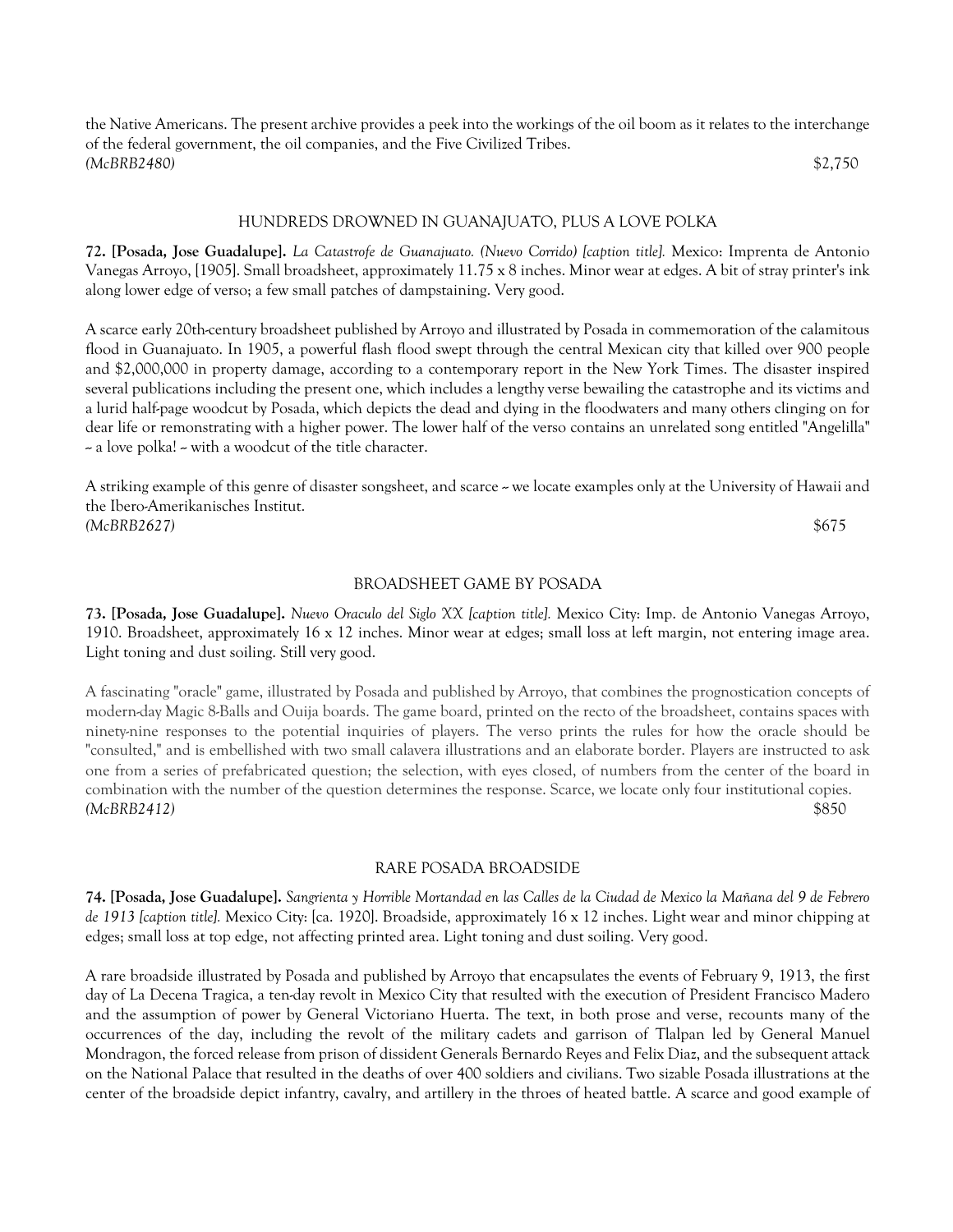the Native Americans. The present archive provides a peek into the workings of the oil boom as it relates to the interchange of the federal government, the oil companies, and the Five Civilized Tribes.

*(McBRB2480)* $2,750

HUNDREDS DROWNED IN GUANAJUATO, PLUS A LOVE POLKA

**72. [Posada, Jose Guadalupe].** *La Catastrofe de Guanajuato. (Nuevo Corrido) [caption title].* Mexico: Imprenta de Antonio Vanegas Arroyo, [1905]. Small broadsheet, approximately 11.75 x 8 inches. Minor wear at edges. A bit of stray printer's ink along lower edge of verso; a few small patches of dampstaining. Very good.

A scarce early 20th-century broadsheet published by Arroyo and illustrated by Posada in commemoration of the calamitous flood in Guanajuato. In 1905, a powerful flash flood swept through the central Mexican city that killed over 900 people and $2,000,000 in property damage, according to a contemporary report in the New York Times. The disaster inspired several publications including the present one, which includes a lengthy verse bewailing the catastrophe and its victims and a lurid half-page woodcut by Posada, which depicts the dead and dying in the floodwaters and many others clinging on for dear life or remonstrating with a higher power. The lower half of the verso contains an unrelated song entitled "Angelilla" ~ a love polka! ~ with a woodcut of the title character.

A striking example of this genre of disaster songsheet, and scarce ~ we locate examples only at the University of Hawaii and the Ibero-Amerikanisches Institut.

*(McBRB2627)* $675

BROADSHEET GAME BY POSADA

**73. [Posada, Jose Guadalupe].** *Nuevo Oraculo del Siglo XX [caption title].* Mexico City: Imp. de Antonio Vanegas Arroyo, 1910. Broadsheet, approximately 16 x 12 inches. Minor wear at edges; small loss at left margin, not entering image area. Light toning and dust soiling. Still very good.

A fascinating "oracle" game, illustrated by Posada and published by Arroyo, that combines the prognostication concepts of modern-day Magic 8-Balls and Ouija boards. The game board, printed on the recto of the broadsheet, contains spaces with ninety-nine responses to the potential inquiries of players. The verso prints the rules for how the oracle should be "consulted," and is embellished with two small calavera illustrations and an elaborate border. Players are instructed to ask one from a series of prefabricated question; the selection, with eyes closed, of numbers from the center of the board in combination with the number of the question determines the response. Scarce, we locate only four institutional copies.

*(McBRB2412)* $850

RARE POSADA BROADSIDE

**74. [Posada, Jose Guadalupe].** *Sangrienta y Horrible Mortandad en las Calles de la Ciudad de Mexico la Mañana del 9 de Febrero de 1913 [caption title].* Mexico City: [ca. 1920]. Broadside, approximately 16 x 12 inches. Light wear and minor chipping at edges; small loss at top edge, not affecting printed area. Light toning and dust soiling. Very good.

A rare broadside illustrated by Posada and published by Arroyo that encapsulates the events of February 9, 1913, the first day of La Decena Tragica, a ten-day revolt in Mexico City that resulted with the execution of President Francisco Madero and the assumption of power by General Victoriano Huerta. The text, in both prose and verse, recounts many of the occurrences of the day, including the revolt of the military cadets and garrison of Tlalpan led by General Manuel Mondragon, the forced release from prison of dissident Generals Bernardo Reyes and Felix Diaz, and the subsequent attack on the National Palace that resulted in the deaths of over 400 soldiers and civilians. Two sizable Posada illustrations at the center of the broadside depict infantry, cavalry, and artillery in the throes of heated battle. A scarce and good example of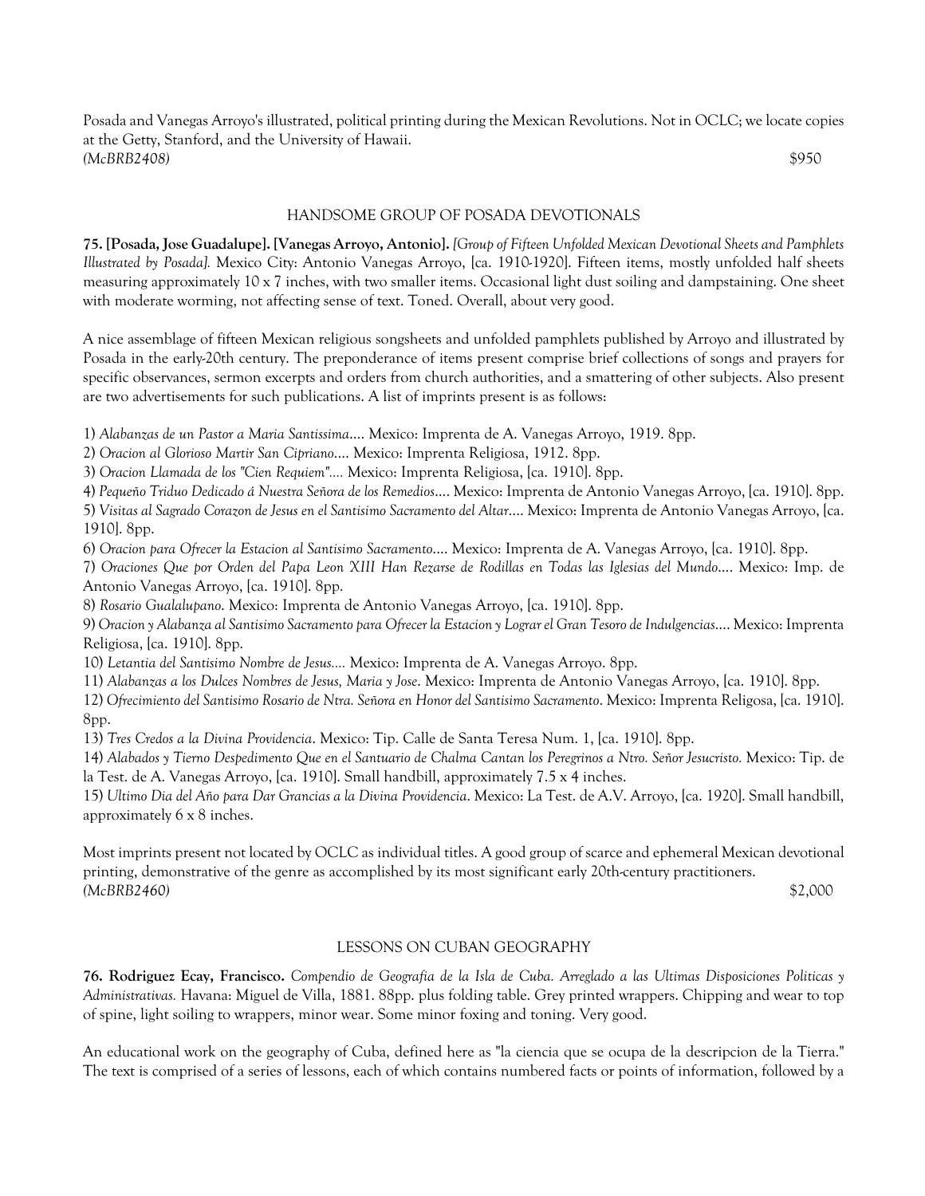Posada and Vanegas Arroyo's illustrated, political printing during the Mexican Revolutions. Not in OCLC; we locate copies at the Getty, Stanford, and the University of Hawaii.
*(McBRB2408)* $950

## HANDSOME GROUP OF POSADA DEVOTIONALS

**75. [Posada, Jose Guadalupe]. [Vanegas Arroyo, Antonio].** *[Group of Fifteen Unfolded Mexican Devotional Sheets and Pamphlets Illustrated by Posada].* Mexico City: Antonio Vanegas Arroyo, [ca. 1910-1920]. Fifteen items, mostly unfolded half sheets measuring approximately 10 x 7 inches, with two smaller items. Occasional light dust soiling and dampstaining. One sheet with moderate worming, not affecting sense of text. Toned. Overall, about very good.

A nice assemblage of fifteen Mexican religious songsheets and unfolded pamphlets published by Arroyo and illustrated by Posada in the early-20th century. The preponderance of items present comprise brief collections of songs and prayers for specific observances, sermon excerpts and orders from church authorities, and a smattering of other subjects. Also present are two advertisements for such publications. A list of imprints present is as follows:

1) *Alabanzas de un Pastor a Maria Santissima....* Mexico: Imprenta de A. Vanegas Arroyo, 1919. 8pp.
2) *Oracion al Glorioso Martir San Cipriano....* Mexico: Imprenta Religiosa, 1912. 8pp.
3) *Oracion Llamada de los "Cien Requiem"....* Mexico: Imprenta Religiosa, [ca. 1910]. 8pp.
4) *Pequeño Triduo Dedicado á Nuestra Señora de los Remedios....* Mexico: Imprenta de Antonio Vanegas Arroyo, [ca. 1910]. 8pp.
5) *Visitas al Sagrado Corazon de Jesus en el Santisimo Sacramento del Altar....* Mexico: Imprenta de Antonio Vanegas Arroyo, [ca. 1910]. 8pp.
6) *Oracion para Ofrecer la Estacion al Santisimo Sacramento....* Mexico: Imprenta de A. Vanegas Arroyo, [ca. 1910]. 8pp.
7) *Oraciones Que por Orden del Papa Leon XIII Han Rezarse de Rodillas en Todas las Iglesias del Mundo....* Mexico: Imp. de Antonio Vanegas Arroyo, [ca. 1910]. 8pp.
8) *Rosario Gualalupano*. Mexico: Imprenta de Antonio Vanegas Arroyo, [ca. 1910]. 8pp.
9) *Oracion y Alabanza al Santisimo Sacramento para Ofrecer la Estacion y Lograr el Gran Tesoro de Indulgencias....* Mexico: Imprenta Religiosa, [ca. 1910]. 8pp.
10) *Letantia del Santisimo Nombre de Jesus....* Mexico: Imprenta de A. Vanegas Arroyo. 8pp.
11) *Alabanzas a los Dulces Nombres de Jesus, Maria y Jose*. Mexico: Imprenta de Antonio Vanegas Arroyo, [ca. 1910]. 8pp.
12) *Ofrecimiento del Santisimo Rosario de Ntra. Señora en Honor del Santisimo Sacramento*. Mexico: Imprenta Religosa, [ca. 1910]. 8pp.
13) *Tres Credos a la Divina Providencia*. Mexico: Tip. Calle de Santa Teresa Num. 1, [ca. 1910]. 8pp.
14) *Alabados y Tierno Despedimento Que en el Santuario de Chalma Cantan los Peregrinos a Ntro. Señor Jesucristo.* Mexico: Tip. de la Test. de A. Vanegas Arroyo, [ca. 1910]. Small handbill, approximately 7.5 x 4 inches.
15) *Ultimo Dia del Año para Dar Grancias a la Divina Providencia*. Mexico: La Test. de A.V. Arroyo, [ca. 1920]. Small handbill, approximately 6 x 8 inches.

Most imprints present not located by OCLC as individual titles. A good group of scarce and ephemeral Mexican devotional printing, demonstrative of the genre as accomplished by its most significant early 20th-century practitioners.
*(McBRB2460)* $2,000

## LESSONS ON CUBAN GEOGRAPHY

**76. Rodriguez Ecay, Francisco.** *Compendio de Geografia de la Isla de Cuba. Arreglado a las Ultimas Disposiciones Politicas y Administrativas.* Havana: Miguel de Villa, 1881. 88pp. plus folding table. Grey printed wrappers. Chipping and wear to top of spine, light soiling to wrappers, minor wear. Some minor foxing and toning. Very good.

An educational work on the geography of Cuba, defined here as "la ciencia que se ocupa de la descripcion de la Tierra." The text is comprised of a series of lessons, each of which contains numbered facts or points of information, followed by a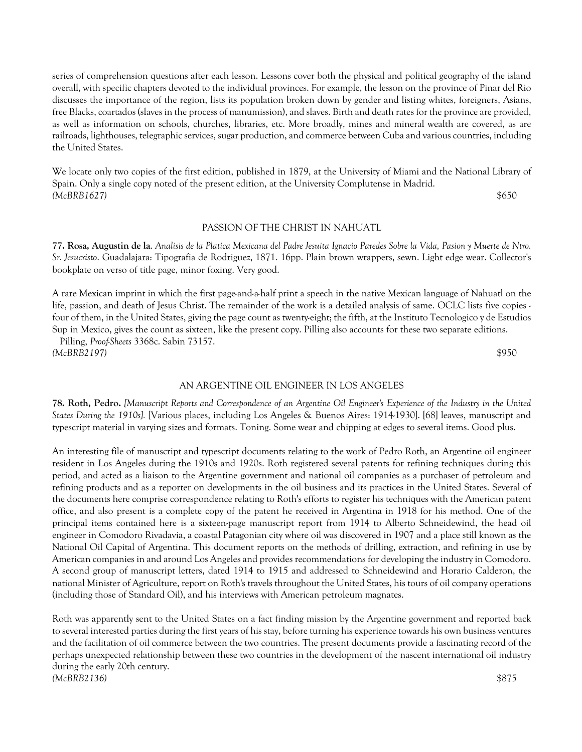series of comprehension questions after each lesson. Lessons cover both the physical and political geography of the island overall, with specific chapters devoted to the individual provinces. For example, the lesson on the province of Pinar del Rio discusses the importance of the region, lists its population broken down by gender and listing whites, foreigners, Asians, free Blacks, coartados (slaves in the process of manumission), and slaves. Birth and death rates for the province are provided, as well as information on schools, churches, libraries, etc. More broadly, mines and mineral wealth are covered, as are railroads, lighthouses, telegraphic services, sugar production, and commerce between Cuba and various countries, including the United States.

We locate only two copies of the first edition, published in 1879, at the University of Miami and the National Library of Spain. Only a single copy noted of the present edition, at the University Complutense in Madrid.
*(McBRB1627)* $650

### PASSION OF THE CHRIST IN NAHUATL

**77. Rosa, Augustin de la**. *Analisis de la Platica Mexicana del Padre Jesuita Ignacio Paredes Sobre la Vida, Pasion y Muerte de Ntro. Sr. Jesucristo*. Guadalajara: Tipografia de Rodriguez, 1871. 16pp. Plain brown wrappers, sewn. Light edge wear. Collector's bookplate on verso of title page, minor foxing. Very good.

A rare Mexican imprint in which the first page-and-a-half print a speech in the native Mexican language of Nahuatl on the life, passion, and death of Jesus Christ. The remainder of the work is a detailed analysis of same. OCLC lists five copies - four of them, in the United States, giving the page count as twenty-eight; the fifth, at the Instituto Tecnologico y de Estudios Sup in Mexico, gives the count as sixteen, like the present copy. Pilling also accounts for these two separate editions.

Pilling, *Proof-Sheets* 3368c. Sabin 73157.
*(McBRB2197)* $950

### AN ARGENTINE OIL ENGINEER IN LOS ANGELES

**78. Roth, Pedro.** *[Manuscript Reports and Correspondence of an Argentine Oil Engineer's Experience of the Industry in the United States During the 1910s].* [Various places, including Los Angeles & Buenos Aires: 1914-1930]. [68] leaves, manuscript and typescript material in varying sizes and formats. Toning. Some wear and chipping at edges to several items. Good plus.

An interesting file of manuscript and typescript documents relating to the work of Pedro Roth, an Argentine oil engineer resident in Los Angeles during the 1910s and 1920s. Roth registered several patents for refining techniques during this period, and acted as a liaison to the Argentine government and national oil companies as a purchaser of petroleum and refining products and as a reporter on developments in the oil business and its practices in the United States. Several of the documents here comprise correspondence relating to Roth's efforts to register his techniques with the American patent office, and also present is a complete copy of the patent he received in Argentina in 1918 for his method. One of the principal items contained here is a sixteen-page manuscript report from 1914 to Alberto Schneidewind, the head oil engineer in Comodoro Rivadavia, a coastal Patagonian city where oil was discovered in 1907 and a place still known as the National Oil Capital of Argentina. This document reports on the methods of drilling, extraction, and refining in use by American companies in and around Los Angeles and provides recommendations for developing the industry in Comodoro. A second group of manuscript letters, dated 1914 to 1915 and addressed to Schneidewind and Horario Calderon, the national Minister of Agriculture, report on Roth's travels throughout the United States, his tours of oil company operations (including those of Standard Oil), and his interviews with American petroleum magnates.

Roth was apparently sent to the United States on a fact finding mission by the Argentine government and reported back to several interested parties during the first years of his stay, before turning his experience towards his own business ventures and the facilitation of oil commerce between the two countries. The present documents provide a fascinating record of the perhaps unexpected relationship between these two countries in the development of the nascent international oil industry during the early 20th century.
*(McBRB2136)* $875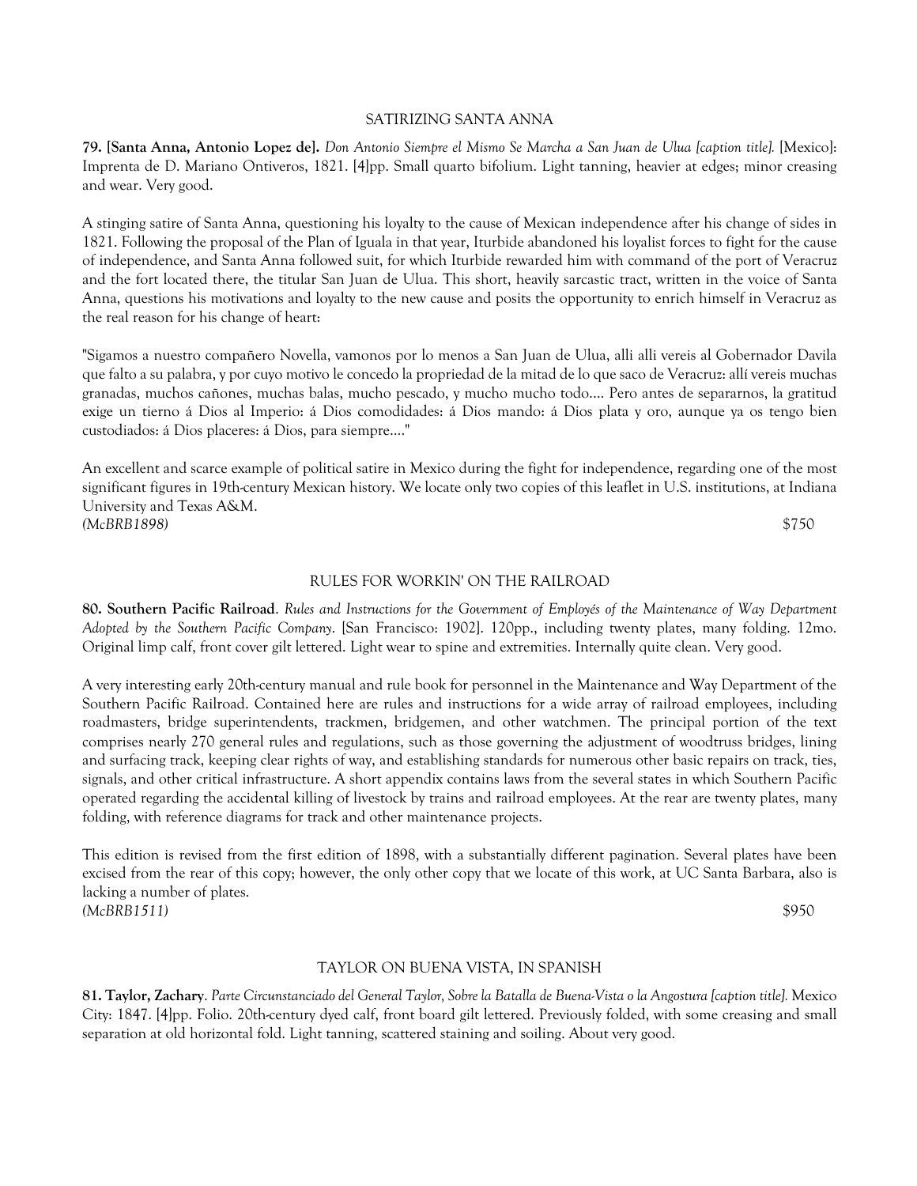## SATIRIZING SANTA ANNA

**79. [Santa Anna, Antonio Lopez de].** *Don Antonio Siempre el Mismo Se Marcha a San Juan de Ulua [caption title].* [Mexico]: Imprenta de D. Mariano Ontiveros, 1821. [4]pp. Small quarto bifolium. Light tanning, heavier at edges; minor creasing and wear. Very good.

A stinging satire of Santa Anna, questioning his loyalty to the cause of Mexican independence after his change of sides in 1821. Following the proposal of the Plan of Iguala in that year, Iturbide abandoned his loyalist forces to fight for the cause of independence, and Santa Anna followed suit, for which Iturbide rewarded him with command of the port of Veracruz and the fort located there, the titular San Juan de Ulua. This short, heavily sarcastic tract, written in the voice of Santa Anna, questions his motivations and loyalty to the new cause and posits the opportunity to enrich himself in Veracruz as the real reason for his change of heart:

"Sigamos a nuestro compañero Novella, vamonos por lo menos a San Juan de Ulua, alli alli vereis al Gobernador Davila que falto a su palabra, y por cuyo motivo le concedo la propriedad de la mitad de lo que saco de Veracruz: allí vereis muchas granadas, muchos cañones, muchas balas, mucho pescado, y mucho mucho todo.... Pero antes de separarnos, la gratitud exige un tierno á Dios al Imperio: á Dios comodidades: á Dios mando: á Dios plata y oro, aunque ya os tengo bien custodiados: á Dios placeres: á Dios, para siempre...."

An excellent and scarce example of political satire in Mexico during the fight for independence, regarding one of the most significant figures in 19th-century Mexican history. We locate only two copies of this leaflet in U.S. institutions, at Indiana University and Texas A&M.

*(McBRB1898)* $750

## RULES FOR WORKIN' ON THE RAILROAD

**80. Southern Pacific Railroad**. *Rules and Instructions for the Government of Employés of the Maintenance of Way Department Adopted by the Southern Pacific Company*. [San Francisco: 1902]. 120pp., including twenty plates, many folding. 12mo. Original limp calf, front cover gilt lettered. Light wear to spine and extremities. Internally quite clean. Very good.

A very interesting early 20th-century manual and rule book for personnel in the Maintenance and Way Department of the Southern Pacific Railroad. Contained here are rules and instructions for a wide array of railroad employees, including roadmasters, bridge superintendents, trackmen, bridgemen, and other watchmen. The principal portion of the text comprises nearly 270 general rules and regulations, such as those governing the adjustment of woodtruss bridges, lining and surfacing track, keeping clear rights of way, and establishing standards for numerous other basic repairs on track, ties, signals, and other critical infrastructure. A short appendix contains laws from the several states in which Southern Pacific operated regarding the accidental killing of livestock by trains and railroad employees. At the rear are twenty plates, many folding, with reference diagrams for track and other maintenance projects.

This edition is revised from the first edition of 1898, with a substantially different pagination. Several plates have been excised from the rear of this copy; however, the only other copy that we locate of this work, at UC Santa Barbara, also is lacking a number of plates.

*(McBRB1511)* $950

## TAYLOR ON BUENA VISTA, IN SPANISH

**81. Taylor, Zachary**. *Parte Circunstanciado del General Taylor, Sobre la Batalla de Buena-Vista o la Angostura [caption title].* Mexico City: 1847. [4]pp. Folio. 20th-century dyed calf, front board gilt lettered. Previously folded, with some creasing and small separation at old horizontal fold. Light tanning, scattered staining and soiling. About very good.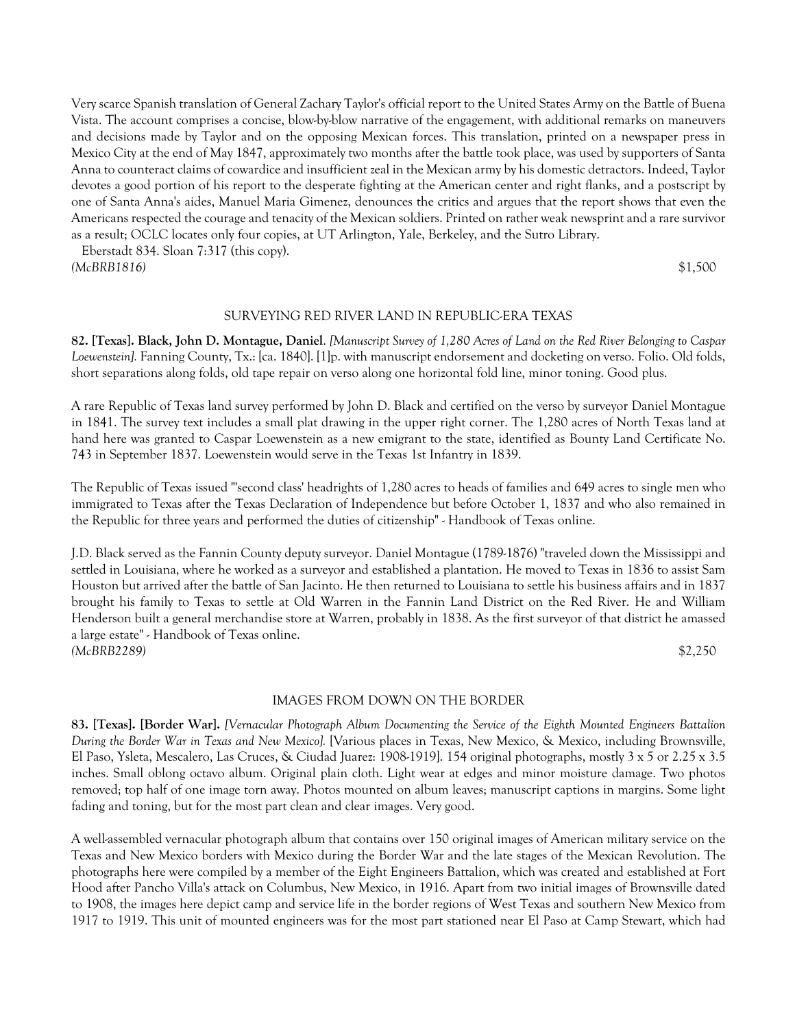Very scarce Spanish translation of General Zachary Taylor's official report to the United States Army on the Battle of Buena Vista. The account comprises a concise, blow-by-blow narrative of the engagement, with additional remarks on maneuvers and decisions made by Taylor and on the opposing Mexican forces. This translation, printed on a newspaper press in Mexico City at the end of May 1847, approximately two months after the battle took place, was used by supporters of Santa Anna to counteract claims of cowardice and insufficient zeal in the Mexican army by his domestic detractors. Indeed, Taylor devotes a good portion of his report to the desperate fighting at the American center and right flanks, and a postscript by one of Santa Anna's aides, Manuel Maria Gimenez, denounces the critics and argues that the report shows that even the Americans respected the courage and tenacity of the Mexican soldiers. Printed on rather weak newsprint and a rare survivor as a result; OCLC locates only four copies, at UT Arlington, Yale, Berkeley, and the Sutro Library.

Eberstadt 834. Sloan 7:317 (this copy).

*(McBRB1816)* $1,500

## SURVEYING RED RIVER LAND IN REPUBLIC-ERA TEXAS

**82. [Texas]. Black, John D. Montague, Daniel**. *[Manuscript Survey of 1,280 Acres of Land on the Red River Belonging to Caspar Loewenstein].* Fanning County, Tx.: [ca. 1840]. [1]p. with manuscript endorsement and docketing on verso. Folio. Old folds, short separations along folds, old tape repair on verso along one horizontal fold line, minor toning. Good plus.

A rare Republic of Texas land survey performed by John D. Black and certified on the verso by surveyor Daniel Montague in 1841. The survey text includes a small plat drawing in the upper right corner. The 1,280 acres of North Texas land at hand here was granted to Caspar Loewenstein as a new emigrant to the state, identified as Bounty Land Certificate No. 743 in September 1837. Loewenstein would serve in the Texas 1st Infantry in 1839.

The Republic of Texas issued "'second class' headrights of 1,280 acres to heads of families and 649 acres to single men who immigrated to Texas after the Texas Declaration of Independence but before October 1, 1837 and who also remained in the Republic for three years and performed the duties of citizenship" - Handbook of Texas online.

J.D. Black served as the Fannin County deputy surveyor. Daniel Montague (1789-1876) "traveled down the Mississippi and settled in Louisiana, where he worked as a surveyor and established a plantation. He moved to Texas in 1836 to assist Sam Houston but arrived after the battle of San Jacinto. He then returned to Louisiana to settle his business affairs and in 1837 brought his family to Texas to settle at Old Warren in the Fannin Land District on the Red River. He and William Henderson built a general merchandise store at Warren, probably in 1838. As the first surveyor of that district he amassed a large estate" - Handbook of Texas online.

*(McBRB2289)* $2,250

## IMAGES FROM DOWN ON THE BORDER

**83. [Texas]. [Border War].** *[Vernacular Photograph Album Documenting the Service of the Eighth Mounted Engineers Battalion During the Border War in Texas and New Mexico].* [Various places in Texas, New Mexico, & Mexico, including Brownsville, El Paso, Ysleta, Mescalero, Las Cruces, & Ciudad Juarez: 1908-1919]. 154 original photographs, mostly 3 x 5 or 2.25 x 3.5 inches. Small oblong octavo album. Original plain cloth. Light wear at edges and minor moisture damage. Two photos removed; top half of one image torn away. Photos mounted on album leaves; manuscript captions in margins. Some light fading and toning, but for the most part clean and clear images. Very good.

A well-assembled vernacular photograph album that contains over 150 original images of American military service on the Texas and New Mexico borders with Mexico during the Border War and the late stages of the Mexican Revolution. The photographs here were compiled by a member of the Eight Engineers Battalion, which was created and established at Fort Hood after Pancho Villa's attack on Columbus, New Mexico, in 1916. Apart from two initial images of Brownsville dated to 1908, the images here depict camp and service life in the border regions of West Texas and southern New Mexico from 1917 to 1919. This unit of mounted engineers was for the most part stationed near El Paso at Camp Stewart, which had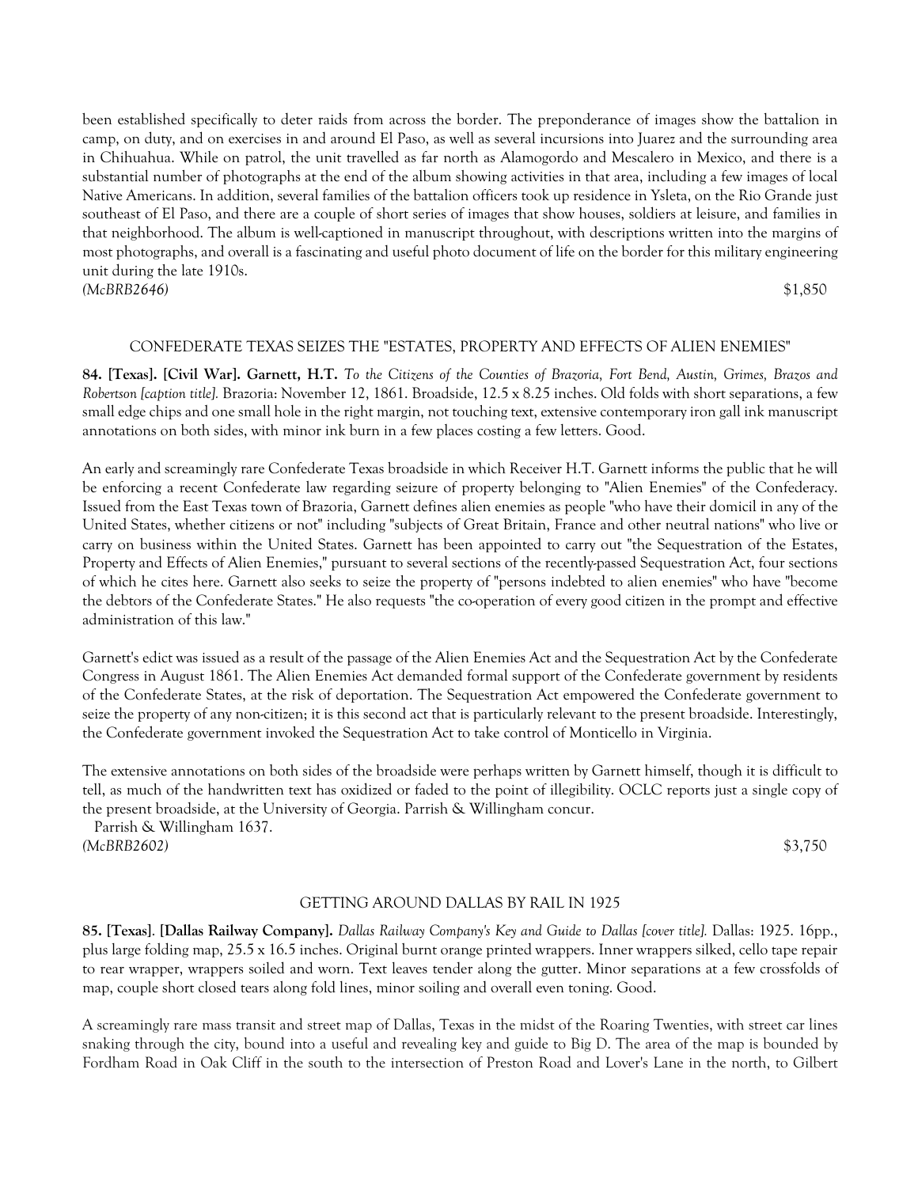been established specifically to deter raids from across the border. The preponderance of images show the battalion in camp, on duty, and on exercises in and around El Paso, as well as several incursions into Juarez and the surrounding area in Chihuahua. While on patrol, the unit travelled as far north as Alamogordo and Mescalero in Mexico, and there is a substantial number of photographs at the end of the album showing activities in that area, including a few images of local Native Americans. In addition, several families of the battalion officers took up residence in Ysleta, on the Rio Grande just southeast of El Paso, and there are a couple of short series of images that show houses, soldiers at leisure, and families in that neighborhood. The album is well-captioned in manuscript throughout, with descriptions written into the margins of most photographs, and overall is a fascinating and useful photo document of life on the border for this military engineering unit during the late 1910s.

*(McBRB2646)* $1,850

CONFEDERATE TEXAS SEIZES THE "ESTATES, PROPERTY AND EFFECTS OF ALIEN ENEMIES"

**84. [Texas]. [Civil War]. Garnett, H.T.** *To the Citizens of the Counties of Brazoria, Fort Bend, Austin, Grimes, Brazos and Robertson [caption title].* Brazoria: November 12, 1861. Broadside, 12.5 x 8.25 inches. Old folds with short separations, a few small edge chips and one small hole in the right margin, not touching text, extensive contemporary iron gall ink manuscript annotations on both sides, with minor ink burn in a few places costing a few letters. Good.

An early and screamingly rare Confederate Texas broadside in which Receiver H.T. Garnett informs the public that he will be enforcing a recent Confederate law regarding seizure of property belonging to "Alien Enemies" of the Confederacy. Issued from the East Texas town of Brazoria, Garnett defines alien enemies as people "who have their domicil in any of the United States, whether citizens or not" including "subjects of Great Britain, France and other neutral nations" who live or carry on business within the United States. Garnett has been appointed to carry out "the Sequestration of the Estates, Property and Effects of Alien Enemies," pursuant to several sections of the recently-passed Sequestration Act, four sections of which he cites here. Garnett also seeks to seize the property of "persons indebted to alien enemies" who have "become the debtors of the Confederate States." He also requests "the co-operation of every good citizen in the prompt and effective administration of this law."

Garnett's edict was issued as a result of the passage of the Alien Enemies Act and the Sequestration Act by the Confederate Congress in August 1861. The Alien Enemies Act demanded formal support of the Confederate government by residents of the Confederate States, at the risk of deportation. The Sequestration Act empowered the Confederate government to seize the property of any non-citizen; it is this second act that is particularly relevant to the present broadside. Interestingly, the Confederate government invoked the Sequestration Act to take control of Monticello in Virginia.

The extensive annotations on both sides of the broadside were perhaps written by Garnett himself, though it is difficult to tell, as much of the handwritten text has oxidized or faded to the point of illegibility. OCLC reports just a single copy of the present broadside, at the University of Georgia. Parrish & Willingham concur.

Parrish & Willingham 1637.

*(McBRB2602)* $3,750

GETTING AROUND DALLAS BY RAIL IN 1925

**85. [Texas]. [Dallas Railway Company].** *Dallas Railway Company's Key and Guide to Dallas [cover title].* Dallas: 1925. 16pp., plus large folding map, 25.5 x 16.5 inches. Original burnt orange printed wrappers. Inner wrappers silked, cello tape repair to rear wrapper, wrappers soiled and worn. Text leaves tender along the gutter. Minor separations at a few crossfolds of map, couple short closed tears along fold lines, minor soiling and overall even toning. Good.

A screamingly rare mass transit and street map of Dallas, Texas in the midst of the Roaring Twenties, with street car lines snaking through the city, bound into a useful and revealing key and guide to Big D. The area of the map is bounded by Fordham Road in Oak Cliff in the south to the intersection of Preston Road and Lover's Lane in the north, to Gilbert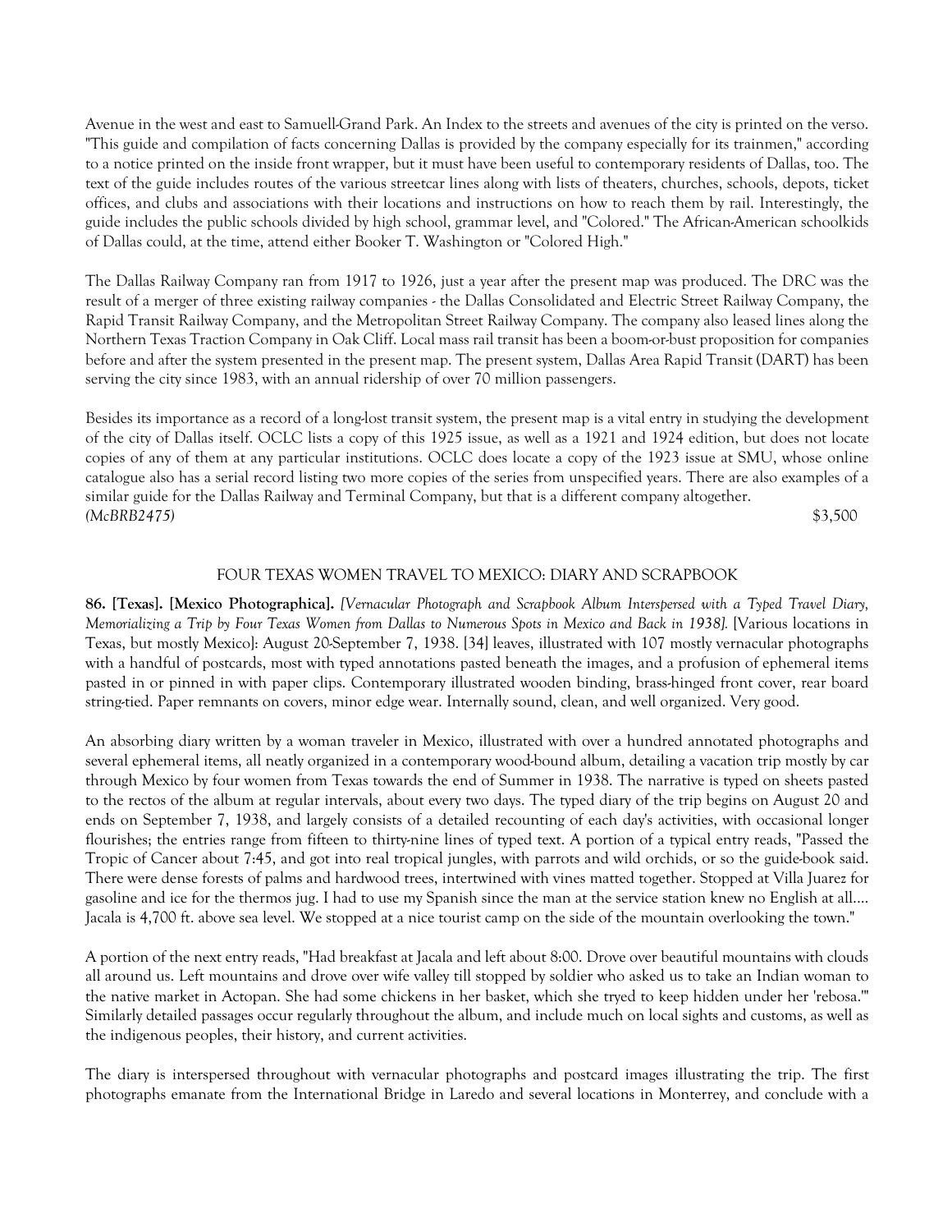Avenue in the west and east to Samuell-Grand Park. An Index to the streets and avenues of the city is printed on the verso. "This guide and compilation of facts concerning Dallas is provided by the company especially for its trainmen," according to a notice printed on the inside front wrapper, but it must have been useful to contemporary residents of Dallas, too. The text of the guide includes routes of the various streetcar lines along with lists of theaters, churches, schools, depots, ticket offices, and clubs and associations with their locations and instructions on how to reach them by rail. Interestingly, the guide includes the public schools divided by high school, grammar level, and "Colored." The African-American schoolkids of Dallas could, at the time, attend either Booker T. Washington or "Colored High."

The Dallas Railway Company ran from 1917 to 1926, just a year after the present map was produced. The DRC was the result of a merger of three existing railway companies - the Dallas Consolidated and Electric Street Railway Company, the Rapid Transit Railway Company, and the Metropolitan Street Railway Company. The company also leased lines along the Northern Texas Traction Company in Oak Cliff. Local mass rail transit has been a boom-or-bust proposition for companies before and after the system presented in the present map. The present system, Dallas Area Rapid Transit (DART) has been serving the city since 1983, with an annual ridership of over 70 million passengers.

Besides its importance as a record of a long-lost transit system, the present map is a vital entry in studying the development of the city of Dallas itself. OCLC lists a copy of this 1925 issue, as well as a 1921 and 1924 edition, but does not locate copies of any of them at any particular institutions. OCLC does locate a copy of the 1923 issue at SMU, whose online catalogue also has a serial record listing two more copies of the series from unspecified years. There are also examples of a similar guide for the Dallas Railway and Terminal Company, but that is a different company altogether.

*(McBRB2475)* $3,500

## FOUR TEXAS WOMEN TRAVEL TO MEXICO: DIARY AND SCRAPBOOK

**86. [Texas]. [Mexico Photographica].** *[Vernacular Photograph and Scrapbook Album Interspersed with a Typed Travel Diary, Memorializing a Trip by Four Texas Women from Dallas to Numerous Spots in Mexico and Back in 1938].* [Various locations in Texas, but mostly Mexico]: August 20-September 7, 1938. [34] leaves, illustrated with 107 mostly vernacular photographs with a handful of postcards, most with typed annotations pasted beneath the images, and a profusion of ephemeral items pasted in or pinned in with paper clips. Contemporary illustrated wooden binding, brass-hinged front cover, rear board string-tied. Paper remnants on covers, minor edge wear. Internally sound, clean, and well organized. Very good.

An absorbing diary written by a woman traveler in Mexico, illustrated with over a hundred annotated photographs and several ephemeral items, all neatly organized in a contemporary wood-bound album, detailing a vacation trip mostly by car through Mexico by four women from Texas towards the end of Summer in 1938. The narrative is typed on sheets pasted to the rectos of the album at regular intervals, about every two days. The typed diary of the trip begins on August 20 and ends on September 7, 1938, and largely consists of a detailed recounting of each day's activities, with occasional longer flourishes; the entries range from fifteen to thirty-nine lines of typed text. A portion of a typical entry reads, "Passed the Tropic of Cancer about 7:45, and got into real tropical jungles, with parrots and wild orchids, or so the guide-book said. There were dense forests of palms and hardwood trees, intertwined with vines matted together. Stopped at Villa Juarez for gasoline and ice for the thermos jug. I had to use my Spanish since the man at the service station knew no English at all.... Jacala is 4,700 ft. above sea level. We stopped at a nice tourist camp on the side of the mountain overlooking the town."

A portion of the next entry reads, "Had breakfast at Jacala and left about 8:00. Drove over beautiful mountains with clouds all around us. Left mountains and drove over wife valley till stopped by soldier who asked us to take an Indian woman to the native market in Actopan. She had some chickens in her basket, which she tryed to keep hidden under her 'rebosa.'" Similarly detailed passages occur regularly throughout the album, and include much on local sights and customs, as well as the indigenous peoples, their history, and current activities.

The diary is interspersed throughout with vernacular photographs and postcard images illustrating the trip. The first photographs emanate from the International Bridge in Laredo and several locations in Monterrey, and conclude with a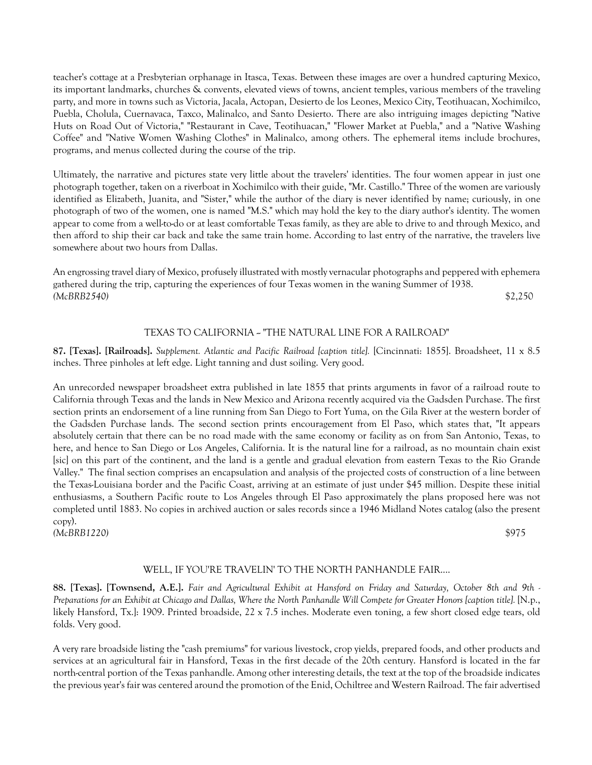teacher's cottage at a Presbyterian orphanage in Itasca, Texas. Between these images are over a hundred capturing Mexico, its important landmarks, churches & convents, elevated views of towns, ancient temples, various members of the traveling party, and more in towns such as Victoria, Jacala, Actopan, Desierto de los Leones, Mexico City, Teotihuacan, Xochimilco, Puebla, Cholula, Cuernavaca, Taxco, Malinalco, and Santo Desierto. There are also intriguing images depicting "Native Huts on Road Out of Victoria," "Restaurant in Cave, Teotihuacan," "Flower Market at Puebla," and a "Native Washing Coffee" and "Native Women Washing Clothes" in Malinalco, among others. The ephemeral items include brochures, programs, and menus collected during the course of the trip.

Ultimately, the narrative and pictures state very little about the travelers' identities. The four women appear in just one photograph together, taken on a riverboat in Xochimilco with their guide, "Mr. Castillo." Three of the women are variously identified as Elizabeth, Juanita, and "Sister," while the author of the diary is never identified by name; curiously, in one photograph of two of the women, one is named "M.S." which may hold the key to the diary author's identity. The women appear to come from a well-to-do or at least comfortable Texas family, as they are able to drive to and through Mexico, and then afford to ship their car back and take the same train home. According to last entry of the narrative, the travelers live somewhere about two hours from Dallas.

An engrossing travel diary of Mexico, profusely illustrated with mostly vernacular photographs and peppered with ephemera gathered during the trip, capturing the experiences of four Texas women in the waning Summer of 1938.
*(McBRB2540)* $2,250

TEXAS TO CALIFORNIA -- "THE NATURAL LINE FOR A RAILROAD"

**87. [Texas]. [Railroads].** *Supplement. Atlantic and Pacific Railroad [caption title].* [Cincinnati: 1855]. Broadsheet, 11 x 8.5 inches. Three pinholes at left edge. Light tanning and dust soiling. Very good.

An unrecorded newspaper broadsheet extra published in late 1855 that prints arguments in favor of a railroad route to California through Texas and the lands in New Mexico and Arizona recently acquired via the Gadsden Purchase. The first section prints an endorsement of a line running from San Diego to Fort Yuma, on the Gila River at the western border of the Gadsden Purchase lands. The second section prints encouragement from El Paso, which states that, "It appears absolutely certain that there can be no road made with the same economy or facility as on from San Antonio, Texas, to here, and hence to San Diego or Los Angeles, California. It is the natural line for a railroad, as no mountain chain exist [sic] on this part of the continent, and the land is a gentle and gradual elevation from eastern Texas to the Rio Grande Valley." The final section comprises an encapsulation and analysis of the projected costs of construction of a line between the Texas-Louisiana border and the Pacific Coast, arriving at an estimate of just under $45 million. Despite these initial enthusiasms, a Southern Pacific route to Los Angeles through El Paso approximately the plans proposed here was not completed until 1883. No copies in archived auction or sales records since a 1946 Midland Notes catalog (also the present copy).
*(McBRB1220)* $975

WELL, IF YOU'RE TRAVELIN' TO THE NORTH PANHANDLE FAIR....

**88. [Texas]. [Townsend, A.E.].** *Fair and Agricultural Exhibit at Hansford on Friday and Saturday, October 8th and 9th - Preparations for an Exhibit at Chicago and Dallas, Where the North Panhandle Will Compete for Greater Honors [caption title].* [N.p., likely Hansford, Tx.]: 1909. Printed broadside, 22 x 7.5 inches. Moderate even toning, a few short closed edge tears, old folds. Very good.

A very rare broadside listing the "cash premiums" for various livestock, crop yields, prepared foods, and other products and services at an agricultural fair in Hansford, Texas in the first decade of the 20th century. Hansford is located in the far north-central portion of the Texas panhandle. Among other interesting details, the text at the top of the broadside indicates the previous year's fair was centered around the promotion of the Enid, Ochiltree and Western Railroad. The fair advertised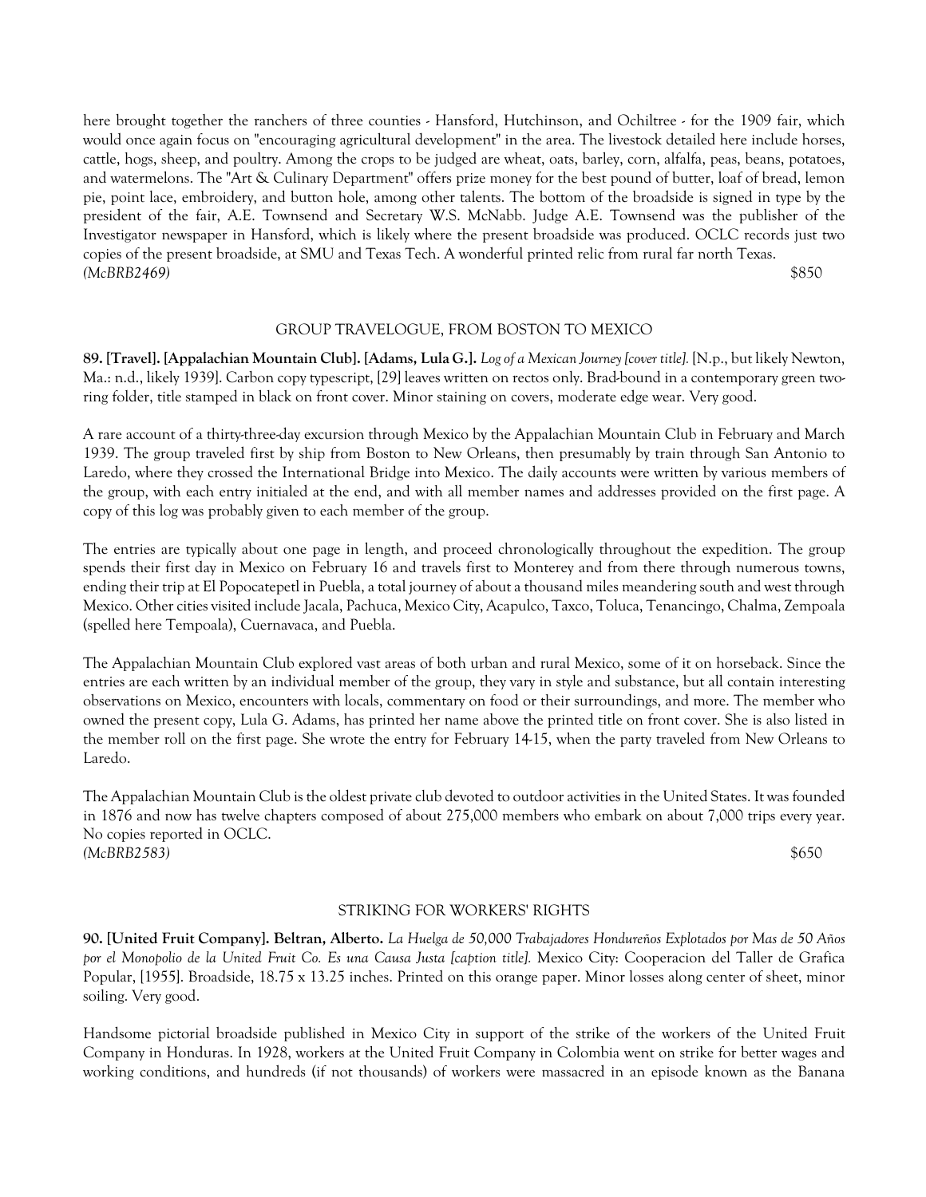here brought together the ranchers of three counties - Hansford, Hutchinson, and Ochiltree - for the 1909 fair, which would once again focus on "encouraging agricultural development" in the area. The livestock detailed here include horses, cattle, hogs, sheep, and poultry. Among the crops to be judged are wheat, oats, barley, corn, alfalfa, peas, beans, potatoes, and watermelons. The "Art & Culinary Department" offers prize money for the best pound of butter, loaf of bread, lemon pie, point lace, embroidery, and button hole, among other talents. The bottom of the broadside is signed in type by the president of the fair, A.E. Townsend and Secretary W.S. McNabb. Judge A.E. Townsend was the publisher of the Investigator newspaper in Hansford, which is likely where the present broadside was produced. OCLC records just two copies of the present broadside, at SMU and Texas Tech. A wonderful printed relic from rural far north Texas.
*(McBRB2469)* $850

### GROUP TRAVELOGUE, FROM BOSTON TO MEXICO

**89. [Travel]. [Appalachian Mountain Club]. [Adams, Lula G.].** *Log of a Mexican Journey [cover title].* [N.p., but likely Newton, Ma.: n.d., likely 1939]. Carbon copy typescript, [29] leaves written on rectos only. Brad-bound in a contemporary green two-ring folder, title stamped in black on front cover. Minor staining on covers, moderate edge wear. Very good.

A rare account of a thirty-three-day excursion through Mexico by the Appalachian Mountain Club in February and March 1939. The group traveled first by ship from Boston to New Orleans, then presumably by train through San Antonio to Laredo, where they crossed the International Bridge into Mexico. The daily accounts were written by various members of the group, with each entry initialed at the end, and with all member names and addresses provided on the first page. A copy of this log was probably given to each member of the group.

The entries are typically about one page in length, and proceed chronologically throughout the expedition. The group spends their first day in Mexico on February 16 and travels first to Monterey and from there through numerous towns, ending their trip at El Popocatepetl in Puebla, a total journey of about a thousand miles meandering south and west through Mexico. Other cities visited include Jacala, Pachuca, Mexico City, Acapulco, Taxco, Toluca, Tenancingo, Chalma, Zempoala (spelled here Tempoala), Cuernavaca, and Puebla.

The Appalachian Mountain Club explored vast areas of both urban and rural Mexico, some of it on horseback. Since the entries are each written by an individual member of the group, they vary in style and substance, but all contain interesting observations on Mexico, encounters with locals, commentary on food or their surroundings, and more. The member who owned the present copy, Lula G. Adams, has printed her name above the printed title on front cover. She is also listed in the member roll on the first page. She wrote the entry for February 14-15, when the party traveled from New Orleans to Laredo.

The Appalachian Mountain Club is the oldest private club devoted to outdoor activities in the United States. It was founded in 1876 and now has twelve chapters composed of about 275,000 members who embark on about 7,000 trips every year. No copies reported in OCLC.
*(McBRB2583)* $650

### STRIKING FOR WORKERS' RIGHTS

**90. [United Fruit Company]. Beltran, Alberto.** *La Huelga de 50,000 Trabajadores Hondureños Explotados por Mas de 50 Años por el Monopolio de la United Fruit Co. Es una Causa Justa [caption title].* Mexico City: Cooperacion del Taller de Grafica Popular, [1955]. Broadside, 18.75 x 13.25 inches. Printed on this orange paper. Minor losses along center of sheet, minor soiling. Very good.

Handsome pictorial broadside published in Mexico City in support of the strike of the workers of the United Fruit Company in Honduras. In 1928, workers at the United Fruit Company in Colombia went on strike for better wages and working conditions, and hundreds (if not thousands) of workers were massacred in an episode known as the Banana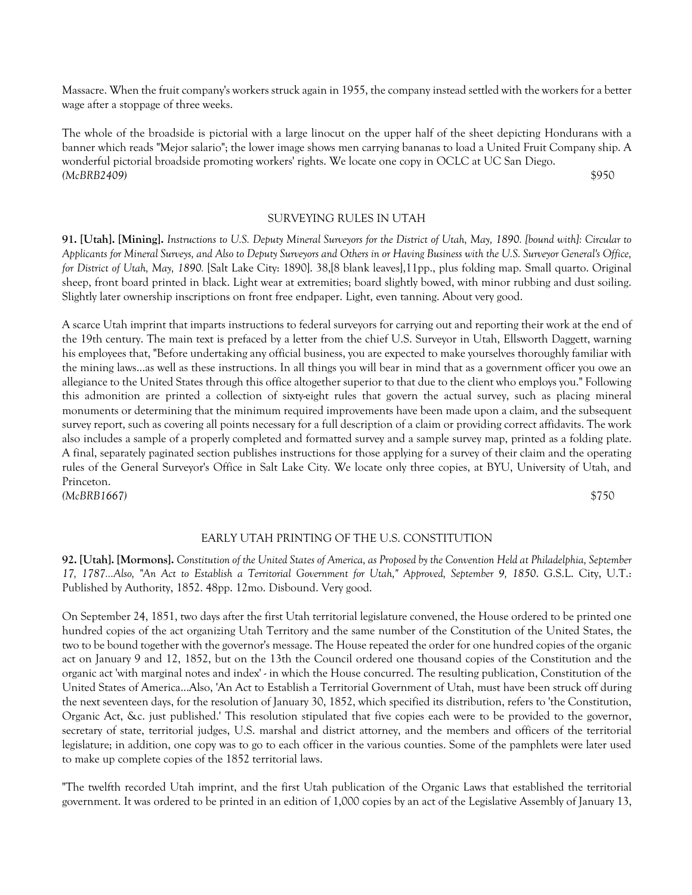Massacre. When the fruit company's workers struck again in 1955, the company instead settled with the workers for a better wage after a stoppage of three weeks.

The whole of the broadside is pictorial with a large linocut on the upper half of the sheet depicting Hondurans with a banner which reads "Mejor salario"; the lower image shows men carrying bananas to load a United Fruit Company ship. A wonderful pictorial broadside promoting workers' rights. We locate one copy in OCLC at UC San Diego.

*(McBRB2409)* $950

## SURVEYING RULES IN UTAH

**91. [Utah]. [Mining].** *Instructions to U.S. Deputy Mineral Surveyors for the District of Utah, May, 1890. [bound with]: Circular to Applicants for Mineral Surveys, and Also to Deputy Surveyors and Others in or Having Business with the U.S. Surveyor General's Office, for District of Utah, May, 1890.* [Salt Lake City: 1890]. 38,[8 blank leaves],11pp., plus folding map. Small quarto. Original sheep, front board printed in black. Light wear at extremities; board slightly bowed, with minor rubbing and dust soiling. Slightly later ownership inscriptions on front free endpaper. Light, even tanning. About very good.

A scarce Utah imprint that imparts instructions to federal surveyors for carrying out and reporting their work at the end of the 19th century. The main text is prefaced by a letter from the chief U.S. Surveyor in Utah, Ellsworth Daggett, warning his employees that, "Before undertaking any official business, you are expected to make yourselves thoroughly familiar with the mining laws...as well as these instructions. In all things you will bear in mind that as a government officer you owe an allegiance to the United States through this office altogether superior to that due to the client who employs you." Following this admonition are printed a collection of sixty-eight rules that govern the actual survey, such as placing mineral monuments or determining that the minimum required improvements have been made upon a claim, and the subsequent survey report, such as covering all points necessary for a full description of a claim or providing correct affidavits. The work also includes a sample of a properly completed and formatted survey and a sample survey map, printed as a folding plate. A final, separately paginated section publishes instructions for those applying for a survey of their claim and the operating rules of the General Surveyor's Office in Salt Lake City. We locate only three copies, at BYU, University of Utah, and Princeton.

*(McBRB1667)* $750

## EARLY UTAH PRINTING OF THE U.S. CONSTITUTION

**92. [Utah]. [Mormons].** *Constitution of the United States of America, as Proposed by the Convention Held at Philadelphia, September 17, 1787...Also, "An Act to Establish a Territorial Government for Utah," Approved, September 9, 1850.* G.S.L. City, U.T.: Published by Authority, 1852. 48pp. 12mo. Disbound. Very good.

On September 24, 1851, two days after the first Utah territorial legislature convened, the House ordered to be printed one hundred copies of the act organizing Utah Territory and the same number of the Constitution of the United States, the two to be bound together with the governor's message. The House repeated the order for one hundred copies of the organic act on January 9 and 12, 1852, but on the 13th the Council ordered one thousand copies of the Constitution and the organic act 'with marginal notes and index' - in which the House concurred. The resulting publication, Constitution of the United States of America...Also, 'An Act to Establish a Territorial Government of Utah, must have been struck off during the next seventeen days, for the resolution of January 30, 1852, which specified its distribution, refers to 'the Constitution, Organic Act, &c. just published.' This resolution stipulated that five copies each were to be provided to the governor, secretary of state, territorial judges, U.S. marshal and district attorney, and the members and officers of the territorial legislature; in addition, one copy was to go to each officer in the various counties. Some of the pamphlets were later used to make up complete copies of the 1852 territorial laws.

"The twelfth recorded Utah imprint, and the first Utah publication of the Organic Laws that established the territorial government. It was ordered to be printed in an edition of 1,000 copies by an act of the Legislative Assembly of January 13,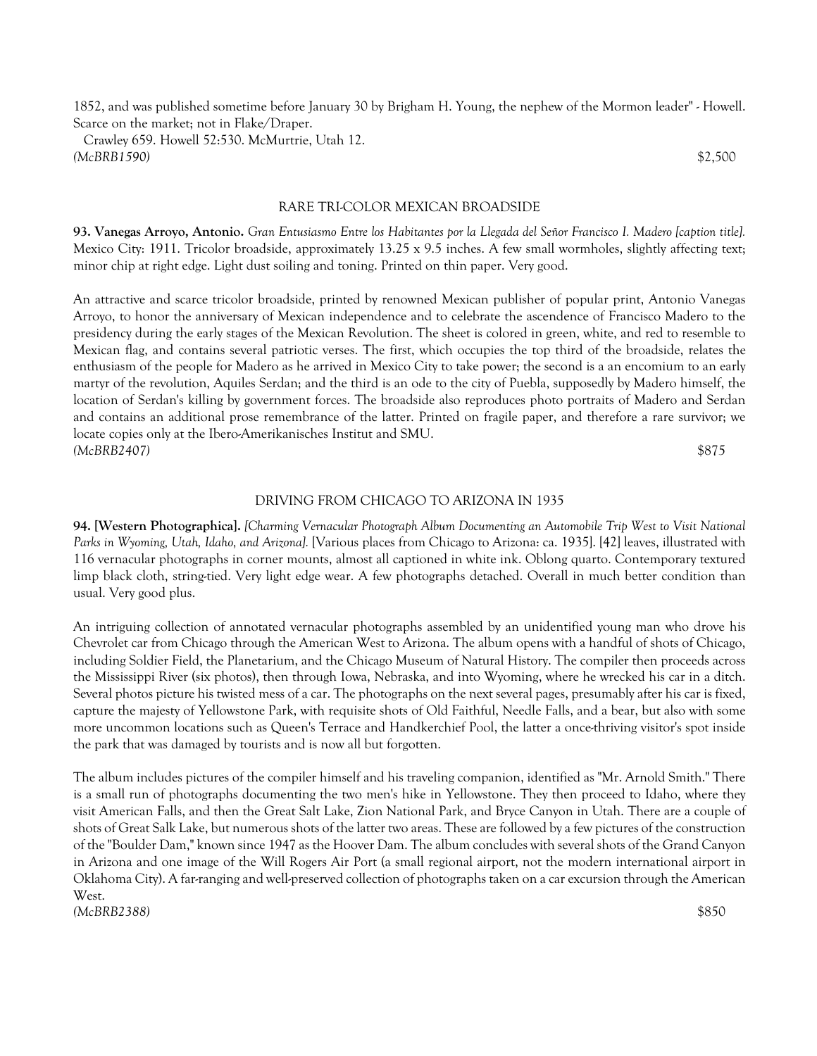1852, and was published sometime before January 30 by Brigham H. Young, the nephew of the Mormon leader" - Howell. Scarce on the market; not in Flake/Draper.

Crawley 659. Howell 52:530. McMurtrie, Utah 12.

*(McBRB1590)* $2,500

## RARE TRI-COLOR MEXICAN BROADSIDE

**93. Vanegas Arroyo, Antonio.** *Gran Entusiasmo Entre los Habitantes por la Llegada del Señor Francisco I. Madero [caption title].* Mexico City: 1911. Tricolor broadside, approximately 13.25 x 9.5 inches. A few small wormholes, slightly affecting text; minor chip at right edge. Light dust soiling and toning. Printed on thin paper. Very good.

An attractive and scarce tricolor broadside, printed by renowned Mexican publisher of popular print, Antonio Vanegas Arroyo, to honor the anniversary of Mexican independence and to celebrate the ascendence of Francisco Madero to the presidency during the early stages of the Mexican Revolution. The sheet is colored in green, white, and red to resemble to Mexican flag, and contains several patriotic verses. The first, which occupies the top third of the broadside, relates the enthusiasm of the people for Madero as he arrived in Mexico City to take power; the second is a an encomium to an early martyr of the revolution, Aquiles Serdan; and the third is an ode to the city of Puebla, supposedly by Madero himself, the location of Serdan's killing by government forces. The broadside also reproduces photo portraits of Madero and Serdan and contains an additional prose remembrance of the latter. Printed on fragile paper, and therefore a rare survivor; we locate copies only at the Ibero-Amerikanisches Institut and SMU.

*(McBRB2407)* $875

## DRIVING FROM CHICAGO TO ARIZONA IN 1935

**94. [Western Photographica].** *[Charming Vernacular Photograph Album Documenting an Automobile Trip West to Visit National Parks in Wyoming, Utah, Idaho, and Arizona].* [Various places from Chicago to Arizona: ca. 1935]. [42] leaves, illustrated with 116 vernacular photographs in corner mounts, almost all captioned in white ink. Oblong quarto. Contemporary textured limp black cloth, string-tied. Very light edge wear. A few photographs detached. Overall in much better condition than usual. Very good plus.

An intriguing collection of annotated vernacular photographs assembled by an unidentified young man who drove his Chevrolet car from Chicago through the American West to Arizona. The album opens with a handful of shots of Chicago, including Soldier Field, the Planetarium, and the Chicago Museum of Natural History. The compiler then proceeds across the Mississippi River (six photos), then through Iowa, Nebraska, and into Wyoming, where he wrecked his car in a ditch. Several photos picture his twisted mess of a car. The photographs on the next several pages, presumably after his car is fixed, capture the majesty of Yellowstone Park, with requisite shots of Old Faithful, Needle Falls, and a bear, but also with some more uncommon locations such as Queen's Terrace and Handkerchief Pool, the latter a once-thriving visitor's spot inside the park that was damaged by tourists and is now all but forgotten.

The album includes pictures of the compiler himself and his traveling companion, identified as "Mr. Arnold Smith." There is a small run of photographs documenting the two men's hike in Yellowstone. They then proceed to Idaho, where they visit American Falls, and then the Great Salt Lake, Zion National Park, and Bryce Canyon in Utah. There are a couple of shots of Great Salk Lake, but numerous shots of the latter two areas. These are followed by a few pictures of the construction of the "Boulder Dam," known since 1947 as the Hoover Dam. The album concludes with several shots of the Grand Canyon in Arizona and one image of the Will Rogers Air Port (a small regional airport, not the modern international airport in Oklahoma City). A far-ranging and well-preserved collection of photographs taken on a car excursion through the American West.

*(McBRB2388)* $850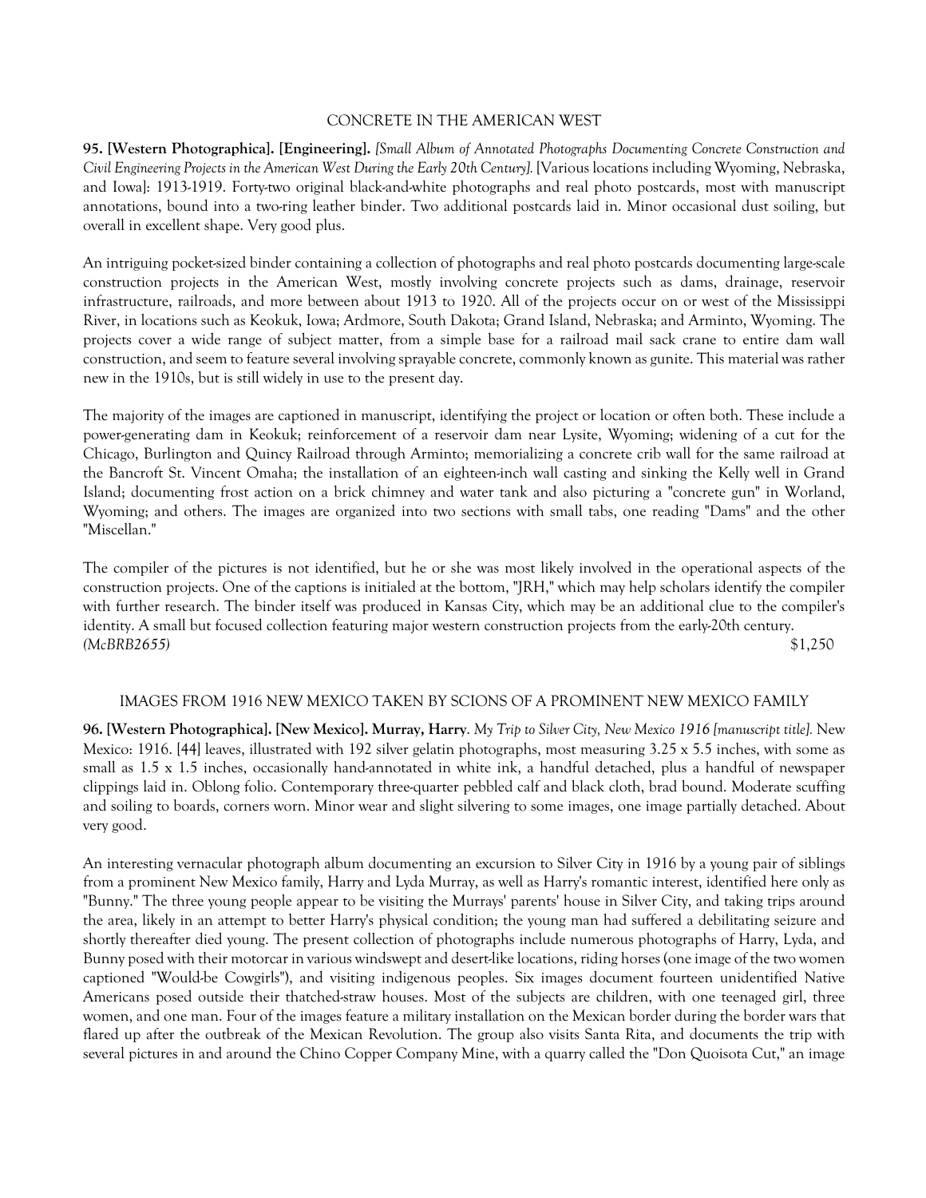## CONCRETE IN THE AMERICAN WEST

**95. [Western Photographica]. [Engineering].** *[Small Album of Annotated Photographs Documenting Concrete Construction and Civil Engineering Projects in the American West During the Early 20th Century].* [Various locations including Wyoming, Nebraska, and Iowa]: 1913-1919. Forty-two original black-and-white photographs and real photo postcards, most with manuscript annotations, bound into a two-ring leather binder. Two additional postcards laid in. Minor occasional dust soiling, but overall in excellent shape. Very good plus.

An intriguing pocket-sized binder containing a collection of photographs and real photo postcards documenting large-scale construction projects in the American West, mostly involving concrete projects such as dams, drainage, reservoir infrastructure, railroads, and more between about 1913 to 1920. All of the projects occur on or west of the Mississippi River, in locations such as Keokuk, Iowa; Ardmore, South Dakota; Grand Island, Nebraska; and Arminto, Wyoming. The projects cover a wide range of subject matter, from a simple base for a railroad mail sack crane to entire dam wall construction, and seem to feature several involving sprayable concrete, commonly known as gunite. This material was rather new in the 1910s, but is still widely in use to the present day.

The majority of the images are captioned in manuscript, identifying the project or location or often both. These include a power-generating dam in Keokuk; reinforcement of a reservoir dam near Lysite, Wyoming; widening of a cut for the Chicago, Burlington and Quincy Railroad through Arminto; memorializing a concrete crib wall for the same railroad at the Bancroft St. Vincent Omaha; the installation of an eighteen-inch wall casting and sinking the Kelly well in Grand Island; documenting frost action on a brick chimney and water tank and also picturing a "concrete gun" in Worland, Wyoming; and others. The images are organized into two sections with small tabs, one reading "Dams" and the other "Miscellan."

The compiler of the pictures is not identified, but he or she was most likely involved in the operational aspects of the construction projects. One of the captions is initialed at the bottom, "JRH," which may help scholars identify the compiler with further research. The binder itself was produced in Kansas City, which may be an additional clue to the compiler's identity. A small but focused collection featuring major western construction projects from the early-20th century.

*(McBRB2655)* $1,250

## IMAGES FROM 1916 NEW MEXICO TAKEN BY SCIONS OF A PROMINENT NEW MEXICO FAMILY

**96. [Western Photographica]. [New Mexico]. Murray, Harry**. *My Trip to Silver City, New Mexico 1916 [manuscript title].* New Mexico: 1916. [44] leaves, illustrated with 192 silver gelatin photographs, most measuring 3.25 x 5.5 inches, with some as small as 1.5 x 1.5 inches, occasionally hand-annotated in white ink, a handful detached, plus a handful of newspaper clippings laid in. Oblong folio. Contemporary three-quarter pebbled calf and black cloth, brad bound. Moderate scuffing and soiling to boards, corners worn. Minor wear and slight silvering to some images, one image partially detached. About very good.

An interesting vernacular photograph album documenting an excursion to Silver City in 1916 by a young pair of siblings from a prominent New Mexico family, Harry and Lyda Murray, as well as Harry's romantic interest, identified here only as "Bunny." The three young people appear to be visiting the Murrays' parents' house in Silver City, and taking trips around the area, likely in an attempt to better Harry's physical condition; the young man had suffered a debilitating seizure and shortly thereafter died young. The present collection of photographs include numerous photographs of Harry, Lyda, and Bunny posed with their motorcar in various windswept and desert-like locations, riding horses (one image of the two women captioned "Would-be Cowgirls"), and visiting indigenous peoples. Six images document fourteen unidentified Native Americans posed outside their thatched-straw houses. Most of the subjects are children, with one teenaged girl, three women, and one man. Four of the images feature a military installation on the Mexican border during the border wars that flared up after the outbreak of the Mexican Revolution. The group also visits Santa Rita, and documents the trip with several pictures in and around the Chino Copper Company Mine, with a quarry called the "Don Quoisota Cut," an image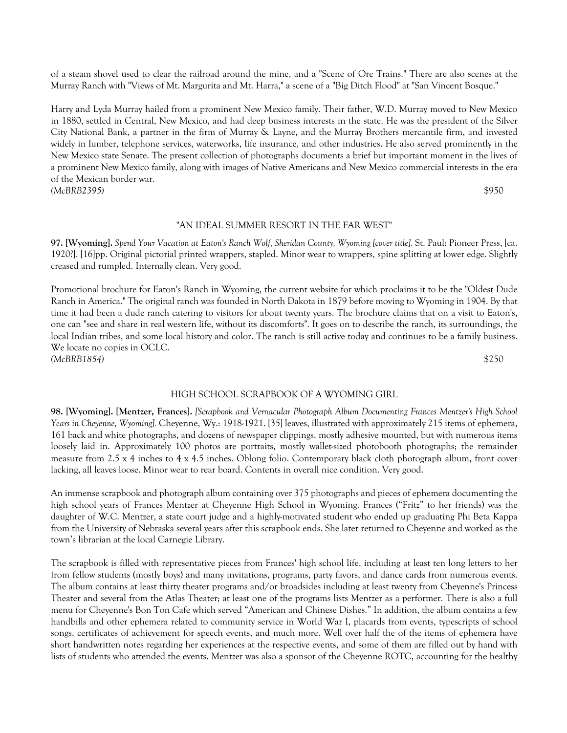of a steam shovel used to clear the railroad around the mine, and a "Scene of Ore Trains." There are also scenes at the Murray Ranch with "Views of Mt. Margurita and Mt. Harra," a scene of a "Big Ditch Flood" at "San Vincent Bosque."

Harry and Lyda Murray hailed from a prominent New Mexico family. Their father, W.D. Murray moved to New Mexico in 1880, settled in Central, New Mexico, and had deep business interests in the state. He was the president of the Silver City National Bank, a partner in the firm of Murray & Layne, and the Murray Brothers mercantile firm, and invested widely in lumber, telephone services, waterworks, life insurance, and other industries. He also served prominently in the New Mexico state Senate. The present collection of photographs documents a brief but important moment in the lives of a prominent New Mexico family, along with images of Native Americans and New Mexico commercial interests in the era of the Mexican border war.

*(McBRB2395)* $950

### "AN IDEAL SUMMER RESORT IN THE FAR WEST"

**97. [Wyoming].** *Spend Your Vacation at Eaton's Ranch Wolf, Sheridan County, Wyoming [cover title].* St. Paul: Pioneer Press, [ca. 1920?]. [16]pp. Original pictorial printed wrappers, stapled. Minor wear to wrappers, spine splitting at lower edge. Slightly creased and rumpled. Internally clean. Very good.

Promotional brochure for Eaton's Ranch in Wyoming, the current website for which proclaims it to be the "Oldest Dude Ranch in America." The original ranch was founded in North Dakota in 1879 before moving to Wyoming in 1904. By that time it had been a dude ranch catering to visitors for about twenty years. The brochure claims that on a visit to Eaton's, one can "see and share in real western life, without its discomforts". It goes on to describe the ranch, its surroundings, the local Indian tribes, and some local history and color. The ranch is still active today and continues to be a family business. We locate no copies in OCLC.

*(McBRB1854)* $250

### HIGH SCHOOL SCRAPBOOK OF A WYOMING GIRL

**98. [Wyoming]. [Mentzer, Frances].** *[Scrapbook and Vernacular Photograph Album Documenting Frances Mentzer's High School Years in Cheyenne, Wyoming].* Cheyenne, Wy.: 1918-1921. [35] leaves, illustrated with approximately 215 items of ephemera, 161 back and white photographs, and dozens of newspaper clippings, mostly adhesive mounted, but with numerous items loosely laid in. Approximately 100 photos are portraits, mostly wallet-sized photobooth photographs; the remainder measure from 2.5 x 4 inches to 4 x 4.5 inches. Oblong folio. Contemporary black cloth photograph album, front cover lacking, all leaves loose. Minor wear to rear board. Contents in overall nice condition. Very good.

An immense scrapbook and photograph album containing over 375 photographs and pieces of ephemera documenting the high school years of Frances Mentzer at Cheyenne High School in Wyoming. Frances ("Fritz" to her friends) was the daughter of W.C. Mentzer, a state court judge and a highly-motivated student who ended up graduating Phi Beta Kappa from the University of Nebraska several years after this scrapbook ends. She later returned to Cheyenne and worked as the town's librarian at the local Carnegie Library.

The scrapbook is filled with representative pieces from Frances' high school life, including at least ten long letters to her from fellow students (mostly boys) and many invitations, programs, party favors, and dance cards from numerous events. The album contains at least thirty theater programs and/or broadsides including at least twenty from Cheyenne's Princess Theater and several from the Atlas Theater; at least one of the programs lists Mentzer as a performer. There is also a full menu for Cheyenne's Bon Ton Cafe which served "American and Chinese Dishes." In addition, the album contains a few handbills and other ephemera related to community service in World War I, placards from events, typescripts of school songs, certificates of achievement for speech events, and much more. Well over half the of the items of ephemera have short handwritten notes regarding her experiences at the respective events, and some of them are filled out by hand with lists of students who attended the events. Mentzer was also a sponsor of the Cheyenne ROTC, accounting for the healthy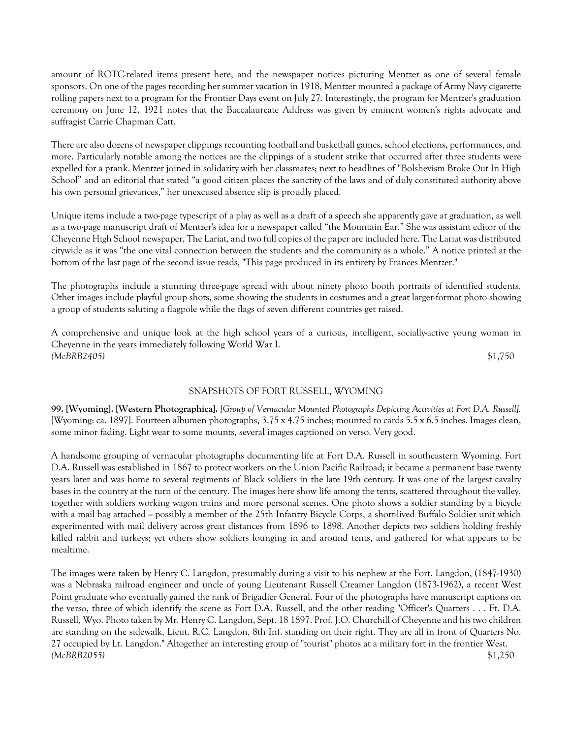amount of ROTC-related items present here, and the newspaper notices picturing Mentzer as one of several female sponsors. On one of the pages recording her summer vacation in 1918, Mentzer mounted a package of Army Navy cigarette rolling papers next to a program for the Frontier Days event on July 27. Interestingly, the program for Mentzer's graduation ceremony on June 12, 1921 notes that the Baccalaureate Address was given by eminent women's rights advocate and suffragist Carrie Chapman Catt.

There are also dozens of newspaper clippings recounting football and basketball games, school elections, performances, and more. Particularly notable among the notices are the clippings of a student strike that occurred after three students were expelled for a prank. Mentzer joined in solidarity with her classmates; next to headlines of "Bolshevism Broke Out In High School" and an editorial that stated "a good citizen places the sanctity of the laws and of duly constituted authority above his own personal grievances," her unexcused absence slip is proudly placed.

Unique items include a two-page typescript of a play as well as a draft of a speech she apparently gave at graduation, as well as a two-page manuscript draft of Mentzer's idea for a newspaper called "the Mountain Ear." She was assistant editor of the Cheyenne High School newspaper, The Lariat, and two full copies of the paper are included here. The Lariat was distributed citywide as it was "the one vital connection between the students and the community as a whole." A notice printed at the bottom of the last page of the second issue reads, "This page produced in its entirety by Frances Mentzer."

The photographs include a stunning three-page spread with about ninety photo booth portraits of identified students. Other images include playful group shots, some showing the students in costumes and a great larger-format photo showing a group of students saluting a flagpole while the flags of seven different countries get raised.

A comprehensive and unique look at the high school years of a curious, intelligent, socially-active young woman in Cheyenne in the years immediately following World War I.

*(McBRB2405)* $1,750

## SNAPSHOTS OF FORT RUSSELL, WYOMING

**99. [Wyoming]. [Western Photographica].** *[Group of Vernacular Mounted Photographs Depicting Activities at Fort D.A. Russell].* [Wyoming: ca. 1897]. Fourteen albumen photographs, 3.75 x 4.75 inches; mounted to cards 5.5 x 6.5 inches. Images clean, some minor fading. Light wear to some mounts, several images captioned on verso. Very good.

A handsome grouping of vernacular photographs documenting life at Fort D.A. Russell in southeastern Wyoming. Fort D.A. Russell was established in 1867 to protect workers on the Union Pacific Railroad; it became a permanent base twenty years later and was home to several regiments of Black soldiers in the late 19th century. It was one of the largest cavalry bases in the country at the turn of the century. The images here show life among the tents, scattered throughout the valley, together with soldiers working wagon trains and more personal scenes. One photo shows a soldier standing by a bicycle with a mail bag attached -- possibly a member of the 25th Infantry Bicycle Corps, a short-lived Buffalo Soldier unit which experimented with mail delivery across great distances from 1896 to 1898. Another depicts two soldiers holding freshly killed rabbit and turkeys; yet others show soldiers lounging in and around tents, and gathered for what appears to be mealtime.

The images were taken by Henry C. Langdon, presumably during a visit to his nephew at the Fort. Langdon, (1847-1930) was a Nebraska railroad engineer and uncle of young Lieutenant Russell Creamer Langdon (1873-1962), a recent West Point graduate who eventually gained the rank of Brigadier General. Four of the photographs have manuscript captions on the verso, three of which identify the scene as Fort D.A. Russell, and the other reading "Officer's Quarters . . . Ft. D.A. Russell, Wyo. Photo taken by Mr. Henry C. Langdon, Sept. 18 1897. Prof. J.O. Churchill of Cheyenne and his two children are standing on the sidewalk, Lieut. R.C. Langdon, 8th Inf. standing on their right. They are all in front of Quarters No. 27 occupied by Lt. Langdon." Altogether an interesting group of "tourist" photos at a military fort in the frontier West.

*(McBRB2055)* $1,250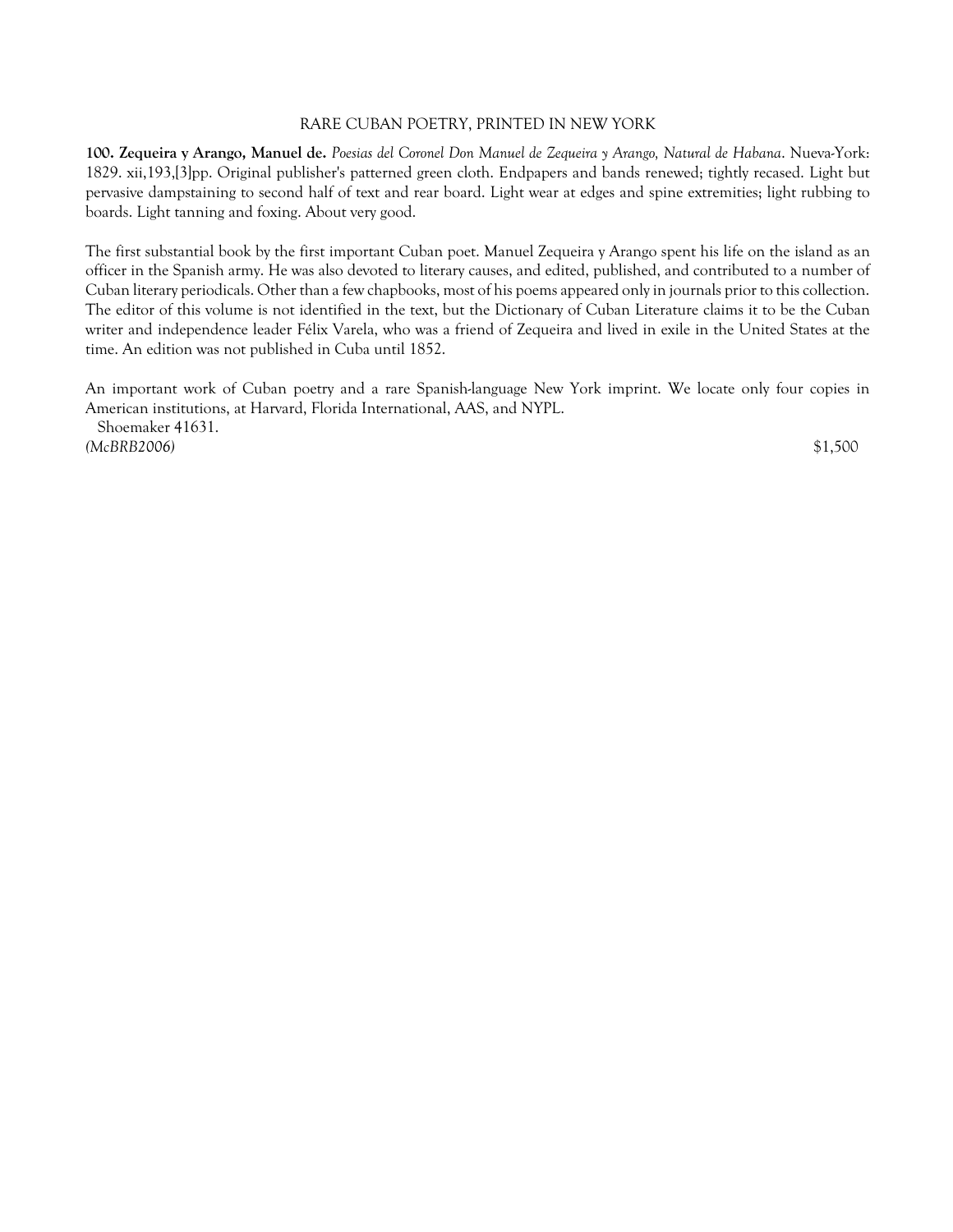RARE CUBAN POETRY, PRINTED IN NEW YORK

**100. Zequeira y Arango, Manuel de.** *Poesias del Coronel Don Manuel de Zequeira y Arango, Natural de Habana*. Nueva-York: 1829. xii,193,[3]pp. Original publisher's patterned green cloth. Endpapers and bands renewed; tightly recased. Light but pervasive dampstaining to second half of text and rear board. Light wear at edges and spine extremities; light rubbing to boards. Light tanning and foxing. About very good.

The first substantial book by the first important Cuban poet. Manuel Zequeira y Arango spent his life on the island as an officer in the Spanish army. He was also devoted to literary causes, and edited, published, and contributed to a number of Cuban literary periodicals. Other than a few chapbooks, most of his poems appeared only in journals prior to this collection. The editor of this volume is not identified in the text, but the Dictionary of Cuban Literature claims it to be the Cuban writer and independence leader Félix Varela, who was a friend of Zequeira and lived in exile in the United States at the time. An edition was not published in Cuba until 1852.

An important work of Cuban poetry and a rare Spanish-language New York imprint. We locate only four copies in American institutions, at Harvard, Florida International, AAS, and NYPL.

Shoemaker 41631.

*(McBRB2006)* $1,500